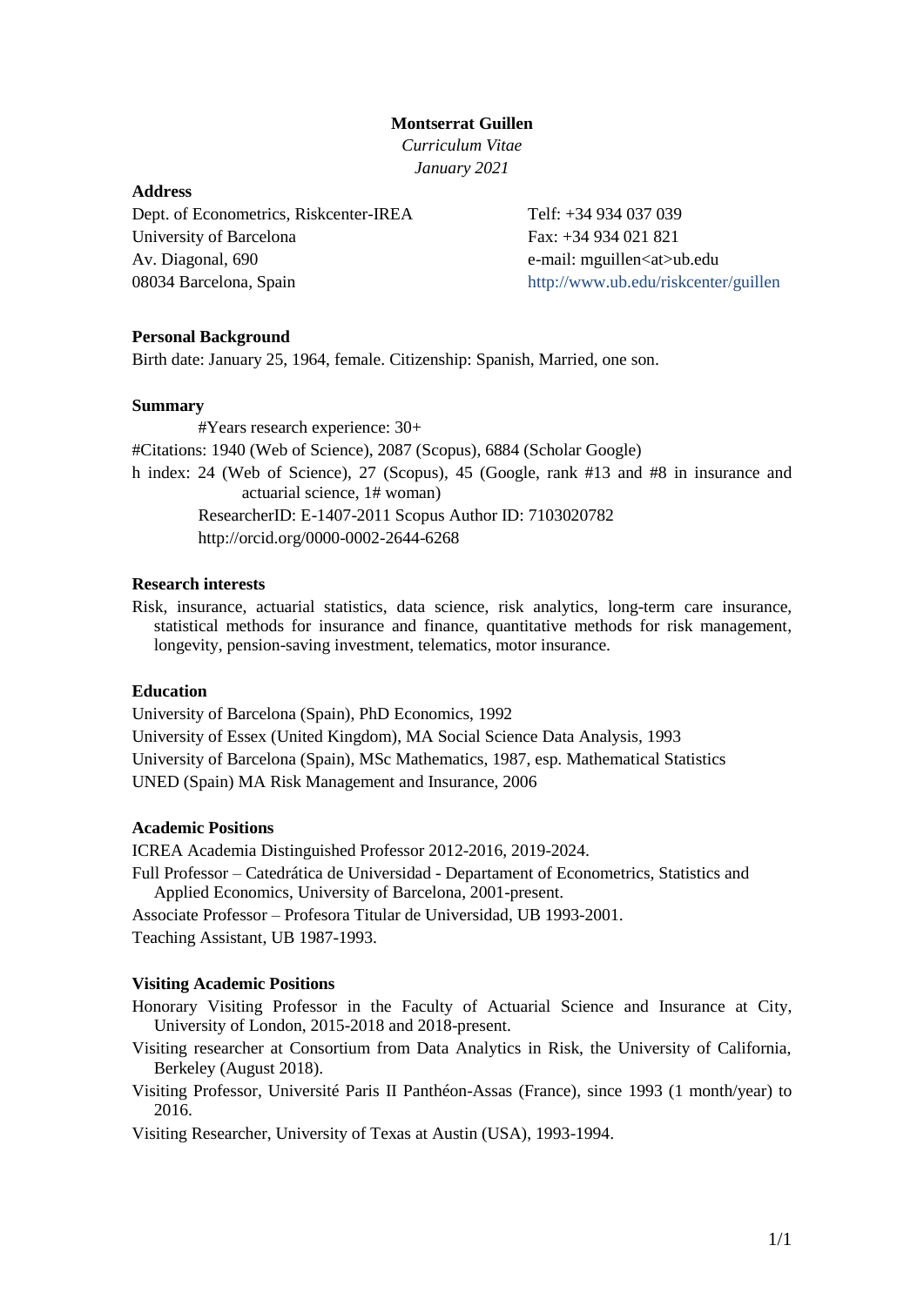**Montserrat Guillen**

*Curriculum Vitae*

*January 2021*

## Address

Dept. of Econometrics, Riskcenter-IREA
University of Barcelona
Av. Diagonal, 690
08034 Barcelona, Spain

Telf: +34 934 037 039
Fax: +34 934 021 821
e-mail: mguillen<at>ub.edu
http://www.ub.edu/riskcenter/guillen

## Personal Background

Birth date: January 25, 1964, female. Citizenship: Spanish, Married, one son.

## Summary

#Years research experience: 30+

#Citations: 1940 (Web of Science), 2087 (Scopus), 6884 (Scholar Google)

h index: 24 (Web of Science), 27 (Scopus), 45 (Google, rank #13 and #8 in insurance and actuarial science, 1# woman)

ResearcherID: E-1407-2011 Scopus Author ID: 7103020782

http://orcid.org/0000-0002-2644-6268

## Research interests

Risk, insurance, actuarial statistics, data science, risk analytics, long-term care insurance, statistical methods for insurance and finance, quantitative methods for risk management, longevity, pension-saving investment, telematics, motor insurance.

## Education

University of Barcelona (Spain), PhD Economics, 1992

University of Essex (United Kingdom), MA Social Science Data Analysis, 1993

University of Barcelona (Spain), MSc Mathematics, 1987, esp. Mathematical Statistics

UNED (Spain) MA Risk Management and Insurance, 2006

## Academic Positions

ICREA Academia Distinguished Professor 2012-2016, 2019-2024.

Full Professor – Catedrática de Universidad - Departament of Econometrics, Statistics and Applied Economics, University of Barcelona, 2001-present.

Associate Professor – Profesora Titular de Universidad, UB 1993-2001.

Teaching Assistant, UB 1987-1993.

## Visiting Academic Positions

Honorary Visiting Professor in the Faculty of Actuarial Science and Insurance at City, University of London, 2015-2018 and 2018-present.

Visiting researcher at Consortium from Data Analytics in Risk, the University of California, Berkeley (August 2018).

Visiting Professor, Université Paris II Panthéon-Assas (France), since 1993 (1 month/year) to 2016.

Visiting Researcher, University of Texas at Austin (USA), 1993-1994.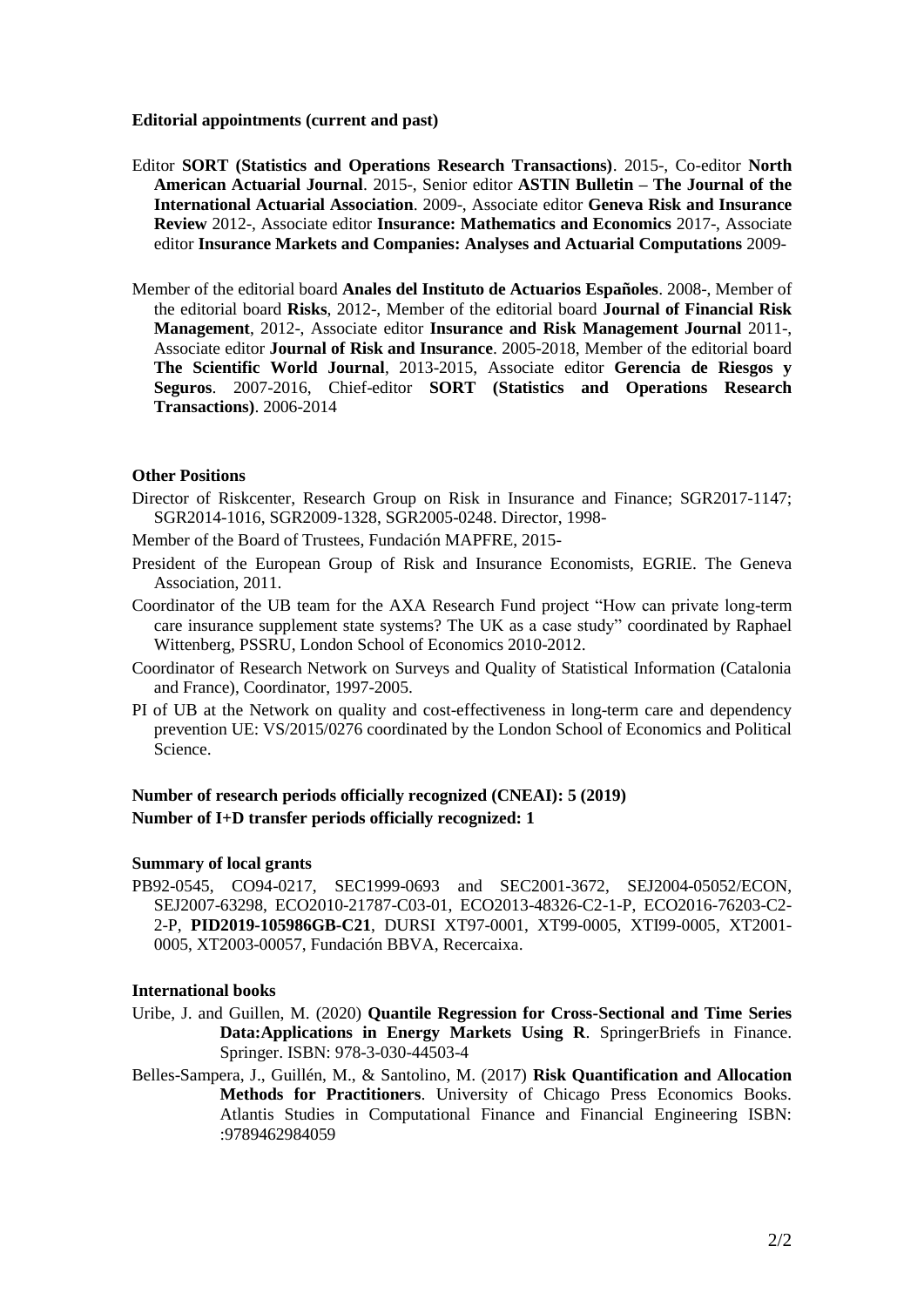**Editorial appointments (current and past)**

Editor **SORT (Statistics and Operations Research Transactions)**. 2015-, Co-editor **North American Actuarial Journal**. 2015-, Senior editor **ASTIN Bulletin – The Journal of the International Actuarial Association**. 2009-, Associate editor **Geneva Risk and Insurance Review** 2012-, Associate editor **Insurance: Mathematics and Economics** 2017-, Associate editor **Insurance Markets and Companies: Analyses and Actuarial Computations** 2009-

Member of the editorial board **Anales del Instituto de Actuarios Españoles**. 2008-, Member of the editorial board **Risks**, 2012-, Member of the editorial board **Journal of Financial Risk Management**, 2012-, Associate editor **Insurance and Risk Management Journal** 2011-, Associate editor **Journal of Risk and Insurance**. 2005-2018, Member of the editorial board **The Scientific World Journal**, 2013-2015, Associate editor **Gerencia de Riesgos y Seguros**. 2007-2016, Chief-editor **SORT (Statistics and Operations Research Transactions)**. 2006-2014

**Other Positions**

Director of Riskcenter, Research Group on Risk in Insurance and Finance; SGR2017-1147; SGR2014-1016, SGR2009-1328, SGR2005-0248. Director, 1998-

Member of the Board of Trustees, Fundación MAPFRE, 2015-

President of the European Group of Risk and Insurance Economists, EGRIE. The Geneva Association, 2011.

Coordinator of the UB team for the AXA Research Fund project "How can private long-term care insurance supplement state systems? The UK as a case study" coordinated by Raphael Wittenberg, PSSRU, London School of Economics 2010-2012.

Coordinator of Research Network on Surveys and Quality of Statistical Information (Catalonia and France), Coordinator, 1997-2005.

PI of UB at the Network on quality and cost-effectiveness in long-term care and dependency prevention UE: VS/2015/0276 coordinated by the London School of Economics and Political Science.

**Number of research periods officially recognized (CNEAI): 5 (2019)**
**Number of I+D transfer periods officially recognized: 1**

**Summary of local grants**

PB92-0545, CO94-0217, SEC1999-0693 and SEC2001-3672, SEJ2004-05052/ECON, SEJ2007-63298, ECO2010-21787-C03-01, ECO2013-48326-C2-1-P, ECO2016-76203-C2-2-P, **PID2019-105986GB-C21**, DURSI XT97-0001, XT99-0005, XTI99-0005, XT2001-0005, XT2003-00057, Fundación BBVA, Recercaixa.

**International books**

Uribe, J. and Guillen, M. (2020) **Quantile Regression for Cross-Sectional and Time Series Data:Applications in Energy Markets Using R**. SpringerBriefs in Finance. Springer. ISBN: 978-3-030-44503-4

Belles-Sampera, J., Guillén, M., & Santolino, M. (2017) **Risk Quantification and Allocation Methods for Practitioners**. University of Chicago Press Economics Books. Atlantis Studies in Computational Finance and Financial Engineering ISBN: :9789462984059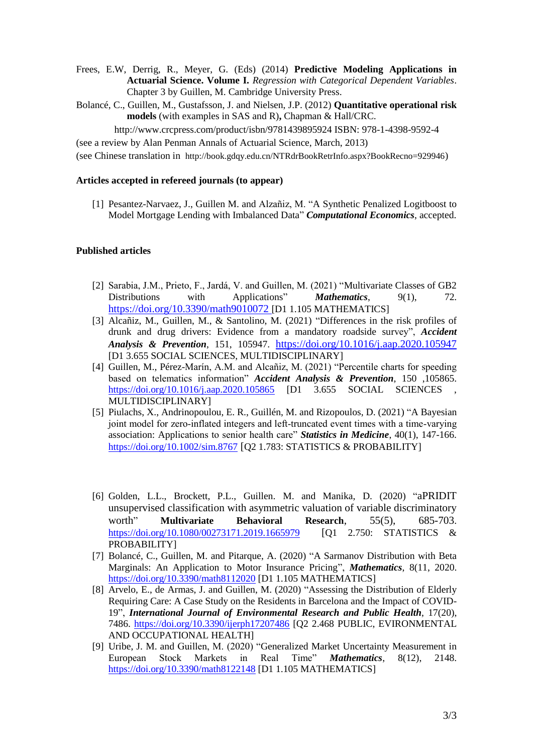Frees, E.W, Derrig, R., Meyer, G. (Eds) (2014) **Predictive Modeling Applications in Actuarial Science. Volume I.** *Regression with Categorical Dependent Variables*. Chapter 3 by Guillen, M. Cambridge University Press.

Bolancé, C., Guillen, M., Gustafsson, J. and Nielsen, J.P. (2012) **Quantitative operational risk models** (with examples in SAS and R)**,** Chapman & Hall/CRC.

http://www.crcpress.com/product/isbn/9781439895924 ISBN: 978-1-4398-9592-4

(see a review by Alan Penman Annals of Actuarial Science, March, 2013)

(see Chinese translation in http://book.gdqy.edu.cn/NTRdrBookRetrInfo.aspx?BookRecno=929946)

**Articles accepted in refereed journals (to appear)**

[1] Pesantez-Narvaez, J., Guillen M. and Alzañiz, M. "A Synthetic Penalized Logitboost to Model Mortgage Lending with Imbalanced Data" ***Computational Economics***, accepted.

**Published articles**

[2] Sarabia, J.M., Prieto, F., Jardá, V. and Guillen, M. (2021) "Multivariate Classes of GB2 Distributions with Applications" ***Mathematics***, 9(1), 72. https://doi.org/10.3390/math9010072 [D1 1.105 MATHEMATICS]

[3] Alcañiz, M., Guillen, M., & Santolino, M. (2021) "Differences in the risk profiles of drunk and drug drivers: Evidence from a mandatory roadside survey", ***Accident Analysis & Prevention***, 151, 105947. https://doi.org/10.1016/j.aap.2020.105947 [D1 3.655 SOCIAL SCIENCES, MULTIDISCIPLINARY]

[4] Guillen, M., Pérez-Marín, A.M. and Alcañiz, M. (2021) "Percentile charts for speeding based on telematics information" ***Accident Analysis & Prevention***, 150 ,105865. https://doi.org/10.1016/j.aap.2020.105865 [D1 3.655 SOCIAL SCIENCES , MULTIDISCIPLINARY]

[5] Piulachs, X., Andrinopoulou, E. R., Guillén, M. and Rizopoulos, D. (2021) "A Bayesian joint model for zero-inflated integers and left-truncated event times with a time-varying association: Applications to senior health care" ***Statistics in Medicine***, 40(1), 147-166. https://doi.org/10.1002/sim.8767 [Q2 1.783: STATISTICS & PROBABILITY]

[6] Golden, L.L., Brockett, P.L., Guillen. M. and Manika, D. (2020) "aPRIDIT unsupervised classification with asymmetric valuation of variable discriminatory worth" **Multivariate Behavioral Research**, 55(5), 685-703. https://doi.org/10.1080/00273171.2019.1665979 [Q1 2.750: STATISTICS & PROBABILITY]

[7] Bolancé, C., Guillen, M. and Pitarque, A. (2020) "A Sarmanov Distribution with Beta Marginals: An Application to Motor Insurance Pricing", ***Mathematics***, 8(11, 2020. https://doi.org/10.3390/math8112020 [D1 1.105 MATHEMATICS]

[8] Arvelo, E., de Armas, J. and Guillen, M. (2020) "Assessing the Distribution of Elderly Requiring Care: A Case Study on the Residents in Barcelona and the Impact of COVID-19", ***International Journal of Environmental Research and Public Health***, 17(20), 7486. https://doi.org/10.3390/ijerph17207486 [Q2 2.468 PUBLIC, EVIRONMENTAL AND OCCUPATIONAL HEALTH]

[9] Uribe, J. M. and Guillen, M. (2020) "Generalized Market Uncertainty Measurement in European Stock Markets in Real Time" ***Mathematics***, 8(12), 2148. https://doi.org/10.3390/math8122148 [D1 1.105 MATHEMATICS]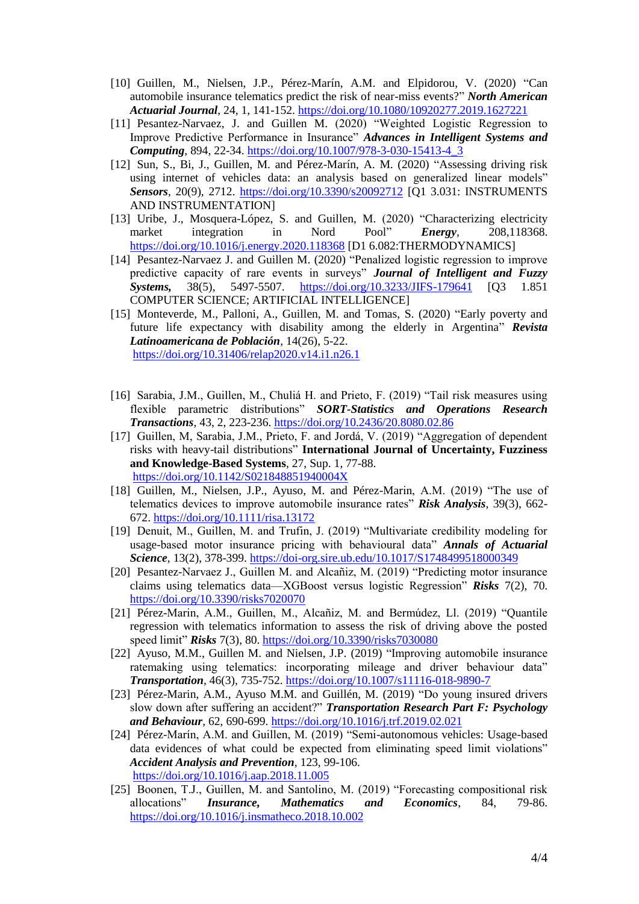[10] Guillen, M., Nielsen, J.P., Pérez-Marín, A.M. and Elpidorou, V. (2020) "Can automobile insurance telematics predict the risk of near-miss events?" ***North American Actuarial Journal***, 24, 1, 141-152. https://doi.org/10.1080/10920277.2019.1627221

[11] Pesantez-Narvaez, J. and Guillen M. (2020) "Weighted Logistic Regression to Improve Predictive Performance in Insurance" ***Advances in Intelligent Systems and Computing***, 894, 22-34. https://doi.org/10.1007/978-3-030-15413-4_3

[12] Sun, S., Bi, J., Guillen, M. and Pérez-Marín, A. M. (2020) "Assessing driving risk using internet of vehicles data: an analysis based on generalized linear models" ***Sensors***, 20(9), 2712. https://doi.org/10.3390/s20092712 [Q1 3.031: INSTRUMENTS AND INSTRUMENTATION]

[13] Uribe, J., Mosquera-López, S. and Guillen, M. (2020) "Characterizing electricity market integration in Nord Pool" ***Energy***, 208,118368. https://doi.org/10.1016/j.energy.2020.118368 [D1 6.082:THERMODYNAMICS]

[14] Pesantez-Narvaez J. and Guillen M. (2020) "Penalized logistic regression to improve predictive capacity of rare events in surveys" ***Journal of Intelligent and Fuzzy Systems,*** 38(5), 5497-5507. https://doi.org/10.3233/JIFS-179641 [Q3 1.851 COMPUTER SCIENCE; ARTIFICIAL INTELLIGENCE]

[15] Monteverde, M., Palloni, A., Guillen, M. and Tomas, S. (2020) "Early poverty and future life expectancy with disability among the elderly in Argentina" ***Revista Latinoamericana de Población***, 14(26), 5-22. https://doi.org/10.31406/relap2020.v14.i1.n26.1

[16] Sarabia, J.M., Guillen, M., Chuliá H. and Prieto, F. (2019) "Tail risk measures using flexible parametric distributions" ***SORT-Statistics and Operations Research Transactions***, 43, 2, 223-236. https://doi.org/10.2436/20.8080.02.86

[17] Guillen, M, Sarabia, J.M., Prieto, F. and Jordá, V. (2019) "Aggregation of dependent risks with heavy-tail distributions" **International Journal of Uncertainty, Fuzziness and Knowledge-Based Systems**, 27, Sup. 1, 77-88. https://doi.org/10.1142/S021848851940004X

[18] Guillen, M., Nielsen, J.P., Ayuso, M. and Pérez-Marin, A.M. (2019) "The use of telematics devices to improve automobile insurance rates" ***Risk Analysis***, 39(3), 662-672. https://doi.org/10.1111/risa.13172

[19] Denuit, M., Guillen, M. and Trufin, J. (2019) "Multivariate credibility modeling for usage-based motor insurance pricing with behavioural data" ***Annals of Actuarial Science***, 13(2), 378-399. https://doi-org.sire.ub.edu/10.1017/S1748499518000349

[20] Pesantez-Narvaez J., Guillen M. and Alcañiz, M. (2019) "Predicting motor insurance claims using telematics data—XGBoost versus logistic Regression" ***Risks*** 7(2), 70. https://doi.org/10.3390/risks7020070

[21] Pérez-Marin, A.M., Guillen, M., Alcañiz, M. and Bermúdez, Ll. (2019) "Quantile regression with telematics information to assess the risk of driving above the posted speed limit" ***Risks*** 7(3), 80. https://doi.org/10.3390/risks7030080

[22] Ayuso, M.M., Guillen M. and Nielsen, J.P. (2019) "Improving automobile insurance ratemaking using telematics: incorporating mileage and driver behaviour data" ***Transportation***, 46(3), 735-752. https://doi.org/10.1007/s11116-018-9890-7

[23] Pérez-Marin, A.M., Ayuso M.M. and Guillén, M. (2019) "Do young insured drivers slow down after suffering an accident?" ***Transportation Research Part F: Psychology and Behaviour***, 62, 690-699. https://doi.org/10.1016/j.trf.2019.02.021

[24] Pérez-Marín, A.M. and Guillen, M. (2019) "Semi-autonomous vehicles: Usage-based data evidences of what could be expected from eliminating speed limit violations" ***Accident Analysis and Prevention***, 123, 99-106. https://doi.org/10.1016/j.aap.2018.11.005

[25] Boonen, T.J., Guillen, M. and Santolino, M. (2019) "Forecasting compositional risk allocations" ***Insurance, Mathematics and Economics***, 84, 79-86. https://doi.org/10.1016/j.insmatheco.2018.10.002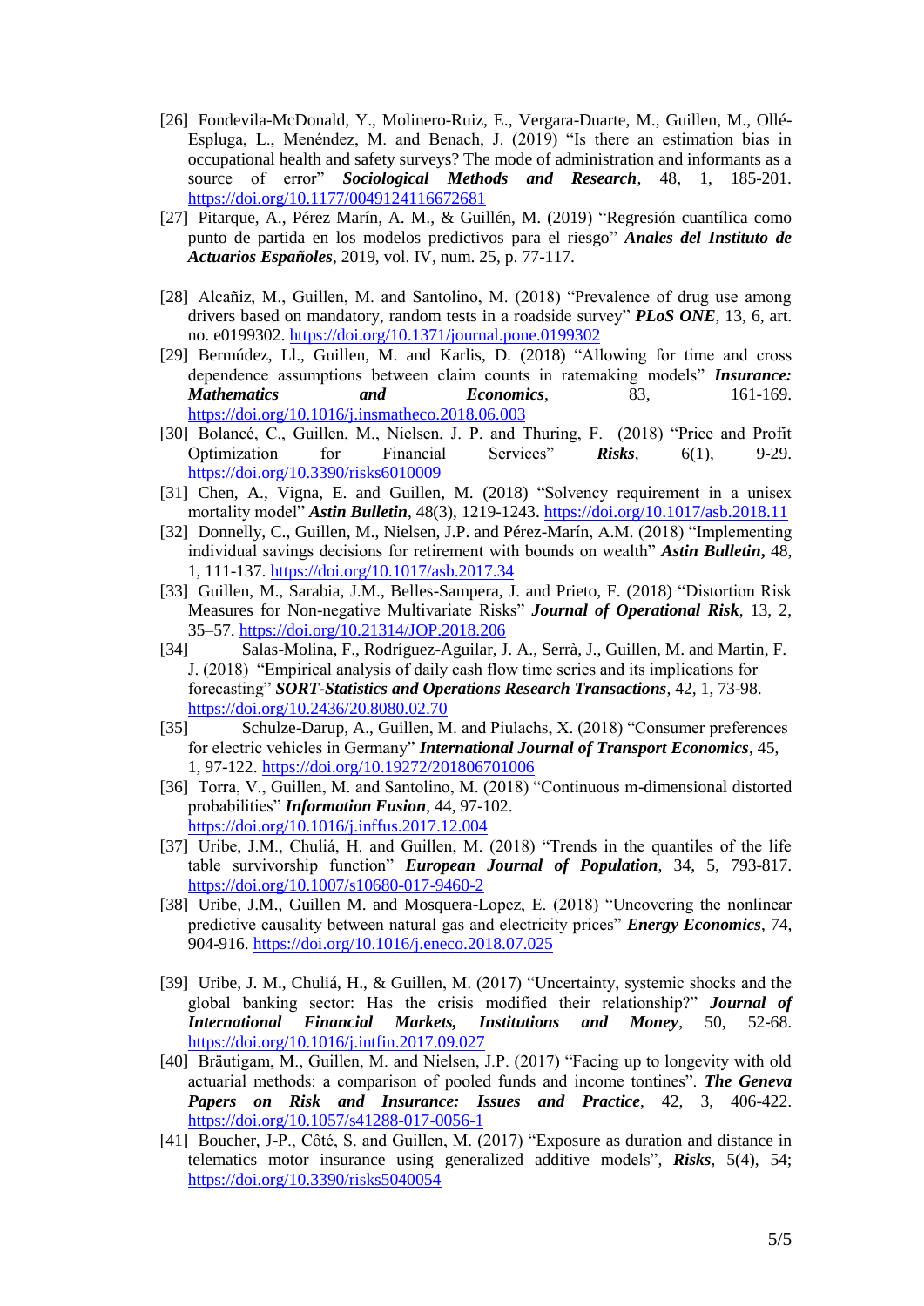[26] Fondevila-McDonald, Y., Molinero-Ruiz, E., Vergara-Duarte, M., Guillen, M., Ollé-Espluga, L., Menéndez, M. and Benach, J. (2019) "Is there an estimation bias in occupational health and safety surveys? The mode of administration and informants as a source of error" ***Sociological Methods and Research***, 48, 1, 185-201. https://doi.org/10.1177/0049124116672681

[27] Pitarque, A., Pérez Marín, A. M., & Guillén, M. (2019) "Regresión cuantílica como punto de partida en los modelos predictivos para el riesgo" ***Anales del Instituto de Actuarios Españoles***, 2019, vol. IV, num. 25, p. 77-117.

[28] Alcañiz, M., Guillen, M. and Santolino, M. (2018) "Prevalence of drug use among drivers based on mandatory, random tests in a roadside survey" ***PLoS ONE***, 13, 6, art. no. e0199302. https://doi.org/10.1371/journal.pone.0199302

[29] Bermúdez, Ll., Guillen, M. and Karlis, D. (2018) "Allowing for time and cross dependence assumptions between claim counts in ratemaking models" ***Insurance: Mathematics and Economics***, 83, 161-169. https://doi.org/10.1016/j.insmatheco.2018.06.003

[30] Bolancé, C., Guillen, M., Nielsen, J. P. and Thuring, F. (2018) "Price and Profit Optimization for Financial Services" ***Risks***, 6(1), 9-29. https://doi.org/10.3390/risks6010009

[31] Chen, A., Vigna, E. and Guillen, M. (2018) "Solvency requirement in a unisex mortality model" ***Astin Bulletin***, 48(3), 1219-1243. https://doi.org/10.1017/asb.2018.11

[32] Donnelly, C., Guillen, M., Nielsen, J.P. and Pérez-Marín, A.M. (2018) "Implementing individual savings decisions for retirement with bounds on wealth" ***Astin Bulletin***, 48, 1, 111-137. https://doi.org/10.1017/asb.2017.34

[33] Guillen, M., Sarabia, J.M., Belles-Sampera, J. and Prieto, F. (2018) "Distortion Risk Measures for Non-negative Multivariate Risks" ***Journal of Operational Risk***, 13, 2, 35–57. https://doi.org/10.21314/JOP.2018.206

[34] Salas-Molina, F., Rodríguez-Aguilar, J. A., Serrà, J., Guillen, M. and Martin, F. J. (2018) "Empirical analysis of daily cash flow time series and its implications for forecasting" ***SORT-Statistics and Operations Research Transactions***, 42, 1, 73-98. https://doi.org/10.2436/20.8080.02.70

[35] Schulze-Darup, A., Guillen, M. and Piulachs, X. (2018) "Consumer preferences for electric vehicles in Germany" ***International Journal of Transport Economics***, 45, 1, 97-122. https://doi.org/10.19272/201806701006

[36] Torra, V., Guillen, M. and Santolino, M. (2018) "Continuous m-dimensional distorted probabilities" ***Information Fusion***, 44, 97-102. https://doi.org/10.1016/j.inffus.2017.12.004

[37] Uribe, J.M., Chuliá, H. and Guillen, M. (2018) "Trends in the quantiles of the life table survivorship function" ***European Journal of Population***, 34, 5, 793-817. https://doi.org/10.1007/s10680-017-9460-2

[38] Uribe, J.M., Guillen M. and Mosquera-Lopez, E. (2018) "Uncovering the nonlinear predictive causality between natural gas and electricity prices" ***Energy Economics***, 74, 904-916. https://doi.org/10.1016/j.eneco.2018.07.025

[39] Uribe, J. M., Chuliá, H., & Guillen, M. (2017) "Uncertainty, systemic shocks and the global banking sector: Has the crisis modified their relationship?" ***Journal of International Financial Markets, Institutions and Money***, 50, 52-68. https://doi.org/10.1016/j.intfin.2017.09.027

[40] Bräutigam, M., Guillen, M. and Nielsen, J.P. (2017) "Facing up to longevity with old actuarial methods: a comparison of pooled funds and income tontines". ***The Geneva Papers on Risk and Insurance: Issues and Practice***, 42, 3, 406-422. https://doi.org/10.1057/s41288-017-0056-1

[41] Boucher, J-P., Côté, S. and Guillen, M. (2017) "Exposure as duration and distance in telematics motor insurance using generalized additive models", ***Risks***, 5(4), 54; https://doi.org/10.3390/risks5040054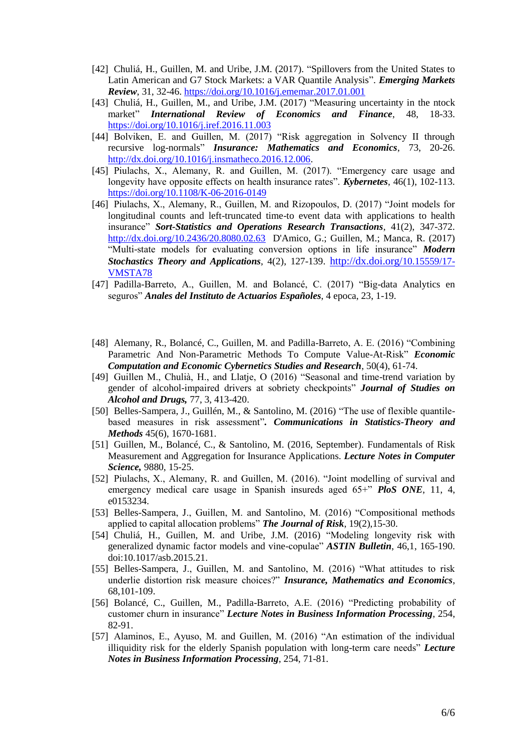[42] Chuliá, H., Guillen, M. and Uribe, J.M. (2017). "Spillovers from the United States to Latin American and G7 Stock Markets: a VAR Quantile Analysis". ***Emerging Markets Review***, 31, 32-46. https://doi.org/10.1016/j.ememar.2017.01.001

[43] Chuliá, H., Guillen, M., and Uribe, J.M. (2017) "Measuring uncertainty in the ntock market" ***International Review of Economics and Finance***, 48, 18-33. https://doi.org/10.1016/j.iref.2016.11.003

[44] Bolviken, E. and Guillen, M. (2017) "Risk aggregation in Solvency II through recursive log-normals" ***Insurance: Mathematics and Economics***, 73, 20-26. http://dx.doi.org/10.1016/j.insmatheco.2016.12.006.

[45] Piulachs, X., Alemany, R. and Guillen, M. (2017). "Emergency care usage and longevity have opposite effects on health insurance rates". ***Kybernetes***, 46(1), 102-113. https://doi.org/10.1108/K-06-2016-0149

[46] Piulachs, X., Alemany, R., Guillen, M. and Rizopoulos, D. (2017) "Joint models for longitudinal counts and left-truncated time-to event data with applications to health insurance" ***Sort-Statistics and Operations Research Transactions***, 41(2), 347-372. http://dx.doi.org/10.2436/20.8080.02.63 D'Amico, G.; Guillen, M.; Manca, R. (2017) "Multi-state models for evaluating conversion options in life insurance" ***Modern Stochastics Theory and Applications***, 4(2), 127-139. http://dx.doi.org/10.15559/17-VMSTA78

[47] Padilla-Barreto, A., Guillen, M. and Bolancé, C. (2017) "Big-data Analytics en seguros" ***Anales del Instituto de Actuarios Españoles***, 4 epoca, 23, 1-19.

[48] Alemany, R., Bolancé, C., Guillen, M. and Padilla-Barreto, A. E. (2016) "Combining Parametric And Non-Parametric Methods To Compute Value-At-Risk" ***Economic Computation and Economic Cybernetics Studies and Research***, 50(4), 61-74.

[49] Guillen M., Chulià, H., and Llatje, O (2016) "Seasonal and time-trend variation by gender of alcohol-impaired drivers at sobriety checkpoints" ***Journal of Studies on Alcohol and Drugs,*** 77, 3, 413-420.

[50] Belles-Sampera, J., Guillén, M., & Santolino, M. (2016) "The use of flexible quantile-based measures in risk assessment"***. Communications in Statistics-Theory and Methods*** 45(6), 1670-1681.

[51] Guillen, M., Bolancé, C., & Santolino, M. (2016, September). Fundamentals of Risk Measurement and Aggregation for Insurance Applications. ***Lecture Notes in Computer Science,*** 9880, 15-25.

[52] Piulachs, X., Alemany, R. and Guillen, M. (2016). "Joint modelling of survival and emergency medical care usage in Spanish insureds aged 65+" ***PloS ONE***, 11, 4, e0153234.

[53] Belles-Sampera, J., Guillen, M. and Santolino, M. (2016) "Compositional methods applied to capital allocation problems" ***The Journal of Risk***, 19(2),15-30.

[54] Chuliá, H., Guillen, M. and Uribe, J.M. (2016) "Modeling longevity risk with generalized dynamic factor models and vine-copulae" ***ASTIN Bulletin***, 46,1, 165-190. doi:10.1017/asb.2015.21.

[55] Belles-Sampera, J., Guillen, M. and Santolino, M. (2016) "What attitudes to risk underlie distortion risk measure choices?" ***Insurance, Mathematics and Economics***, 68,101-109.

[56] Bolancé, C., Guillen, M., Padilla-Barreto, A.E. (2016) "Predicting probability of customer churn in insurance" ***Lecture Notes in Business Information Processing***, 254, 82-91.

[57] Alaminos, E., Ayuso, M. and Guillen, M. (2016) "An estimation of the individual illiquidity risk for the elderly Spanish population with long-term care needs" ***Lecture Notes in Business Information Processing***, 254, 71-81.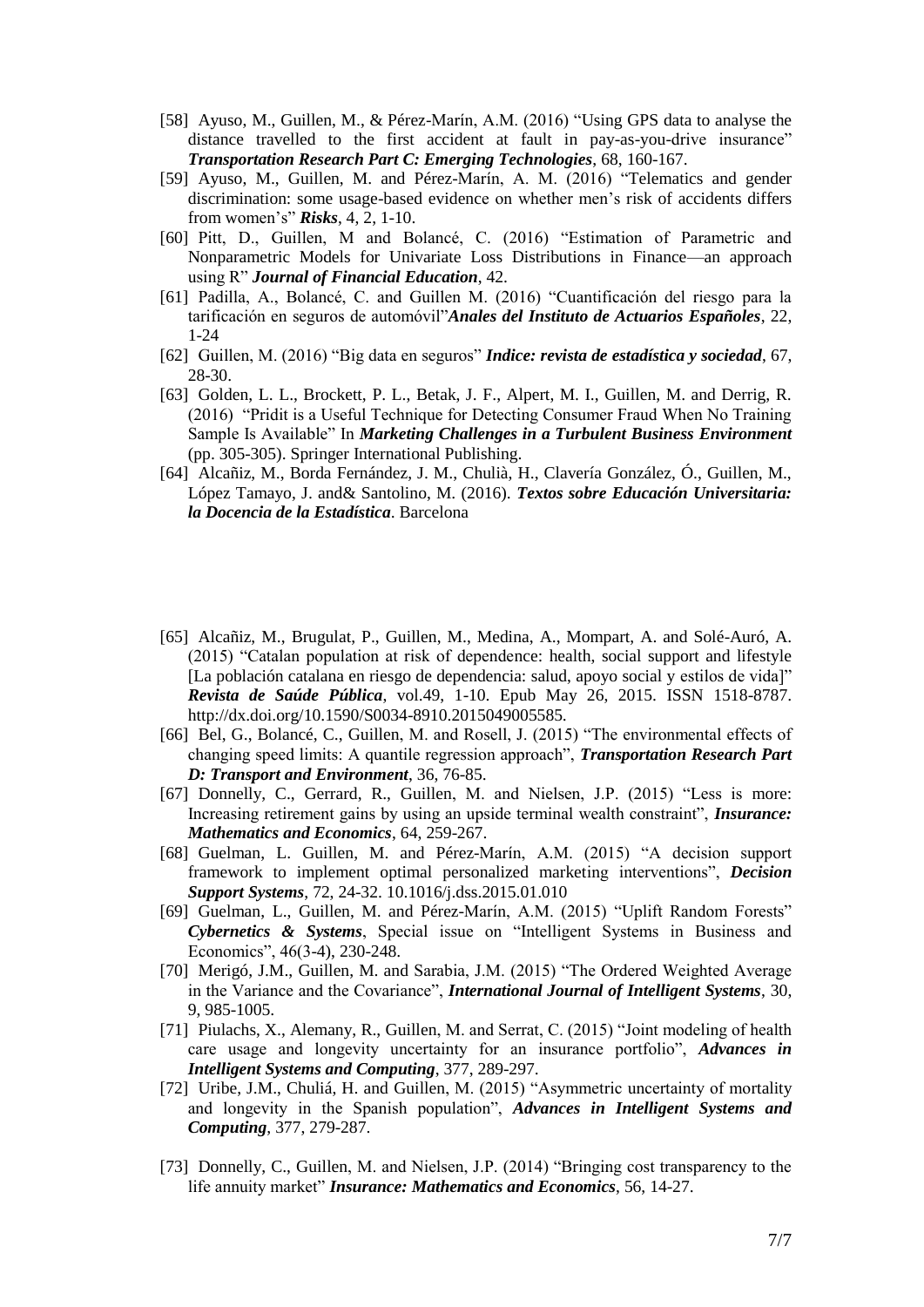[58] Ayuso, M., Guillen, M., & Pérez-Marín, A.M. (2016) "Using GPS data to analyse the distance travelled to the first accident at fault in pay-as-you-drive insurance" ***Transportation Research Part C: Emerging Technologies***, 68, 160-167.

[59] Ayuso, M., Guillen, M. and Pérez-Marín, A. M. (2016) "Telematics and gender discrimination: some usage-based evidence on whether men's risk of accidents differs from women's" ***Risks***, 4, 2, 1-10.

[60] Pitt, D., Guillen, M and Bolancé, C. (2016) "Estimation of Parametric and Nonparametric Models for Univariate Loss Distributions in Finance—an approach using R" ***Journal of Financial Education***, 42.

[61] Padilla, A., Bolancé, C. and Guillen M. (2016) "Cuantificación del riesgo para la tarificación en seguros de automóvil"***Anales del Instituto de Actuarios Españoles***, 22, 1-24

[62] Guillen, M. (2016) "Big data en seguros" ***Indice: revista de estadística y sociedad***, 67, 28-30.

[63] Golden, L. L., Brockett, P. L., Betak, J. F., Alpert, M. I., Guillen, M. and Derrig, R. (2016) "Pridit is a Useful Technique for Detecting Consumer Fraud When No Training Sample Is Available" In ***Marketing Challenges in a Turbulent Business Environment*** (pp. 305-305). Springer International Publishing.

[64] Alcañiz, M., Borda Fernández, J. M., Chulià, H., Clavería González, Ó., Guillen, M., López Tamayo, J. and& Santolino, M. (2016). ***Textos sobre Educación Universitaria: la Docencia de la Estadística***. Barcelona

[65] Alcañiz, M., Brugulat, P., Guillen, M., Medina, A., Mompart, A. and Solé-Auró, A. (2015) "Catalan population at risk of dependence: health, social support and lifestyle [La población catalana en riesgo de dependencia: salud, apoyo social y estilos de vida]" ***Revista de Saúde Pública***, vol.49, 1-10. Epub May 26, 2015. ISSN 1518-8787. http://dx.doi.org/10.1590/S0034-8910.2015049005585.

[66] Bel, G., Bolancé, C., Guillen, M. and Rosell, J. (2015) "The environmental effects of changing speed limits: A quantile regression approach", ***Transportation Research Part D: Transport and Environment***, 36, 76-85.

[67] Donnelly, C., Gerrard, R., Guillen, M. and Nielsen, J.P. (2015) "Less is more: Increasing retirement gains by using an upside terminal wealth constraint", ***Insurance: Mathematics and Economics***, 64, 259-267.

[68] Guelman, L. Guillen, M. and Pérez-Marín, A.M. (2015) "A decision support framework to implement optimal personalized marketing interventions", ***Decision Support Systems***, 72, 24-32. 10.1016/j.dss.2015.01.010

[69] Guelman, L., Guillen, M. and Pérez-Marín, A.M. (2015) "Uplift Random Forests" ***Cybernetics & Systems***, Special issue on "Intelligent Systems in Business and Economics", 46(3-4), 230-248.

[70] Merigó, J.M., Guillen, M. and Sarabia, J.M. (2015) "The Ordered Weighted Average in the Variance and the Covariance", ***International Journal of Intelligent Systems***, 30, 9, 985-1005.

[71] Piulachs, X., Alemany, R., Guillen, M. and Serrat, C. (2015) "Joint modeling of health care usage and longevity uncertainty for an insurance portfolio", ***Advances in Intelligent Systems and Computing***, 377, 289-297.

[72] Uribe, J.M., Chuliá, H. and Guillen, M. (2015) "Asymmetric uncertainty of mortality and longevity in the Spanish population", ***Advances in Intelligent Systems and Computing***, 377, 279-287.

[73] Donnelly, C., Guillen, M. and Nielsen, J.P. (2014) "Bringing cost transparency to the life annuity market" ***Insurance: Mathematics and Economics***, 56, 14-27.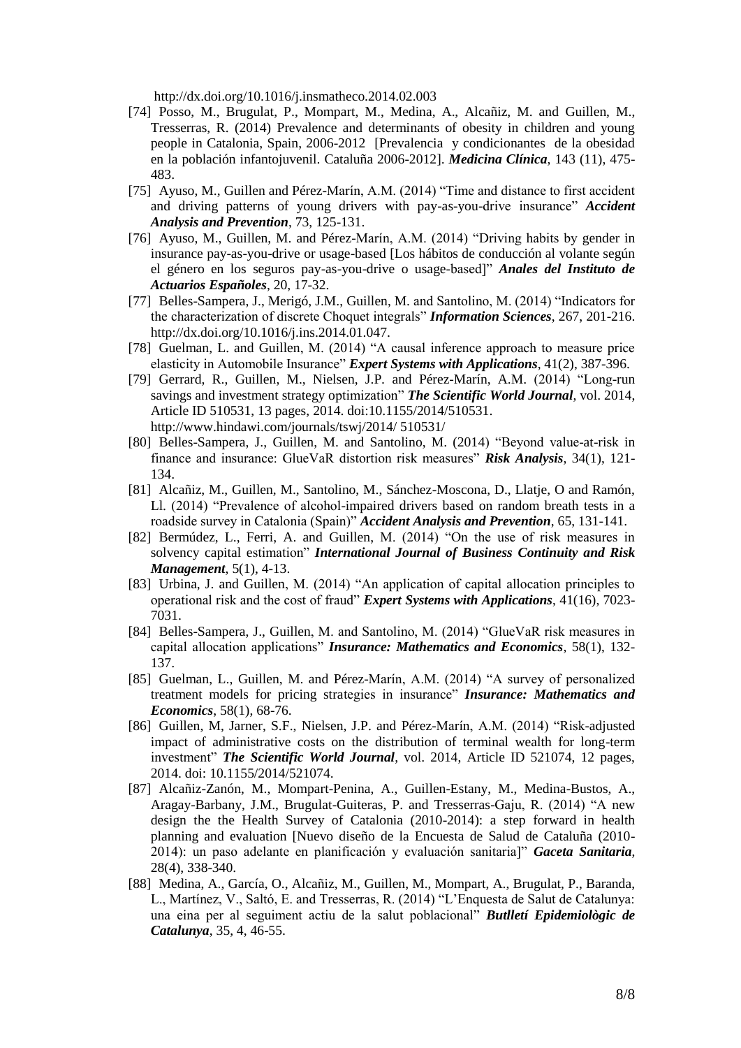http://dx.doi.org/10.1016/j.insmatheco.2014.02.003

[74] Posso, M., Brugulat, P., Mompart, M., Medina, A., Alcañiz, M. and Guillen, M., Tresserras, R. (2014) Prevalence and determinants of obesity in children and young people in Catalonia, Spain, 2006-2012 [Prevalencia y condicionantes de la obesidad en la población infantojuvenil. Cataluña 2006-2012]. ***Medicina Clínica***, 143 (11), 475-483.

[75] Ayuso, M., Guillen and Pérez-Marín, A.M. (2014) "Time and distance to first accident and driving patterns of young drivers with pay-as-you-drive insurance" ***Accident Analysis and Prevention***, 73, 125-131.

[76] Ayuso, M., Guillen, M. and Pérez-Marín, A.M. (2014) "Driving habits by gender in insurance pay-as-you-drive or usage-based [Los hábitos de conducción al volante según el género en los seguros pay-as-you-drive o usage-based]" ***Anales del Instituto de Actuarios Españoles***, 20, 17-32.

[77] Belles-Sampera, J., Merigó, J.M., Guillen, M. and Santolino, M. (2014) "Indicators for the characterization of discrete Choquet integrals" ***Information Sciences***, 267, 201-216. http://dx.doi.org/10.1016/j.ins.2014.01.047.

[78] Guelman, L. and Guillen, M. (2014) "A causal inference approach to measure price elasticity in Automobile Insurance" ***Expert Systems with Applications***, 41(2), 387-396.

[79] Gerrard, R., Guillen, M., Nielsen, J.P. and Pérez-Marín, A.M. (2014) "Long-run savings and investment strategy optimization" ***The Scientific World Journal***, vol. 2014, Article ID 510531, 13 pages, 2014. doi:10.1155/2014/510531. http://www.hindawi.com/journals/tswj/2014/ 510531/

[80] Belles-Sampera, J., Guillen, M. and Santolino, M. (2014) "Beyond value-at-risk in finance and insurance: GlueVaR distortion risk measures" ***Risk Analysis***, 34(1), 121-134.

[81] Alcañiz, M., Guillen, M., Santolino, M., Sánchez-Moscona, D., Llatje, O and Ramón, Ll. (2014) "Prevalence of alcohol-impaired drivers based on random breath tests in a roadside survey in Catalonia (Spain)" ***Accident Analysis and Prevention***, 65, 131-141.

[82] Bermúdez, L., Ferri, A. and Guillen, M. (2014) "On the use of risk measures in solvency capital estimation" ***International Journal of Business Continuity and Risk Management***, 5(1), 4-13.

[83] Urbina, J. and Guillen, M. (2014) "An application of capital allocation principles to operational risk and the cost of fraud" ***Expert Systems with Applications***, 41(16), 7023-7031.

[84] Belles-Sampera, J., Guillen, M. and Santolino, M. (2014) "GlueVaR risk measures in capital allocation applications" ***Insurance: Mathematics and Economics***, 58(1), 132-137.

[85] Guelman, L., Guillen, M. and Pérez-Marín, A.M. (2014) "A survey of personalized treatment models for pricing strategies in insurance" ***Insurance: Mathematics and Economics***, 58(1), 68-76.

[86] Guillen, M, Jarner, S.F., Nielsen, J.P. and Pérez-Marín, A.M. (2014) "Risk-adjusted impact of administrative costs on the distribution of terminal wealth for long-term investment" ***The Scientific World Journal***, vol. 2014, Article ID 521074, 12 pages, 2014. doi: 10.1155/2014/521074.

[87] Alcañiz-Zanón, M., Mompart-Penina, A., Guillen-Estany, M., Medina-Bustos, A., Aragay-Barbany, J.M., Brugulat-Guiteras, P. and Tresserras-Gaju, R. (2014) "A new design the the Health Survey of Catalonia (2010-2014): a step forward in health planning and evaluation [Nuevo diseño de la Encuesta de Salud de Cataluña (2010-2014): un paso adelante en planificación y evaluación sanitaria]" ***Gaceta Sanitaria***, 28(4), 338-340.

[88] Medina, A., García, O., Alcañiz, M., Guillen, M., Mompart, A., Brugulat, P., Baranda, L., Martínez, V., Saltó, E. and Tresserras, R. (2014) "L'Enquesta de Salut de Catalunya: una eina per al seguiment actiu de la salut poblacional" ***Butlletí Epidemiològic de Catalunya***, 35, 4, 46-55.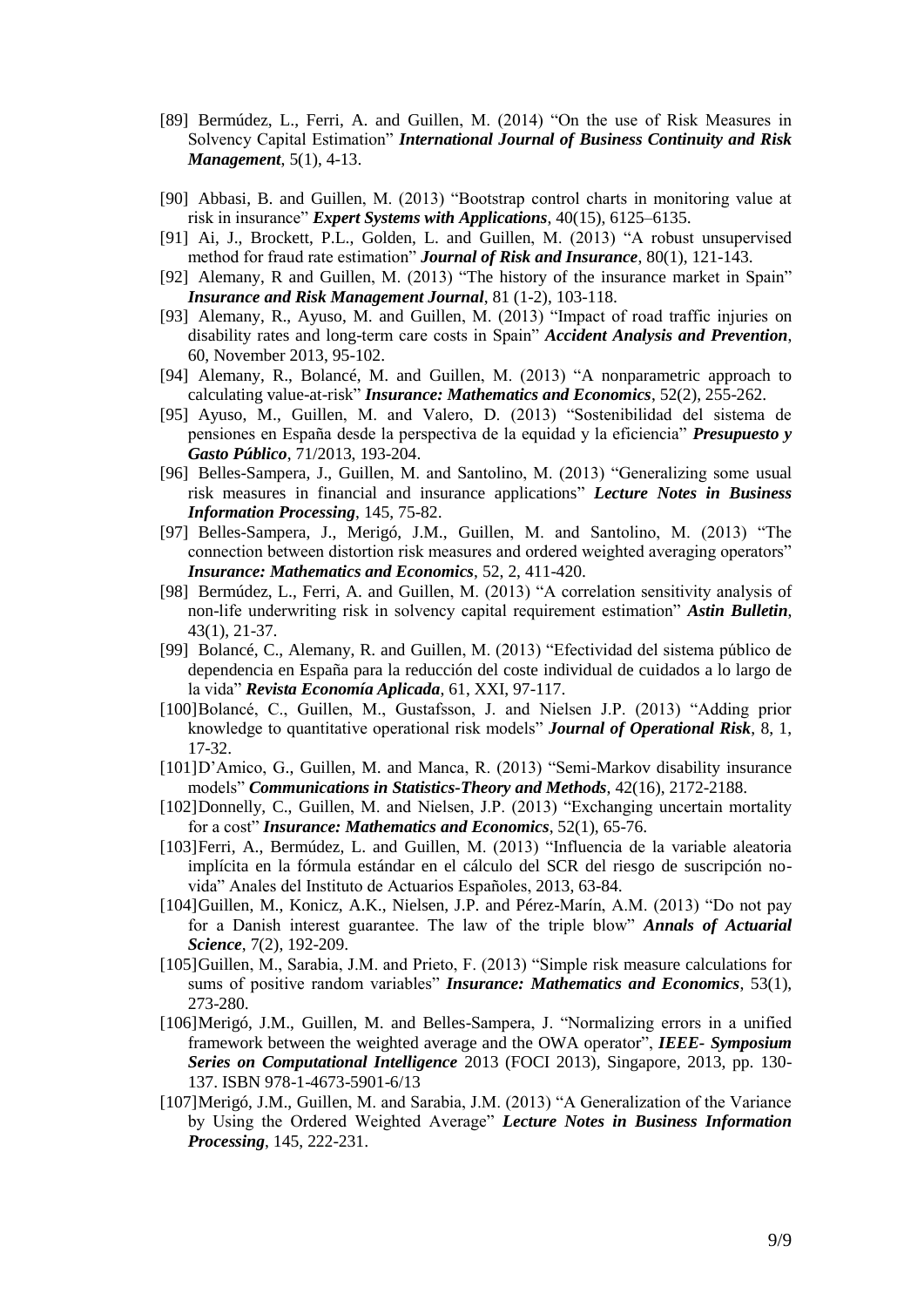[89] Bermúdez, L., Ferri, A. and Guillen, M. (2014) "On the use of Risk Measures in Solvency Capital Estimation" ***International Journal of Business Continuity and Risk Management***, 5(1), 4-13.

[90] Abbasi, B. and Guillen, M. (2013) "Bootstrap control charts in monitoring value at risk in insurance" ***Expert Systems with Applications***, 40(15), 6125–6135.

[91] Ai, J., Brockett, P.L., Golden, L. and Guillen, M. (2013) "A robust unsupervised method for fraud rate estimation" ***Journal of Risk and Insurance***, 80(1), 121-143.

[92] Alemany, R and Guillen, M. (2013) "The history of the insurance market in Spain" ***Insurance and Risk Management Journal***, 81 (1-2), 103-118.

[93] Alemany, R., Ayuso, M. and Guillen, M. (2013) "Impact of road traffic injuries on disability rates and long-term care costs in Spain" ***Accident Analysis and Prevention***, 60, November 2013, 95-102.

[94] Alemany, R., Bolancé, M. and Guillen, M. (2013) "A nonparametric approach to calculating value-at-risk" ***Insurance: Mathematics and Economics***, 52(2), 255-262.

[95] Ayuso, M., Guillen, M. and Valero, D. (2013) "Sostenibilidad del sistema de pensiones en España desde la perspectiva de la equidad y la eficiencia" ***Presupuesto y Gasto Público***, 71/2013, 193-204.

[96] Belles-Sampera, J., Guillen, M. and Santolino, M. (2013) "Generalizing some usual risk measures in financial and insurance applications" ***Lecture Notes in Business Information Processing***, 145, 75-82.

[97] Belles-Sampera, J., Merigó, J.M., Guillen, M. and Santolino, M. (2013) "The connection between distortion risk measures and ordered weighted averaging operators" ***Insurance: Mathematics and Economics***, 52, 2, 411-420.

[98] Bermúdez, L., Ferri, A. and Guillen, M. (2013) "A correlation sensitivity analysis of non-life underwriting risk in solvency capital requirement estimation" ***Astin Bulletin***, 43(1), 21-37.

[99] Bolancé, C., Alemany, R. and Guillen, M. (2013) "Efectividad del sistema público de dependencia en España para la reducción del coste individual de cuidados a lo largo de la vida" ***Revista Economía Aplicada***, 61, XXI, 97-117.

[100] Bolancé, C., Guillen, M., Gustafsson, J. and Nielsen J.P. (2013) "Adding prior knowledge to quantitative operational risk models" ***Journal of Operational Risk***, 8, 1, 17-32.

[101] D'Amico, G., Guillen, M. and Manca, R. (2013) "Semi-Markov disability insurance models" ***Communications in Statistics-Theory and Methods***, 42(16), 2172-2188.

[102] Donnelly, C., Guillen, M. and Nielsen, J.P. (2013) "Exchanging uncertain mortality for a cost" ***Insurance: Mathematics and Economics***, 52(1), 65-76.

[103] Ferri, A., Bermúdez, L. and Guillen, M. (2013) "Influencia de la variable aleatoria implícita en la fórmula estándar en el cálculo del SCR del riesgo de suscripción no-vida" Anales del Instituto de Actuarios Españoles, 2013, 63-84.

[104] Guillen, M., Konicz, A.K., Nielsen, J.P. and Pérez-Marín, A.M. (2013) "Do not pay for a Danish interest guarantee. The law of the triple blow" ***Annals of Actuarial Science***, 7(2), 192-209.

[105] Guillen, M., Sarabia, J.M. and Prieto, F. (2013) "Simple risk measure calculations for sums of positive random variables" ***Insurance: Mathematics and Economics***, 53(1), 273-280.

[106] Merigó, J.M., Guillen, M. and Belles-Sampera, J. "Normalizing errors in a unified framework between the weighted average and the OWA operator", ***IEEE- Symposium Series on Computational Intelligence*** 2013 (FOCI 2013), Singapore, 2013, pp. 130-137. ISBN 978-1-4673-5901-6/13

[107] Merigó, J.M., Guillen, M. and Sarabia, J.M. (2013) "A Generalization of the Variance by Using the Ordered Weighted Average" ***Lecture Notes in Business Information Processing***, 145, 222-231.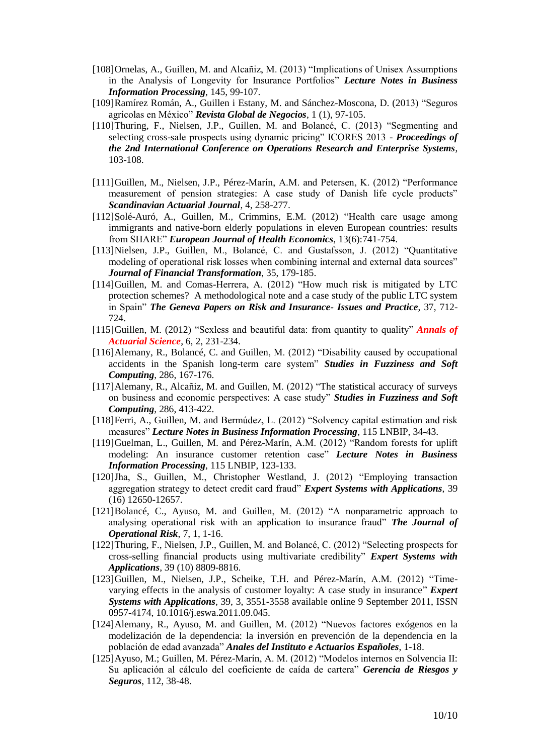[108]Ornelas, A., Guillen, M. and Alcañiz, M. (2013) "Implications of Unisex Assumptions in the Analysis of Longevity for Insurance Portfolios" ***Lecture Notes in Business Information Processing***, 145, 99-107.

[109]Ramírez Román, A., Guillen i Estany, M. and Sánchez-Moscona, D. (2013) "Seguros agrícolas en México" ***Revista Global de Negocios***, 1 (1), 97-105.

[110]Thuring, F., Nielsen, J.P., Guillen, M. and Bolancé, C. (2013) "Segmenting and selecting cross-sale prospects using dynamic pricing" ICORES 2013 - ***Proceedings of the 2nd International Conference on Operations Research and Enterprise Systems***, 103-108.

[111]Guillen, M., Nielsen, J.P., Pérez-Marín, A.M. and Petersen, K. (2012) "Performance measurement of pension strategies: A case study of Danish life cycle products" ***Scandinavian Actuarial Journal***, 4, 258-277.

[112]Solé-Auró, A., Guillen, M., Crimmins, E.M. (2012) "Health care usage among immigrants and native-born elderly populations in eleven European countries: results from SHARE" ***European Journal of Health Economics***, 13(6):741-754.

[113]Nielsen, J.P., Guillen, M., Bolancé, C. and Gustafsson, J. (2012) "Quantitative modeling of operational risk losses when combining internal and external data sources" ***Journal of Financial Transformation***, 35, 179-185.

[114]Guillen, M. and Comas-Herrera, A. (2012) "How much risk is mitigated by LTC protection schemes? A methodological note and a case study of the public LTC system in Spain" ***The Geneva Papers on Risk and Insurance- Issues and Practice***, 37, 712-724.

[115]Guillen, M. (2012) "Sexless and beautiful data: from quantity to quality" ***Annals of Actuarial Science***, 6, 2, 231-234.

[116]Alemany, R., Bolancé, C. and Guillen, M. (2012) "Disability caused by occupational accidents in the Spanish long-term care system" ***Studies in Fuzziness and Soft Computing***, 286, 167-176.

[117]Alemany, R., Alcañiz, M. and Guillen, M. (2012) "The statistical accuracy of surveys on business and economic perspectives: A case study" ***Studies in Fuzziness and Soft Computing***, 286, 413-422.

[118]Ferri, A., Guillen, M. and Bermúdez, L. (2012) "Solvency capital estimation and risk measures" ***Lecture Notes in Business Information Processing***, 115 LNBIP, 34-43.

[119]Guelman, L., Guillen, M. and Pérez-Marín, A.M. (2012) "Random forests for uplift modeling: An insurance customer retention case" ***Lecture Notes in Business Information Processing***, 115 LNBIP, 123-133.

[120]Jha, S., Guillen, M., Christopher Westland, J. (2012) "Employing transaction aggregation strategy to detect credit card fraud" ***Expert Systems with Applications***, 39 (16) 12650-12657.

[121]Bolancé, C., Ayuso, M. and Guillen, M. (2012) "A nonparametric approach to analysing operational risk with an application to insurance fraud" ***The Journal of Operational Risk***, 7, 1, 1-16.

[122]Thuring, F., Nielsen, J.P., Guillen, M. and Bolancé, C. (2012) "Selecting prospects for cross-selling financial products using multivariate credibility" ***Expert Systems with Applications***, 39 (10) 8809-8816.

[123]Guillen, M., Nielsen, J.P., Scheike, T.H. and Pérez-Marín, A.M. (2012) "Time-varying effects in the analysis of customer loyalty: A case study in insurance" ***Expert Systems with Applications***, 39, 3, 3551-3558 available online 9 September 2011, ISSN 0957-4174, 10.1016/j.eswa.2011.09.045.

[124]Alemany, R., Ayuso, M. and Guillen, M. (2012) "Nuevos factores exógenos en la modelización de la dependencia: la inversión en prevención de la dependencia en la población de edad avanzada" ***Anales del Instituto e Actuarios Españoles***, 1-18.

[125]Ayuso, M.; Guillen, M. Pérez-Marín, A. M. (2012) "Modelos internos en Solvencia II: Su aplicación al cálculo del coeficiente de caída de cartera" ***Gerencia de Riesgos y Seguros***, 112, 38-48.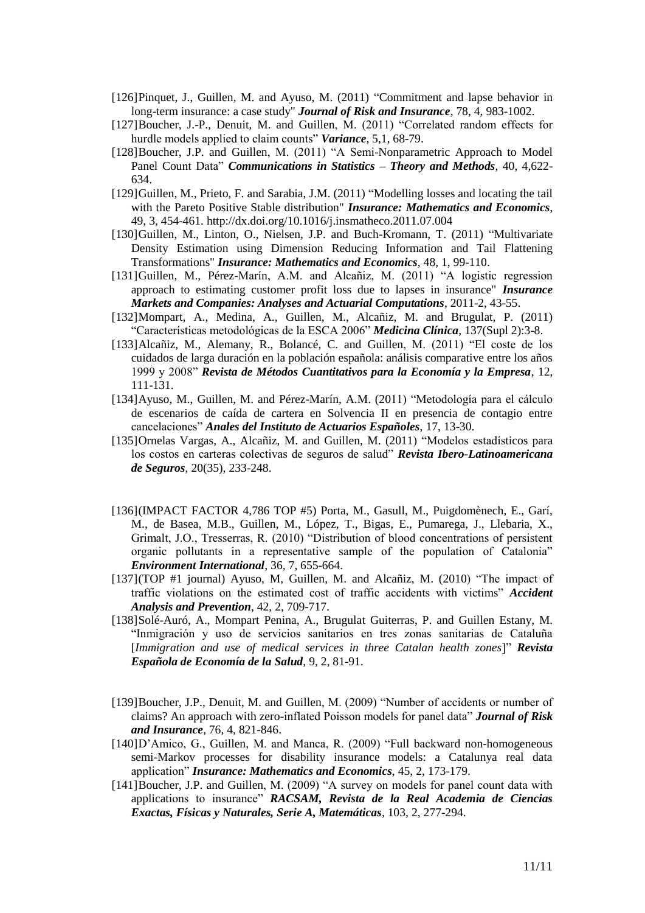[126]Pinquet, J., Guillen, M. and Ayuso, M. (2011) "Commitment and lapse behavior in long-term insurance: a case study" ***Journal of Risk and Insurance***, 78, 4, 983-1002.

[127]Boucher, J.-P., Denuit, M. and Guillen, M. (2011) "Correlated random effects for hurdle models applied to claim counts" ***Variance***, 5,1, 68-79.

[128]Boucher, J.P. and Guillen, M. (2011) "A Semi-Nonparametric Approach to Model Panel Count Data" ***Communications in Statistics – Theory and Methods***, 40, 4,622-634.

[129]Guillen, M., Prieto, F. and Sarabia, J.M. (2011) "Modelling losses and locating the tail with the Pareto Positive Stable distribution" ***Insurance: Mathematics and Economics***, 49, 3, 454-461. http://dx.doi.org/10.1016/j.insmatheco.2011.07.004

[130]Guillen, M., Linton, O., Nielsen, J.P. and Buch-Kromann, T. (2011) "Multivariate Density Estimation using Dimension Reducing Information and Tail Flattening Transformations" ***Insurance: Mathematics and Economics***, 48, 1, 99-110.

[131]Guillen, M., Pérez-Marín, A.M. and Alcañiz, M. (2011) "A logistic regression approach to estimating customer profit loss due to lapses in insurance" ***Insurance Markets and Companies: Analyses and Actuarial Computations***, 2011-2, 43-55.

[132]Mompart, A., Medina, A., Guillen, M., Alcañiz, M. and Brugulat, P. (2011) "Características metodológicas de la ESCA 2006" ***Medicina Clínica***, 137(Supl 2):3-8.

[133]Alcañiz, M., Alemany, R., Bolancé, C. and Guillen, M. (2011) "El coste de los cuidados de larga duración en la población española: análisis comparative entre los años 1999 y 2008" ***Revista de Métodos Cuantitativos para la Economía y la Empresa***, 12, 111-131.

[134]Ayuso, M., Guillen, M. and Pérez-Marín, A.M. (2011) "Metodología para el cálculo de escenarios de caída de cartera en Solvencia II en presencia de contagio entre cancelaciones" ***Anales del Instituto de Actuarios Españoles***, 17, 13-30.

[135]Ornelas Vargas, A., Alcañiz, M. and Guillen, M. (2011) "Modelos estadísticos para los costos en carteras colectivas de seguros de salud" ***Revista Ibero-Latinoamericana de Seguros***, 20(35), 233-248.

[136](IMPACT FACTOR 4,786 TOP #5) Porta, M., Gasull, M., Puigdomènech, E., Garí, M., de Basea, M.B., Guillen, M., López, T., Bigas, E., Pumarega, J., Llebaria, X., Grimalt, J.O., Tresserras, R. (2010) "Distribution of blood concentrations of persistent organic pollutants in a representative sample of the population of Catalonia" ***Environment International***, 36, 7, 655-664.

[137](TOP #1 journal) Ayuso, M, Guillen, M. and Alcañiz, M. (2010) "The impact of traffic violations on the estimated cost of traffic accidents with victims" ***Accident Analysis and Prevention***, 42, 2, 709-717.

[138]Solé-Auró, A., Mompart Penina, A., Brugulat Guiterras, P. and Guillen Estany, M. "Inmigración y uso de servicios sanitarios en tres zonas sanitarias de Cataluña [*Immigration and use of medical services in three Catalan health zones*]" ***Revista Española de Economía de la Salud***, 9, 2, 81-91.

[139]Boucher, J.P., Denuit, M. and Guillen, M. (2009) "Number of accidents or number of claims? An approach with zero-inflated Poisson models for panel data" ***Journal of Risk and Insurance***, 76, 4, 821-846.

[140]D'Amico, G., Guillen, M. and Manca, R. (2009) "Full backward non-homogeneous semi-Markov processes for disability insurance models: a Catalunya real data application" ***Insurance: Mathematics and Economics***, 45, 2, 173-179.

[141]Boucher, J.P. and Guillen, M. (2009) "A survey on models for panel count data with applications to insurance" ***RACSAM, Revista de la Real Academia de Ciencias Exactas, Físicas y Naturales, Serie A, Matemáticas***, 103, 2, 277-294.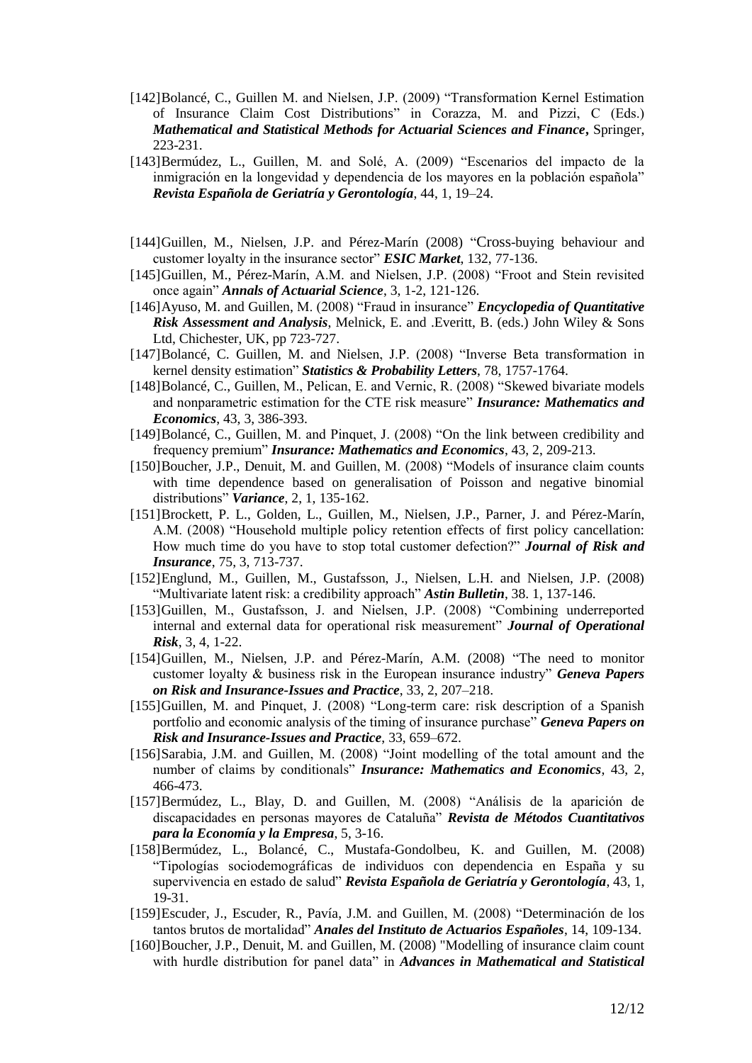[142]Bolancé, C., Guillen M. and Nielsen, J.P. (2009) “Transformation Kernel Estimation of Insurance Claim Cost Distributions” in Corazza, M. and Pizzi, C (Eds.) ***Mathematical and Statistical Methods for Actuarial Sciences and Finance*,** Springer, 223-231.

[143]Bermúdez, L., Guillen, M. and Solé, A. (2009) “Escenarios del impacto de la inmigración en la longevidad y dependencia de los mayores en la población española” ***Revista Española de Geriatría y Gerontología***, 44, 1, 19–24.

[144]Guillen, M., Nielsen, J.P. and Pérez-Marín (2008) “Cross-buying behaviour and customer loyalty in the insurance sector” ***ESIC Market***, 132, 77-136.

[145]Guillen, M., Pérez-Marín, A.M. and Nielsen, J.P. (2008) “Froot and Stein revisited once again” ***Annals of Actuarial Science***, 3, 1-2, 121-126.

[146]Ayuso, M. and Guillen, M. (2008) “Fraud in insurance” ***Encyclopedia of Quantitative Risk Assessment and Analysis***, Melnick, E. and .Everitt, B. (eds.) John Wiley & Sons Ltd, Chichester, UK, pp 723-727.

[147]Bolancé, C. Guillen, M. and Nielsen, J.P. (2008) “Inverse Beta transformation in kernel density estimation” ***Statistics & Probability Letters***, 78, 1757-1764.

[148]Bolancé, C., Guillen, M., Pelican, E. and Vernic, R. (2008) “Skewed bivariate models and nonparametric estimation for the CTE risk measure” ***Insurance: Mathematics and Economics***, 43, 3, 386-393.

[149]Bolancé, C., Guillen, M. and Pinquet, J. (2008) “On the link between credibility and frequency premium” ***Insurance: Mathematics and Economics***, 43, 2, 209-213.

[150]Boucher, J.P., Denuit, M. and Guillen, M. (2008) “Models of insurance claim counts with time dependence based on generalisation of Poisson and negative binomial distributions” ***Variance***, 2, 1, 135-162.

[151]Brockett, P. L., Golden, L., Guillen, M., Nielsen, J.P., Parner, J. and Pérez-Marín, A.M. (2008) “Household multiple policy retention effects of first policy cancellation: How much time do you have to stop total customer defection?” ***Journal of Risk and Insurance***, 75, 3, 713-737.

[152]Englund, M., Guillen, M., Gustafsson, J., Nielsen, L.H. and Nielsen, J.P. (2008) “Multivariate latent risk: a credibility approach” ***Astin Bulletin***, 38. 1, 137-146.

[153]Guillen, M., Gustafsson, J. and Nielsen, J.P. (2008) “Combining underreported internal and external data for operational risk measurement” ***Journal of Operational Risk***, 3, 4, 1-22.

[154]Guillen, M., Nielsen, J.P. and Pérez-Marín, A.M. (2008) “The need to monitor customer loyalty & business risk in the European insurance industry” ***Geneva Papers on Risk and Insurance-Issues and Practice***, 33, 2, 207–218.

[155]Guillen, M. and Pinquet, J. (2008) “Long-term care: risk description of a Spanish portfolio and economic analysis of the timing of insurance purchase” ***Geneva Papers on Risk and Insurance-Issues and Practice***, 33, 659–672.

[156]Sarabia, J.M. and Guillen, M. (2008) “Joint modelling of the total amount and the number of claims by conditionals” ***Insurance: Mathematics and Economics***, 43, 2, 466-473.

[157]Bermúdez, L., Blay, D. and Guillen, M. (2008) “Análisis de la aparición de discapacidades en personas mayores de Cataluña” ***Revista de Métodos Cuantitativos para la Economía y la Empresa***, 5, 3-16.

[158]Bermúdez, L., Bolancé, C., Mustafa-Gondolbeu, K. and Guillen, M. (2008) “Tipologías sociodemográficas de individuos con dependencia en España y su supervivencia en estado de salud” ***Revista Española de Geriatría y Gerontología***, 43, 1, 19-31.

[159]Escuder, J., Escuder, R., Pavía, J.M. and Guillen, M. (2008) “Determinación de los tantos brutos de mortalidad” ***Anales del Instituto de Actuarios Españoles***, 14, 109-134.

[160]Boucher, J.P., Denuit, M. and Guillen, M. (2008) "Modelling of insurance claim count with hurdle distribution for panel data” in ***Advances in Mathematical and Statistical***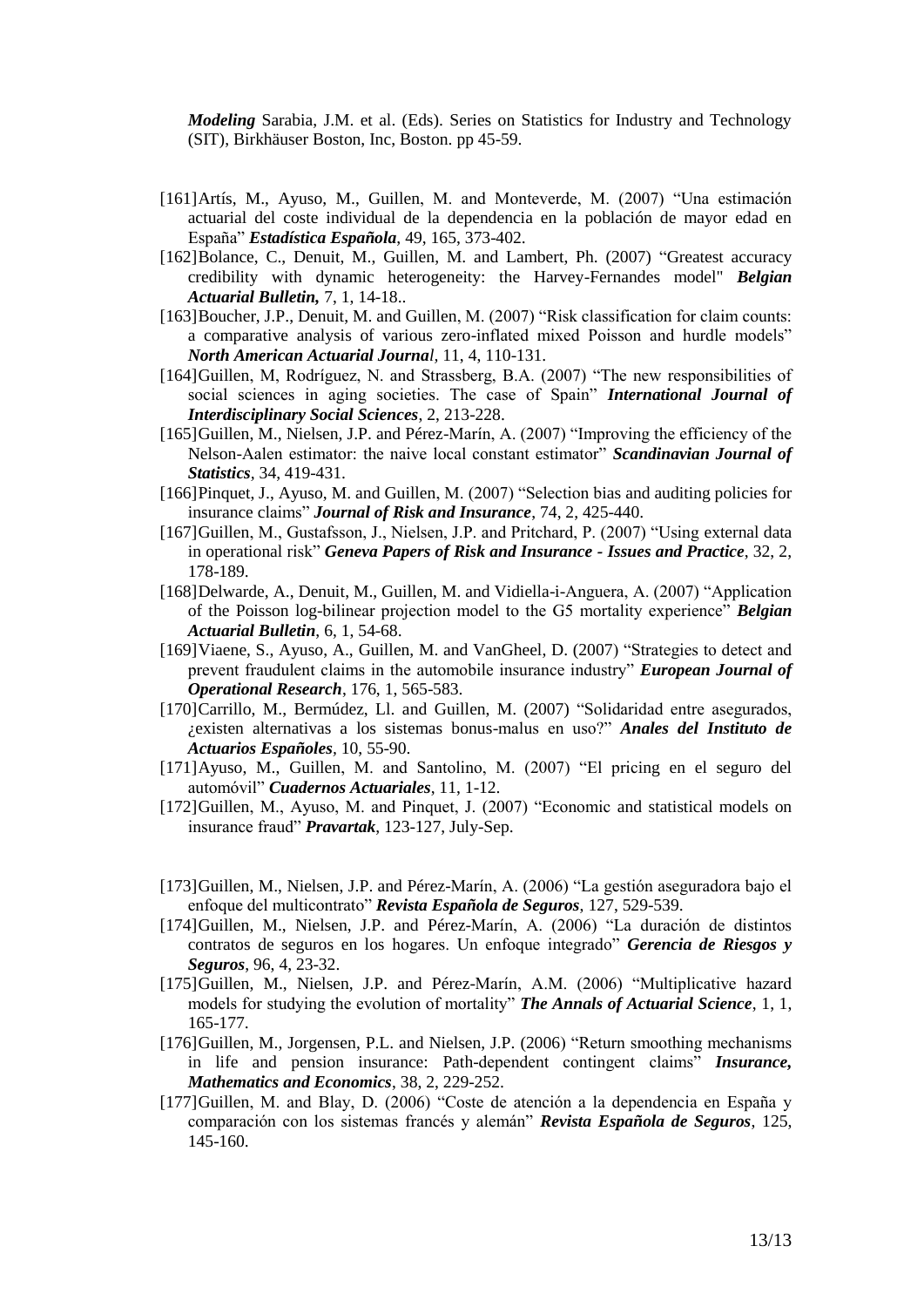***Modeling*** Sarabia, J.M. et al. (Eds). Series on Statistics for Industry and Technology (SIT), Birkhäuser Boston, Inc, Boston. pp 45-59.

[161]Artís, M., Ayuso, M., Guillen, M. and Monteverde, M. (2007) "Una estimación actuarial del coste individual de la dependencia en la población de mayor edad en España" ***Estadística Española***, 49, 165, 373-402.

[162]Bolance, C., Denuit, M., Guillen, M. and Lambert, Ph. (2007) "Greatest accuracy credibility with dynamic heterogeneity: the Harvey-Fernandes model" ***Belgian Actuarial Bulletin,*** 7, 1, 14-18..

[163]Boucher, J.P., Denuit, M. and Guillen, M. (2007) "Risk classification for claim counts: a comparative analysis of various zero-inflated mixed Poisson and hurdle models" ***North American Actuarial Journal***, 11, 4, 110-131.

[164]Guillen, M, Rodríguez, N. and Strassberg, B.A. (2007) "The new responsibilities of social sciences in aging societies. The case of Spain" ***International Journal of Interdisciplinary Social Sciences***, 2, 213-228.

[165]Guillen, M., Nielsen, J.P. and Pérez-Marín, A. (2007) "Improving the efficiency of the Nelson-Aalen estimator: the naive local constant estimator" ***Scandinavian Journal of Statistics***, 34, 419-431.

[166]Pinquet, J., Ayuso, M. and Guillen, M. (2007) "Selection bias and auditing policies for insurance claims" ***Journal of Risk and Insurance***, 74, 2, 425-440.

[167]Guillen, M., Gustafsson, J., Nielsen, J.P. and Pritchard, P. (2007) "Using external data in operational risk" ***Geneva Papers of Risk and Insurance - Issues and Practice***, 32, 2, 178-189.

[168]Delwarde, A., Denuit, M., Guillen, M. and Vidiella-i-Anguera, A. (2007) "Application of the Poisson log-bilinear projection model to the G5 mortality experience" ***Belgian Actuarial Bulletin***, 6, 1, 54-68.

[169]Viaene, S., Ayuso, A., Guillen, M. and VanGheel, D. (2007) "Strategies to detect and prevent fraudulent claims in the automobile insurance industry" ***European Journal of Operational Research***, 176, 1, 565-583.

[170]Carrillo, M., Bermúdez, Ll. and Guillen, M. (2007) "Solidaridad entre asegurados, ¿existen alternativas a los sistemas bonus-malus en uso?" ***Anales del Instituto de Actuarios Españoles***, 10, 55-90.

[171]Ayuso, M., Guillen, M. and Santolino, M. (2007) "El pricing en el seguro del automóvil" ***Cuadernos Actuariales***, 11, 1-12.

[172]Guillen, M., Ayuso, M. and Pinquet, J. (2007) "Economic and statistical models on insurance fraud" ***Pravartak***, 123-127, July-Sep.

[173]Guillen, M., Nielsen, J.P. and Pérez-Marín, A. (2006) "La gestión aseguradora bajo el enfoque del multicontrato" ***Revista Española de Seguros***, 127, 529-539.

[174]Guillen, M., Nielsen, J.P. and Pérez-Marín, A. (2006) "La duración de distintos contratos de seguros en los hogares. Un enfoque integrado" ***Gerencia de Riesgos y Seguros***, 96, 4, 23-32.

[175]Guillen, M., Nielsen, J.P. and Pérez-Marín, A.M. (2006) "Multiplicative hazard models for studying the evolution of mortality" ***The Annals of Actuarial Science***, 1, 1, 165-177.

[176]Guillen, M., Jorgensen, P.L. and Nielsen, J.P. (2006) "Return smoothing mechanisms in life and pension insurance: Path-dependent contingent claims" ***Insurance, Mathematics and Economics***, 38, 2, 229-252.

[177]Guillen, M. and Blay, D. (2006) "Coste de atención a la dependencia en España y comparación con los sistemas francés y alemán" ***Revista Española de Seguros***, 125, 145-160.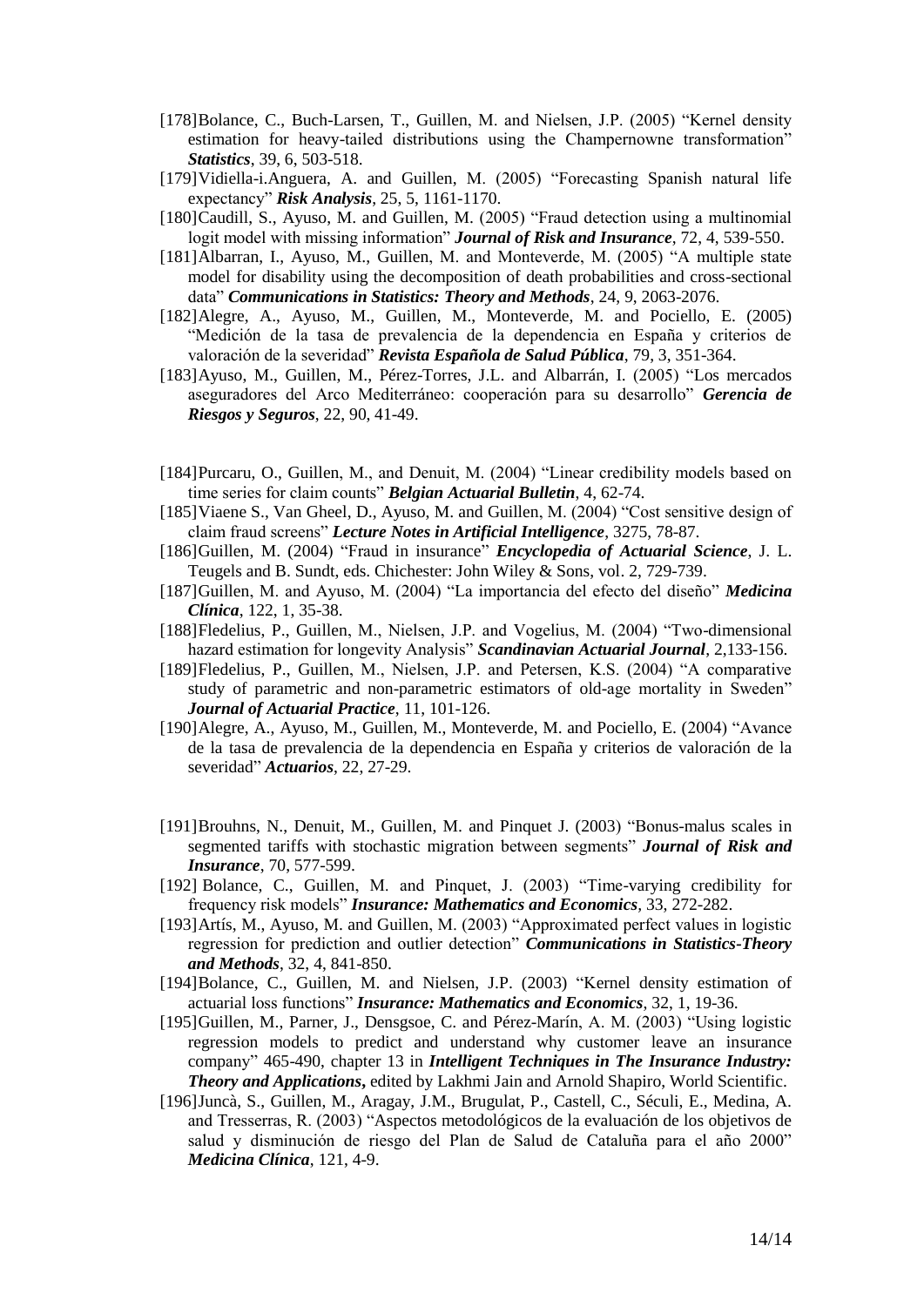[178]Bolance, C., Buch-Larsen, T., Guillen, M. and Nielsen, J.P. (2005) "Kernel density estimation for heavy-tailed distributions using the Champernowne transformation" ***Statistics***, 39, 6, 503-518.

[179]Vidiella-i.Anguera, A. and Guillen, M. (2005) "Forecasting Spanish natural life expectancy" ***Risk Analysis***, 25, 5, 1161-1170.

[180]Caudill, S., Ayuso, M. and Guillen, M. (2005) "Fraud detection using a multinomial logit model with missing information" ***Journal of Risk and Insurance***, 72, 4, 539-550.

[181]Albarran, I., Ayuso, M., Guillen, M. and Monteverde, M. (2005) "A multiple state model for disability using the decomposition of death probabilities and cross-sectional data" ***Communications in Statistics: Theory and Methods***, 24, 9, 2063-2076.

[182]Alegre, A., Ayuso, M., Guillen, M., Monteverde, M. and Pociello, E. (2005) "Medición de la tasa de prevalencia de la dependencia en España y criterios de valoración de la severidad" ***Revista Española de Salud Pública***, 79, 3, 351-364.

[183]Ayuso, M., Guillen, M., Pérez-Torres, J.L. and Albarrán, I. (2005) "Los mercados aseguradores del Arco Mediterráneo: cooperación para su desarrollo" ***Gerencia de Riesgos y Seguros***, 22, 90, 41-49.

[184]Purcaru, O., Guillen, M., and Denuit, M. (2004) "Linear credibility models based on time series for claim counts" ***Belgian Actuarial Bulletin***, 4, 62-74.

[185]Viaene S., Van Gheel, D., Ayuso, M. and Guillen, M. (2004) "Cost sensitive design of claim fraud screens" ***Lecture Notes in Artificial Intelligence***, 3275, 78-87.

[186]Guillen, M. (2004) "Fraud in insurance" ***Encyclopedia of Actuarial Science***, J. L. Teugels and B. Sundt, eds. Chichester: John Wiley & Sons, vol. 2, 729-739.

[187]Guillen, M. and Ayuso, M. (2004) "La importancia del efecto del diseño" ***Medicina Clínica***, 122, 1, 35-38.

[188]Fledelius, P., Guillen, M., Nielsen, J.P. and Vogelius, M. (2004) "Two-dimensional hazard estimation for longevity Analysis" ***Scandinavian Actuarial Journal***, 2,133-156.

[189]Fledelius, P., Guillen, M., Nielsen, J.P. and Petersen, K.S. (2004) "A comparative study of parametric and non-parametric estimators of old-age mortality in Sweden" ***Journal of Actuarial Practice***, 11, 101-126.

[190]Alegre, A., Ayuso, M., Guillen, M., Monteverde, M. and Pociello, E. (2004) "Avance de la tasa de prevalencia de la dependencia en España y criterios de valoración de la severidad" ***Actuarios***, 22, 27-29.

[191]Brouhns, N., Denuit, M., Guillen, M. and Pinquet J. (2003) "Bonus-malus scales in segmented tariffs with stochastic migration between segments" ***Journal of Risk and Insurance***, 70, 577-599.

[192] Bolance, C., Guillen, M. and Pinquet, J. (2003) "Time-varying credibility for frequency risk models" ***Insurance: Mathematics and Economics***, 33, 272-282.

[193]Artís, M., Ayuso, M. and Guillen, M. (2003) "Approximated perfect values in logistic regression for prediction and outlier detection" ***Communications in Statistics-Theory and Methods***, 32, 4, 841-850.

[194]Bolance, C., Guillen, M. and Nielsen, J.P. (2003) "Kernel density estimation of actuarial loss functions" ***Insurance: Mathematics and Economics***, 32, 1, 19-36.

[195]Guillen, M., Parner, J., Densgsoe, C. and Pérez-Marín, A. M. (2003) "Using logistic regression models to predict and understand why customer leave an insurance company" 465-490, chapter 13 in ***Intelligent Techniques in The Insurance Industry: Theory and Applications***, edited by Lakhmi Jain and Arnold Shapiro, World Scientific.

[196]Juncà, S., Guillen, M., Aragay, J.M., Brugulat, P., Castell, C., Séculi, E., Medina, A. and Tresserras, R. (2003) "Aspectos metodológicos de la evaluación de los objetivos de salud y disminución de riesgo del Plan de Salud de Cataluña para el año 2000" ***Medicina Clínica***, 121, 4-9.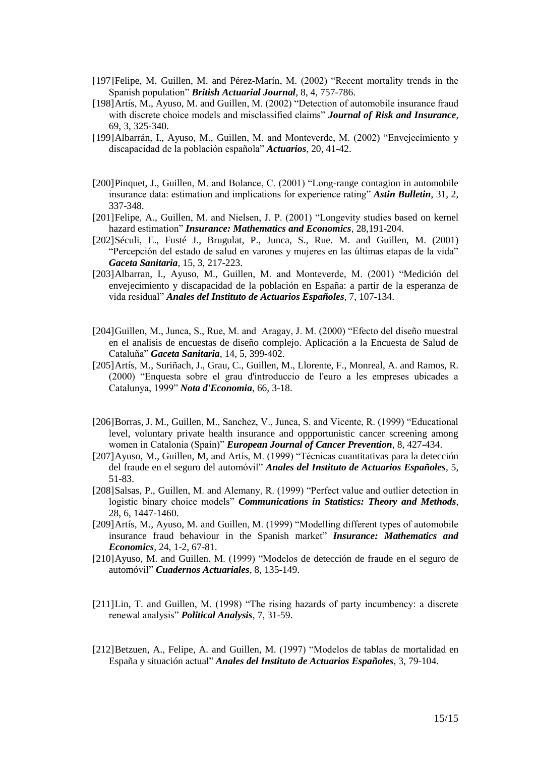[197]Felipe, M. Guillen, M. and Pérez-Marín, M. (2002) "Recent mortality trends in the Spanish population" ***British Actuarial Journal***, 8, 4, 757-786.

[198]Artís, M., Ayuso, M. and Guillen, M. (2002) "Detection of automobile insurance fraud with discrete choice models and misclassified claims" ***Journal of Risk and Insurance***, 69, 3, 325-340.

[199]Albarrán, I., Ayuso, M., Guillen, M. and Monteverde, M. (2002) "Envejecimiento y discapacidad de la población española" ***Actuarios***, 20, 41-42.

[200]Pinquet, J., Guillen, M. and Bolance, C. (2001) "Long-range contagion in automobile insurance data: estimation and implications for experience rating" ***Astin Bulletin***, 31, 2, 337-348.

[201]Felipe, A., Guillen, M. and Nielsen, J. P. (2001) "Longevity studies based on kernel hazard estimation" ***Insurance: Mathematics and Economics***, 28,191-204.

[202]Séculi, E., Fusté J., Brugulat, P., Junca, S., Rue. M. and Guillen, M. (2001) "Percepción del estado de salud en varones y mujeres en las últimas etapas de la vida" ***Gaceta Sanitaria***, 15, 3, 217-223.

[203]Albarran, I., Ayuso, M., Guillen, M. and Monteverde, M. (2001) "Medición del envejecimiento y discapacidad de la población en España: a partir de la esperanza de vida residual" ***Anales del Instituto de Actuarios Españoles***, 7, 107-134.

[204]Guillen, M., Junca, S., Rue, M. and Aragay, J. M. (2000) "Efecto del diseño muestral en el analisis de encuestas de diseño complejo. Aplicación a la Encuesta de Salud de Cataluña" ***Gaceta Sanitaria***, 14, 5, 399-402.

[205]Artís, M., Suriñach, J., Grau, C., Guillen, M., Llorente, F., Monreal, A. and Ramos, R. (2000) "Enquesta sobre el grau d'introduccio de l'euro a les empreses ubicades a Catalunya, 1999" ***Nota d'Economia***, 66, 3-18.

[206]Borras, J. M., Guillen, M., Sanchez, V., Junca, S. and Vicente, R. (1999) "Educational level, voluntary private health insurance and oppportunistic cancer screening among women in Catalonia (Spain)" ***European Journal of Cancer Prevention***, 8, 427-434.

[207]Ayuso, M., Guillen, M, and Artís, M. (1999) "Técnicas cuantitativas para la detección del fraude en el seguro del automóvil" ***Anales del Instituto de Actuarios Españoles***, 5, 51-83.

[208]Salsas, P., Guillen, M. and Alemany, R. (1999) "Perfect value and outlier detection in logistic binary choice models" ***Communications in Statistics: Theory and Methods***, 28, 6, 1447-1460.

[209]Artís, M., Ayuso, M. and Guillen, M. (1999) "Modelling different types of automobile insurance fraud behaviour in the Spanish market" ***Insurance: Mathematics and Economics***, 24, 1-2, 67-81.

[210]Ayuso, M. and Guillen, M. (1999) "Modelos de detección de fraude en el seguro de automóvil" ***Cuadernos Actuariales***, 8, 135-149.

[211]Lin, T. and Guillen, M. (1998) "The rising hazards of party incumbency: a discrete renewal analysis" ***Political Analysis***, 7, 31-59.

[212]Betzuen, A., Felipe, A. and Guillen, M. (1997) "Modelos de tablas de mortalidad en España y situación actual" ***Anales del Instituto de Actuarios Españoles***, 3, 79-104.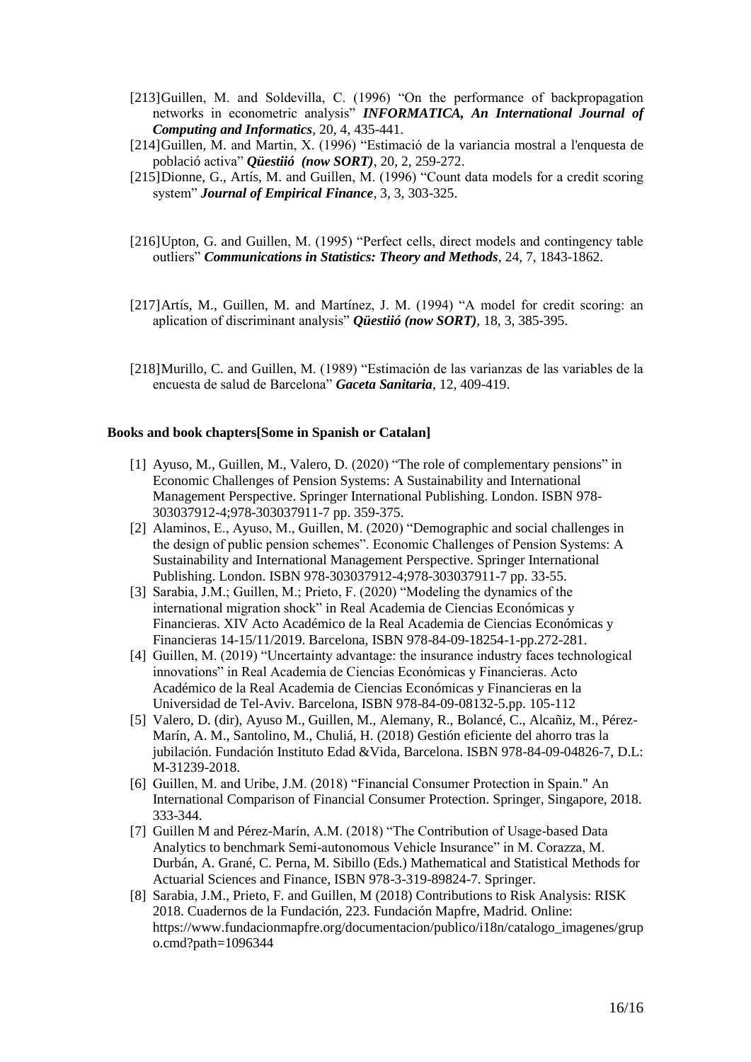[213]Guillen, M. and Soldevilla, C. (1996) "On the performance of backpropagation networks in econometric analysis" ***INFORMATICA, An International Journal of Computing and Informatics***, 20, 4, 435-441.

[214]Guillen, M. and Martin, X. (1996) "Estimació de la variancia mostral a l'enquesta de població activa" ***Qüestiió (now SORT)***, 20, 2, 259-272.

[215]Dionne, G., Artís, M. and Guillen, M. (1996) "Count data models for a credit scoring system" ***Journal of Empirical Finance***, 3, 3, 303-325.

[216]Upton, G. and Guillen, M. (1995) "Perfect cells, direct models and contingency table outliers" ***Communications in Statistics: Theory and Methods***, 24, 7, 1843-1862.

[217]Artís, M., Guillen, M. and Martínez, J. M. (1994) "A model for credit scoring: an aplication of discriminant analysis" ***Qüestiió (now SORT)***, 18, 3, 385-395.

[218]Murillo, C. and Guillen, M. (1989) "Estimación de las varianzas de las variables de la encuesta de salud de Barcelona" ***Gaceta Sanitaria***, 12, 409-419.

**Books and book chapters[Some in Spanish or Catalan]**

[1] Ayuso, M., Guillen, M., Valero, D. (2020) "The role of complementary pensions" in Economic Challenges of Pension Systems: A Sustainability and International Management Perspective. Springer International Publishing. London. ISBN 978-303037912-4;978-303037911-7 pp. 359-375.

[2] Alaminos, E., Ayuso, M., Guillen, M. (2020) "Demographic and social challenges in the design of public pension schemes". Economic Challenges of Pension Systems: A Sustainability and International Management Perspective. Springer International Publishing. London. ISBN 978-303037912-4;978-303037911-7 pp. 33-55.

[3] Sarabia, J.M.; Guillen, M.; Prieto, F. (2020) "Modeling the dynamics of the international migration shock" in Real Academia de Ciencias Económicas y Financieras. XIV Acto Académico de la Real Academia de Ciencias Económicas y Financieras 14-15/11/2019. Barcelona, ISBN 978-84-09-18254-1-pp.272-281.

[4] Guillen, M. (2019) "Uncertainty advantage: the insurance industry faces technological innovations" in Real Academia de Ciencias Económicas y Financieras. Acto Académico de la Real Academia de Ciencias Económicas y Financieras en la Universidad de Tel-Aviv. Barcelona, ISBN 978-84-09-08132-5.pp. 105-112

[5] Valero, D. (dir), Ayuso M., Guillen, M., Alemany, R., Bolancé, C., Alcañiz, M., Pérez-Marín, A. M., Santolino, M., Chuliá, H. (2018) Gestión eficiente del ahorro tras la jubilación. Fundación Instituto Edad &Vida, Barcelona. ISBN 978-84-09-04826-7, D.L: M-31239-2018.

[6] Guillen, M. and Uribe, J.M. (2018) "Financial Consumer Protection in Spain." An International Comparison of Financial Consumer Protection. Springer, Singapore, 2018. 333-344.

[7] Guillen M and Pérez-Marín, A.M. (2018) "The Contribution of Usage-based Data Analytics to benchmark Semi-autonomous Vehicle Insurance" in M. Corazza, M. Durbán, A. Grané, C. Perna, M. Sibillo (Eds.) Mathematical and Statistical Methods for Actuarial Sciences and Finance, ISBN 978-3-319-89824-7. Springer.

[8] Sarabia, J.M., Prieto, F. and Guillen, M (2018) Contributions to Risk Analysis: RISK 2018. Cuadernos de la Fundación, 223. Fundación Mapfre, Madrid. Online: https://www.fundacionmapfre.org/documentacion/publico/i18n/catalogo_imagenes/grupo.cmd?path=1096344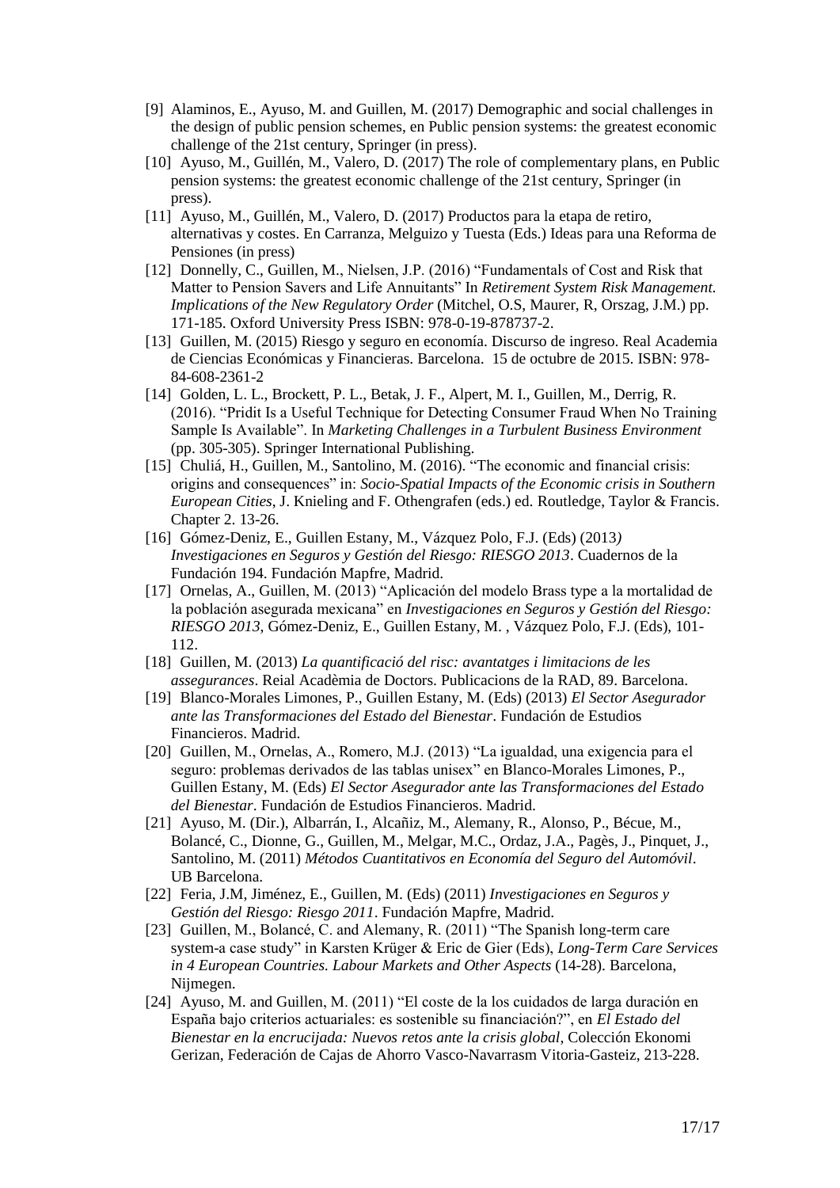[9] Alaminos, E., Ayuso, M. and Guillen, M. (2017) Demographic and social challenges in the design of public pension schemes, en Public pension systems: the greatest economic challenge of the 21st century, Springer (in press).

[10] Ayuso, M., Guillén, M., Valero, D. (2017) The role of complementary plans, en Public pension systems: the greatest economic challenge of the 21st century, Springer (in press).

[11] Ayuso, M., Guillén, M., Valero, D. (2017) Productos para la etapa de retiro, alternativas y costes. En Carranza, Melguizo y Tuesta (Eds.) Ideas para una Reforma de Pensiones (in press)

[12] Donnelly, C., Guillen, M., Nielsen, J.P. (2016) "Fundamentals of Cost and Risk that Matter to Pension Savers and Life Annuitants" In *Retirement System Risk Management. Implications of the New Regulatory Order* (Mitchel, O.S, Maurer, R, Orszag, J.M.) pp. 171-185. Oxford University Press ISBN: 978-0-19-878737-2.

[13] Guillen, M. (2015) Riesgo y seguro en economía. Discurso de ingreso. Real Academia de Ciencias Económicas y Financieras. Barcelona. 15 de octubre de 2015. ISBN: 978-84-608-2361-2

[14] Golden, L. L., Brockett, P. L., Betak, J. F., Alpert, M. I., Guillen, M., Derrig, R. (2016). "Pridit Is a Useful Technique for Detecting Consumer Fraud When No Training Sample Is Available". In *Marketing Challenges in a Turbulent Business Environment* (pp. 305-305). Springer International Publishing.

[15] Chuliá, H., Guillen, M., Santolino, M. (2016). "The economic and financial crisis: origins and consequences" in: *Socio-Spatial Impacts of the Economic crisis in Southern European Cities*, J. Knieling and F. Othengrafen (eds.) ed. Routledge, Taylor & Francis. Chapter 2. 13-26.

[16] Gómez-Deniz, E., Guillen Estany, M., Vázquez Polo, F.J. (Eds) (2013*) Investigaciones en Seguros y Gestión del Riesgo: RIESGO 2013*. Cuadernos de la Fundación 194. Fundación Mapfre, Madrid.

[17] Ornelas, A., Guillen, M. (2013) "Aplicación del modelo Brass type a la mortalidad de la población asegurada mexicana" en *Investigaciones en Seguros y Gestión del Riesgo: RIESGO 2013*, Gómez-Deniz, E., Guillen Estany, M. , Vázquez Polo, F.J. (Eds), 101-112.

[18] Guillen, M. (2013) *La quantificació del risc: avantatges i limitacions de les assegurances*. Reial Acadèmia de Doctors. Publicacions de la RAD, 89. Barcelona.

[19] Blanco-Morales Limones, P., Guillen Estany, M. (Eds) (2013) *El Sector Asegurador ante las Transformaciones del Estado del Bienestar*. Fundación de Estudios Financieros. Madrid.

[20] Guillen, M., Ornelas, A., Romero, M.J. (2013) "La igualdad, una exigencia para el seguro: problemas derivados de las tablas unisex" en Blanco-Morales Limones, P., Guillen Estany, M. (Eds) *El Sector Asegurador ante las Transformaciones del Estado del Bienestar*. Fundación de Estudios Financieros. Madrid.

[21] Ayuso, M. (Dir.), Albarrán, I., Alcañiz, M., Alemany, R., Alonso, P., Bécue, M., Bolancé, C., Dionne, G., Guillen, M., Melgar, M.C., Ordaz, J.A., Pagès, J., Pinquet, J., Santolino, M. (2011) *Métodos Cuantitativos en Economía del Seguro del Automóvil*. UB Barcelona.

[22] Feria, J.M, Jiménez, E., Guillen, M. (Eds) (2011) *Investigaciones en Seguros y Gestión del Riesgo: Riesgo 2011*. Fundación Mapfre, Madrid.

[23] Guillen, M., Bolancé, C. and Alemany, R. (2011) "The Spanish long-term care system-a case study" in Karsten Krüger & Eric de Gier (Eds), *Long-Term Care Services in 4 European Countries. Labour Markets and Other Aspects* (14-28). Barcelona, Nijmegen.

[24] Ayuso, M. and Guillen, M. (2011) "El coste de la los cuidados de larga duración en España bajo criterios actuariales: es sostenible su financiación?", en *El Estado del Bienestar en la encrucijada: Nuevos retos ante la crisis global*, Colección Ekonomi Gerizan, Federación de Cajas de Ahorro Vasco-Navarrasm Vitoria-Gasteiz, 213-228.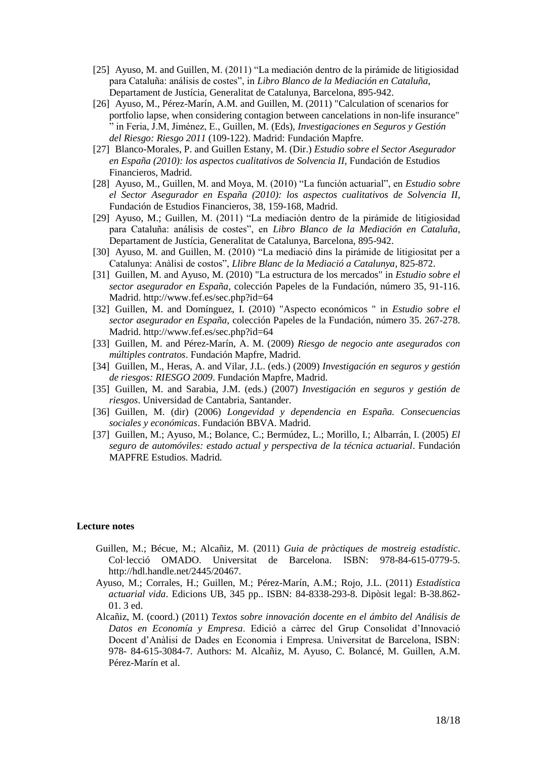[25] Ayuso, M. and Guillen, M. (2011) “La mediación dentro de la pirámide de litigiosidad para Cataluña: análisis de costes”, in *Libro Blanco de la Mediación en Cataluña*, Departament de Justícia, Generalitat de Catalunya, Barcelona, 895-942.

[26] Ayuso, M., Pérez-Marín, A.M. and Guillen, M. (2011) "Calculation of scenarios for portfolio lapse, when considering contagion between cancelations in non-life insurance" ” in Feria, J.M, Jiménez, E., Guillen, M. (Eds), *Investigaciones en Seguros y Gestión del Riesgo: Riesgo 2011* (109-122). Madrid: Fundación Mapfre.

[27] Blanco-Morales, P. and Guillen Estany, M. (Dir.) *Estudio sobre el Sector Asegurador en España (2010): los aspectos cualitativos de Solvencia II*, Fundación de Estudios Financieros, Madrid.

[28] Ayuso, M., Guillen, M. and Moya, M. (2010) “La función actuarial”, en *Estudio sobre el Sector Asegurador en España (2010): los aspectos cualitativos de Solvencia II*, Fundación de Estudios Financieros, 38, 159-168, Madrid.

[29] Ayuso, M.; Guillen, M. (2011) “La mediación dentro de la pirámide de litigiosidad para Cataluña: análisis de costes”, en *Libro Blanco de la Mediación en Cataluña*, Departament de Justícia, Generalitat de Catalunya, Barcelona, 895-942.

[30] Ayuso, M. and Guillen, M. (2010) “La mediació dins la pirámide de litigiositat per a Catalunya: Anàlisi de costos”, *Llibre Blanc de la Mediació a Catalunya*, 825-872.

[31] Guillen, M. and Ayuso, M. (2010) "La estructura de los mercados" in *Estudio sobre el sector asegurador en España*, colección Papeles de la Fundación, número 35, 91-116. Madrid. http://www.fef.es/sec.php?id=64

[32] Guillen, M. and Domínguez, I. (2010) "Aspecto económicos " in *Estudio sobre el sector asegurador en España*, colección Papeles de la Fundación, número 35. 267-278. Madrid. http://www.fef.es/sec.php?id=64

[33] Guillen, M. and Pérez-Marín, A. M. (2009) *Riesgo de negocio ante asegurados con múltiples contratos*. Fundación Mapfre, Madrid.

[34] Guillen, M., Heras, A. and Vilar, J.L. (eds.) (2009) *Investigación en seguros y gestión de riesgos: RIESGO 2009*. Fundación Mapfre, Madrid.

[35] Guillen, M. and Sarabia, J.M. (eds.) (2007) *Investigación en seguros y gestión de riesgos*. Universidad de Cantabria, Santander.

[36] Guillen, M. (dir) (2006) *Longevidad y dependencia en España. Consecuencias sociales y económicas*. Fundación BBVA. Madrid.

[37] Guillen, M.; Ayuso, M.; Bolance, C.; Bermúdez, L.; Morillo, I.; Albarrán, I. (2005) *El seguro de automóviles: estado actual y perspectiva de la técnica actuarial*. Fundación MAPFRE Estudios. Madrid.

**Lecture notes**

Guillen, M.; Bécue, M.; Alcañiz, M. (2011) *Guia de pràctiques de mostreig estadístic*. Col·lecció OMADO. Universitat de Barcelona. ISBN: 978-84-615-0779-5. http://hdl.handle.net/2445/20467.

Ayuso, M.; Corrales, H.; Guillen, M.; Pérez-Marín, A.M.; Rojo, J.L. (2011) *Estadística actuarial vida*. Edicions UB, 345 pp.. ISBN: 84-8338-293-8. Dipòsit legal: B-38.862-01. 3 ed.

Alcañiz, M. (coord.) (2011) *Textos sobre innovación docente en el ámbito del Análisis de Datos en Economía y Empresa*. Edició a càrrec del Grup Consolidat d’Innovació Docent d’Anàlisi de Dades en Economia i Empresa. Universitat de Barcelona, ISBN: 978- 84-615-3084-7. Authors: M. Alcañiz, M. Ayuso, C. Bolancé, M. Guillen, A.M. Pérez-Marín et al.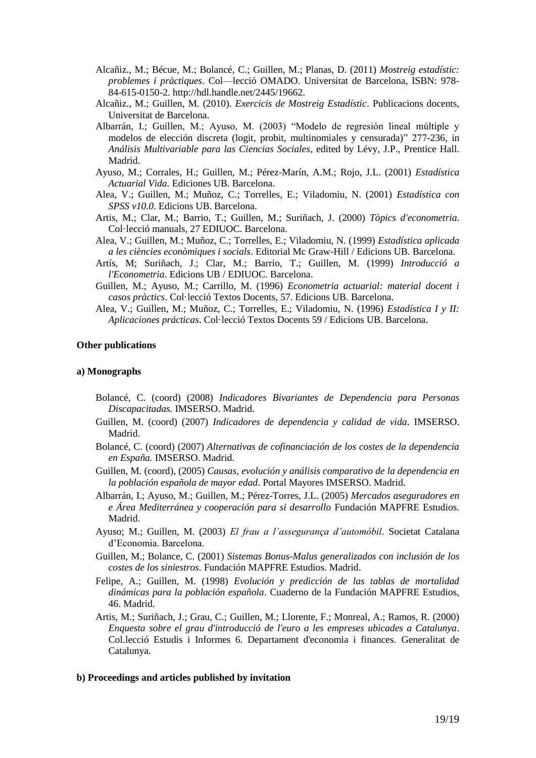Alcañiz., M.; Bécue, M.; Bolancé, C.; Guillen, M.; Planas, D. (2011) *Mostreig estadístic: problemes i pràctiques*. Col—lecció OMADO. Universitat de Barcelona, ISBN: 978-84-615-0150-2. http://hdl.handle.net/2445/19662.

Alcañiz., M.; Guillen, M. (2010). *Exercicis de Mostreig Estadístic*. Publicacions docents, Universitat de Barcelona.

Albarrán, I.; Guillen, M.; Ayuso, M. (2003) "Modelo de regresión lineal múltiple y modelos de elección discreta (logit, probit, multinomiales y censurada)" 277-236, in *Análisis Multivariable para las Ciencias Sociales*, edited by Lévy, J.P., Prentice Hall. Madrid.

Ayuso, M.; Corrales, H.; Guillen, M.; Pérez-Marín, A.M.; Rojo, J.L. (2001) *Estadística Actuarial Vida.* Ediciones UB. Barcelona.

Alea, V.; Guillen, M.; Muñoz, C.; Torrelles, E.; Viladomiu, N. (2001) *Estadística con SPSS v10.0*. Edicions UB. Barcelona.

Artis, M.; Clar, M.; Barrio, T.; Guillen, M.; Suriñach, J. (2000) *Tòpics d'econometria*. Col·lecció manuals, 27 EDIUOC. Barcelona.

Alea, V.; Guillen, M.; Muñoz, C.; Torrelles, E.; Viladomiu, N. (1999) *Estadística aplicada a les ciències econòmiques i socials*. Editorial Mc Graw-Hill / Edicions UB. Barcelona.

Artís, M; Suriñach, J.; Clar, M.; Barrio, T.; Guillen, M. (1999) *Introducció a l'Econometria.* Edicions UB / EDIUOC. Barcelona.

Guillen, M.; Ayuso, M.; Carrillo, M. (1996) *Econometria actuarial: material docent i casos pràctics*. Col·lecció Textos Docents, 57. Edicions UB. Barcelona.

Alea, V.; Guillen, M.; Muñoz, C.; Torrelles, E.; Viladomiu, N. (1996) *Estadística I y II: Aplicaciones prácticas*. Col·lecció Textos Docents 59 / Edicions UB. Barcelona.

**Other publications**

**a) Monographs**

Bolancé, C. (coord) (2008) *Indicadores Bivariantes de Dependencia para Personas Discapacitadas.* IMSERSO. Madrid.

Guillen, M. (coord) (2007) *Indicadores de dependencia y calidad de vida*. IMSERSO. Madrid.

Bolancé, C. (coord) (2007) *Alternativas de cofinanciación de los costes de la dependencia en España.* IMSERSO. Madrid.

Guillen, M. (coord), (2005) *Causas, evolución y análisis comparativo de la dependencia en la población española de mayor edad*. Portal Mayores IMSERSO. Madrid.

Albarrán, I.; Ayuso, M.; Guillen, M.; Pérez-Torres, J.L. (2005) *Mercados aseguradores en e Área Mediterránea y cooperación para si desarrollo* Fundación MAPFRE Estudios. Madrid.

Ayuso; M.; Guillen, M. (2003) *El frau a l'assegurança d'automòbil*. Societat Catalana d'Economia. Barcelona.

Guillen, M.; Bolance, C. (2001) *Sistemas Bonus-Malus generalizados con inclusión de los costes de los siniestros.* Fundación MAPFRE Estudios. Madrid.

Felipe, A.; Guillen, M. (1998) *Evolución y predicción de las tablas de mortalidad dinámicas para la población española*. Cuaderno de la Fundación MAPFRE Estudios, 46. Madrid.

Artis, M.; Suriñach, J.; Grau, C.; Guillen, M.; Llorente, F.; Monreal, A.; Ramos, R. (2000) *Enquesta sobre el grau d'introducció de l'euro a les empreses ubicades a Catalunya*. Col.lecció Estudis i Informes 6. Departament d'economia i finances. Generalitat de Catalunya.

**b) Proceedings and articles published by invitation**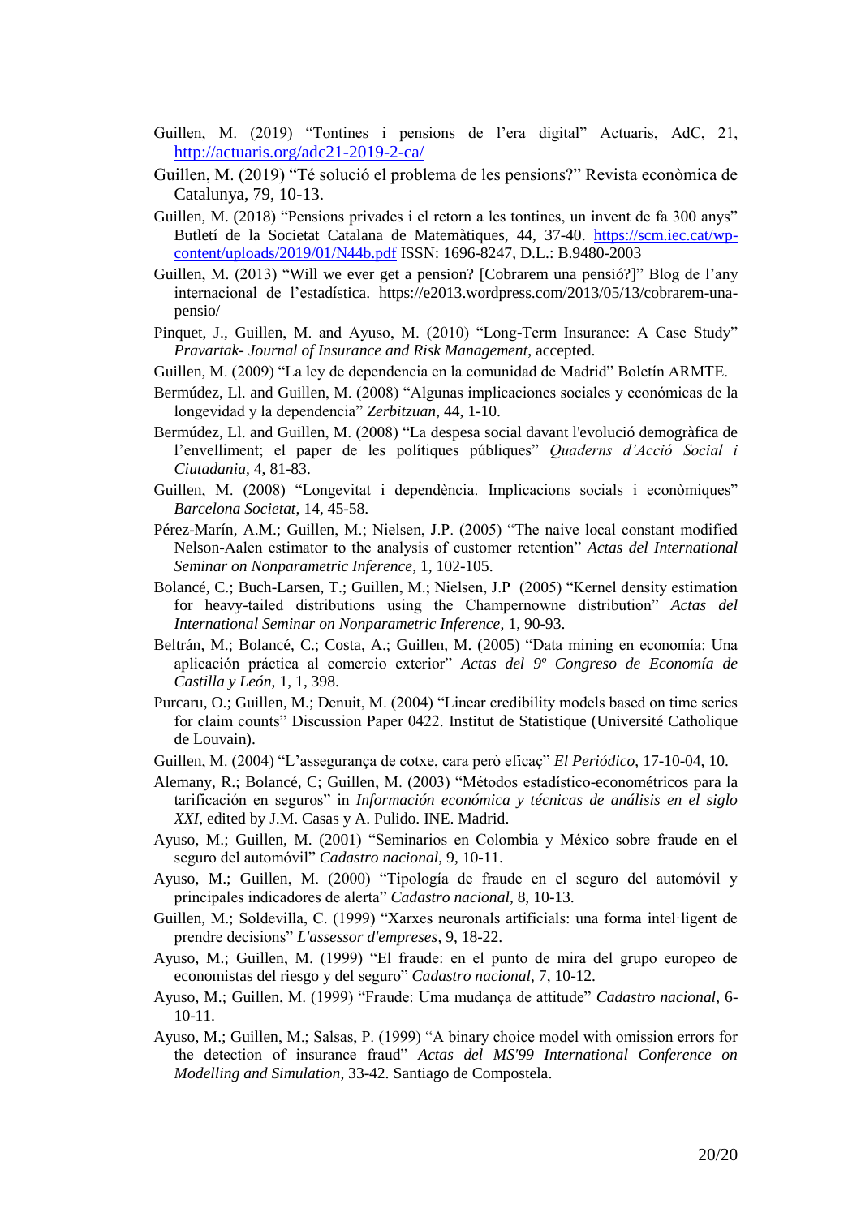Guillen, M. (2019) “Tontines i pensions de l’era digital” Actuaris, AdC, 21, http://actuaris.org/adc21-2019-2-ca/

Guillen, M. (2019) “Té solució el problema de les pensions?” Revista econòmica de Catalunya, 79, 10-13.

Guillen, M. (2018) “Pensions privades i el retorn a les tontines, un invent de fa 300 anys” Butletí de la Societat Catalana de Matemàtiques, 44, 37-40. https://scm.iec.cat/wp-content/uploads/2019/01/N44b.pdf ISSN: 1696-8247, D.L.: B.9480-2003

Guillen, M. (2013) “Will we ever get a pension? [Cobrarem una pensió?]” Blog de l’any internacional de l’estadística. https://e2013.wordpress.com/2013/05/13/cobrarem-una-pensio/

Pinquet, J., Guillen, M. and Ayuso, M. (2010) “Long-Term Insurance: A Case Study” *Pravartak- Journal of Insurance and Risk Management*, accepted.

Guillen, M. (2009) “La ley de dependencia en la comunidad de Madrid” Boletín ARMTE.

Bermúdez, Ll. and Guillen, M. (2008) “Algunas implicaciones sociales y económicas de la longevidad y la dependencia” *Zerbitzuan*, 44, 1-10.

Bermúdez, Ll. and Guillen, M. (2008) “La despesa social davant l'evolució demogràfica de l’envelliment; el paper de les polítiques públiques” *Quaderns d’Acció Social i Ciutadania*, 4, 81-83.

Guillen, M. (2008) “Longevitat i dependència. Implicacions socials i econòmiques” *Barcelona Societat*, 14, 45-58.

Pérez-Marín, A.M.; Guillen, M.; Nielsen, J.P. (2005) “The naive local constant modified Nelson-Aalen estimator to the analysis of customer retention” *Actas del International Seminar on Nonparametric Inference*, 1, 102-105.

Bolancé, C.; Buch-Larsen, T.; Guillen, M.; Nielsen, J.P (2005) “Kernel density estimation for heavy-tailed distributions using the Champernowne distribution” *Actas del International Seminar on Nonparametric Inference*, 1, 90-93.

Beltrán, M.; Bolancé, C.; Costa, A.; Guillen, M. (2005) “Data mining en economía: Una aplicación práctica al comercio exterior” *Actas del 9º Congreso de Economía de Castilla y León*, 1, 1, 398.

Purcaru, O.; Guillen, M.; Denuit, M. (2004) “Linear credibility models based on time series for claim counts” Discussion Paper 0422. Institut de Statistique (Université Catholique de Louvain).

Guillen, M. (2004) “L’assegurança de cotxe, cara però eficaç” *El Periódico*, 17-10-04, 10.

Alemany, R.; Bolancé, C; Guillen, M. (2003) “Métodos estadístico-econométricos para la tarificación en seguros” in *Información económica y técnicas de análisis en el siglo XXI*, edited by J.M. Casas y A. Pulido. INE. Madrid.

Ayuso, M.; Guillen, M. (2001) “Seminarios en Colombia y México sobre fraude en el seguro del automóvil” *Cadastro nacional*, 9, 10-11.

Ayuso, M.; Guillen, M. (2000) “Tipología de fraude en el seguro del automóvil y principales indicadores de alerta” *Cadastro nacional*, 8, 10-13.

Guillen, M.; Soldevilla, C. (1999) “Xarxes neuronals artificials: una forma intel·ligent de prendre decisions” *L'assessor d'empreses*, 9, 18-22.

Ayuso, M.; Guillen, M. (1999) “El fraude: en el punto de mira del grupo europeo de economistas del riesgo y del seguro” *Cadastro nacional*, 7, 10-12.

Ayuso, M.; Guillen, M. (1999) “Fraude: Uma mudança de attitude” *Cadastro nacional*, 6-10-11.

Ayuso, M.; Guillen, M.; Salsas, P. (1999) “A binary choice model with omission errors for the detection of insurance fraud” *Actas del MS'99 International Conference on Modelling and Simulation*, 33-42. Santiago de Compostela.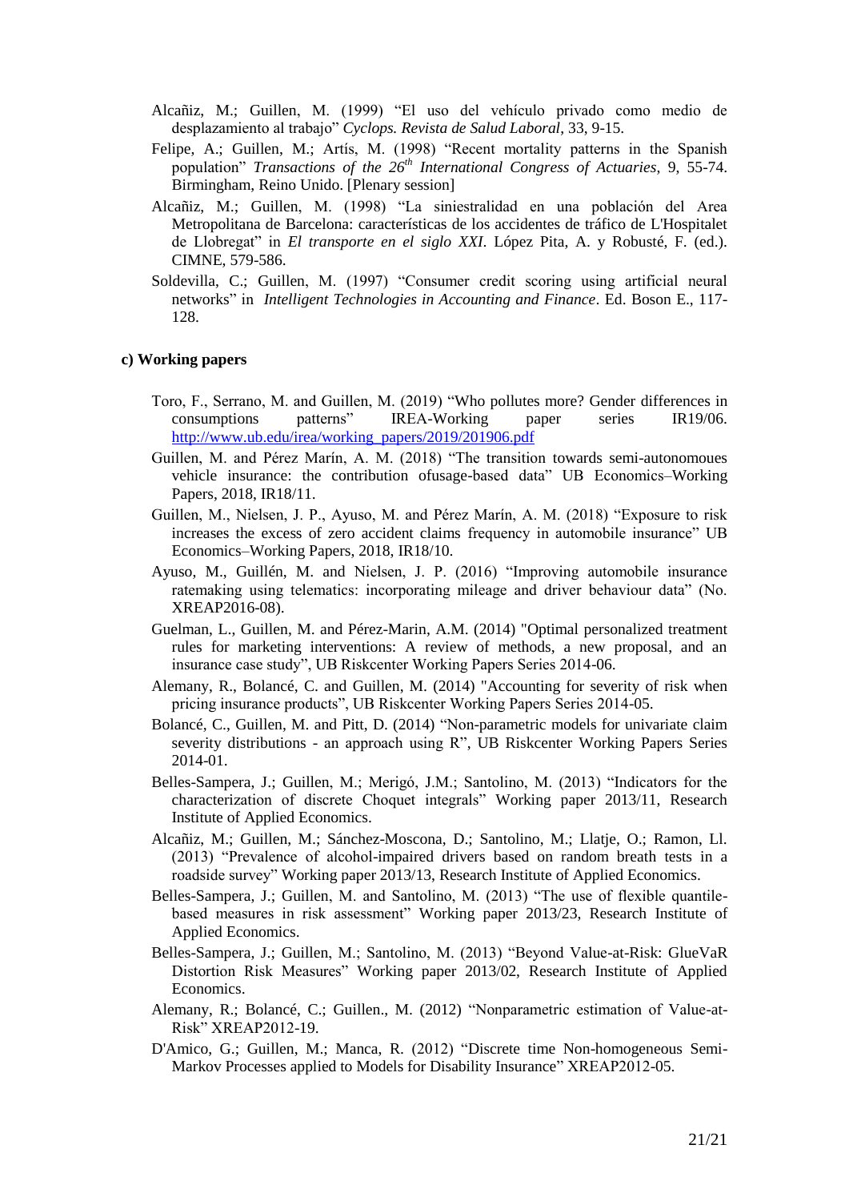Alcañiz, M.; Guillen, M. (1999) "El uso del vehículo privado como medio de desplazamiento al trabajo" *Cyclops. Revista de Salud Laboral*, 33, 9-15.

Felipe, A.; Guillen, M.; Artís, M. (1998) "Recent mortality patterns in the Spanish population" *Transactions of the 26th International Congress of Actuaries*, 9, 55-74. Birmingham, Reino Unido. [Plenary session]

Alcañiz, M.; Guillen, M. (1998) "La siniestralidad en una población del Area Metropolitana de Barcelona: características de los accidentes de tráfico de L'Hospitalet de Llobregat" in *El transporte en el siglo XXI*. López Pita, A. y Robusté, F. (ed.). CIMNE, 579-586.

Soldevilla, C.; Guillen, M. (1997) "Consumer credit scoring using artificial neural networks" in *Intelligent Technologies in Accounting and Finance*. Ed. Boson E., 117-128.

**c) Working papers**

Toro, F., Serrano, M. and Guillen, M. (2019) "Who pollutes more? Gender differences in consumptions patterns" IREA-Working paper series IR19/06. http://www.ub.edu/irea/working_papers/2019/201906.pdf

Guillen, M. and Pérez Marín, A. M. (2018) "The transition towards semi-autonomoues vehicle insurance: the contribution ofusage-based data" UB Economics–Working Papers, 2018, IR18/11.

Guillen, M., Nielsen, J. P., Ayuso, M. and Pérez Marín, A. M. (2018) "Exposure to risk increases the excess of zero accident claims frequency in automobile insurance" UB Economics–Working Papers, 2018, IR18/10.

Ayuso, M., Guillén, M. and Nielsen, J. P. (2016) "Improving automobile insurance ratemaking using telematics: incorporating mileage and driver behaviour data" (No. XREAP2016-08).

Guelman, L., Guillen, M. and Pérez-Marin, A.M. (2014) "Optimal personalized treatment rules for marketing interventions: A review of methods, a new proposal, and an insurance case study", UB Riskcenter Working Papers Series 2014-06.

Alemany, R., Bolancé, C. and Guillen, M. (2014) "Accounting for severity of risk when pricing insurance products", UB Riskcenter Working Papers Series 2014-05.

Bolancé, C., Guillen, M. and Pitt, D. (2014) "Non-parametric models for univariate claim severity distributions - an approach using R", UB Riskcenter Working Papers Series 2014-01.

Belles-Sampera, J.; Guillen, M.; Merigó, J.M.; Santolino, M. (2013) "Indicators for the characterization of discrete Choquet integrals" Working paper 2013/11, Research Institute of Applied Economics.

Alcañiz, M.; Guillen, M.; Sánchez-Moscona, D.; Santolino, M.; Llatje, O.; Ramon, Ll. (2013) "Prevalence of alcohol-impaired drivers based on random breath tests in a roadside survey" Working paper 2013/13, Research Institute of Applied Economics.

Belles-Sampera, J.; Guillen, M. and Santolino, M. (2013) "The use of flexible quantile-based measures in risk assessment" Working paper 2013/23, Research Institute of Applied Economics.

Belles-Sampera, J.; Guillen, M.; Santolino, M. (2013) "Beyond Value-at-Risk: GlueVaR Distortion Risk Measures" Working paper 2013/02, Research Institute of Applied Economics.

Alemany, R.; Bolancé, C.; Guillen., M. (2012) "Nonparametric estimation of Value-at-Risk" XREAP2012-19.

D'Amico, G.; Guillen, M.; Manca, R. (2012) "Discrete time Non-homogeneous Semi-Markov Processes applied to Models for Disability Insurance" XREAP2012-05.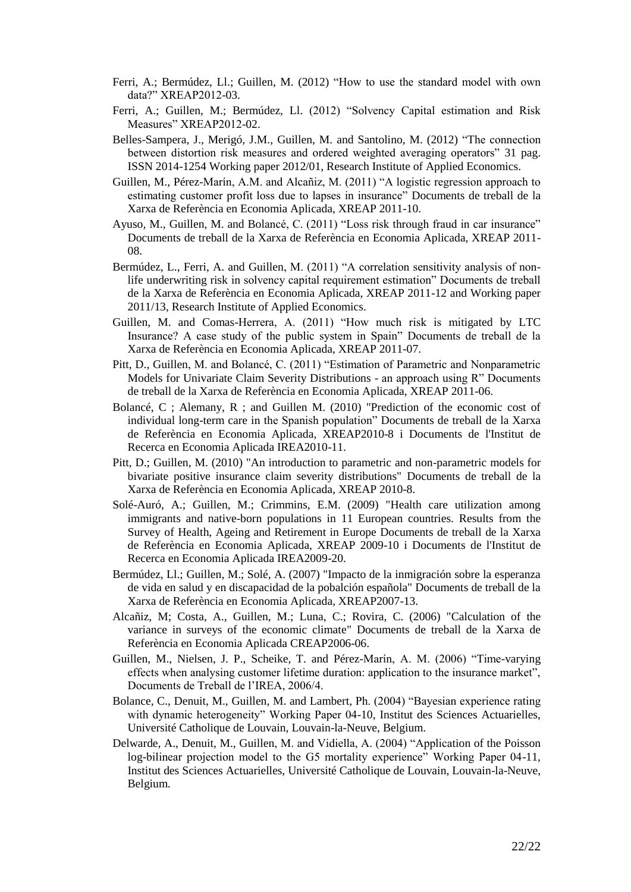Ferri, A.; Bermúdez, Ll.; Guillen, M. (2012) "How to use the standard model with own data?" XREAP2012-03.

Ferri, A.; Guillen, M.; Bermúdez, Ll. (2012) "Solvency Capital estimation and Risk Measures" XREAP2012-02.

Belles-Sampera, J., Merigó, J.M., Guillen, M. and Santolino, M. (2012) "The connection between distortion risk measures and ordered weighted averaging operators" 31 pag. ISSN 2014-1254 Working paper 2012/01, Research Institute of Applied Economics.

Guillen, M., Pérez-Marín, A.M. and Alcañiz, M. (2011) "A logistic regression approach to estimating customer profit loss due to lapses in insurance" Documents de treball de la Xarxa de Referència en Economia Aplicada, XREAP 2011-10.

Ayuso, M., Guillen, M. and Bolancé, C. (2011) "Loss risk through fraud in car insurance" Documents de treball de la Xarxa de Referència en Economia Aplicada, XREAP 2011-08.

Bermúdez, L., Ferri, A. and Guillen, M. (2011) "A correlation sensitivity analysis of non-life underwriting risk in solvency capital requirement estimation" Documents de treball de la Xarxa de Referència en Economia Aplicada, XREAP 2011-12 and Working paper 2011/13, Research Institute of Applied Economics.

Guillen, M. and Comas-Herrera, A. (2011) "How much risk is mitigated by LTC Insurance? A case study of the public system in Spain" Documents de treball de la Xarxa de Referència en Economia Aplicada, XREAP 2011-07.

Pitt, D., Guillen, M. and Bolancé, C. (2011) "Estimation of Parametric and Nonparametric Models for Univariate Claim Severity Distributions - an approach using R" Documents de treball de la Xarxa de Referència en Economia Aplicada, XREAP 2011-06.

Bolancé, C ; Alemany, R ; and Guillen M. (2010) "Prediction of the economic cost of individual long-term care in the Spanish population" Documents de treball de la Xarxa de Referència en Economia Aplicada, XREAP2010-8 i Documents de l'Institut de Recerca en Economia Aplicada IREA2010-11.

Pitt, D.; Guillen, M. (2010) "An introduction to parametric and non-parametric models for bivariate positive insurance claim severity distributions" Documents de treball de la Xarxa de Referència en Economia Aplicada, XREAP 2010-8.

Solé-Auró, A.; Guillen, M.; Crimmins, E.M. (2009) "Health care utilization among immigrants and native-born populations in 11 European countries. Results from the Survey of Health, Ageing and Retirement in Europe Documents de treball de la Xarxa de Referència en Economia Aplicada, XREAP 2009-10 i Documents de l'Institut de Recerca en Economia Aplicada IREA2009-20.

Bermúdez, Ll.; Guillen, M.; Solé, A. (2007) "Impacto de la inmigración sobre la esperanza de vida en salud y en discapacidad de la pobalción española" Documents de treball de la Xarxa de Referència en Economia Aplicada, XREAP2007-13.

Alcañiz, M; Costa, A., Guillen, M.; Luna, C.; Rovira, C. (2006) "Calculation of the variance in surveys of the economic climate" Documents de treball de la Xarxa de Referència en Economia Aplicada CREAP2006-06.

Guillen, M., Nielsen, J. P., Scheike, T. and Pérez-Marín, A. M. (2006) "Time-varying effects when analysing customer lifetime duration: application to the insurance market", Documents de Treball de l'IREA, 2006/4.

Bolance, C., Denuit, M., Guillen, M. and Lambert, Ph. (2004) "Bayesian experience rating with dynamic heterogeneity" Working Paper 04-10, Institut des Sciences Actuarielles, Université Catholique de Louvain, Louvain-la-Neuve, Belgium.

Delwarde, A., Denuit, M., Guillen, M. and Vidiella, A. (2004) "Application of the Poisson log-bilinear projection model to the G5 mortality experience" Working Paper 04-11, Institut des Sciences Actuarielles, Université Catholique de Louvain, Louvain-la-Neuve, Belgium.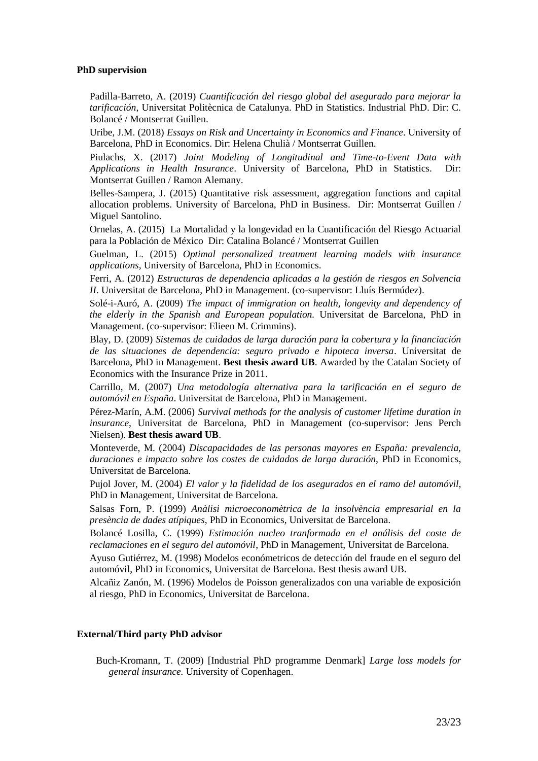**PhD supervision**

Padilla-Barreto, A. (2019) *Cuantificación del riesgo global del asegurado para mejorar la tarificación*, Universitat Politècnica de Catalunya. PhD in Statistics. Industrial PhD. Dir: C. Bolancé / Montserrat Guillen.

Uribe, J.M. (2018) *Essays on Risk and Uncertainty in Economics and Finance*. University of Barcelona, PhD in Economics. Dir: Helena Chulià / Montserrat Guillen.

Piulachs, X. (2017) *Joint Modeling of Longitudinal and Time-to-Event Data with Applications in Health Insurance*. University of Barcelona, PhD in Statistics. Dir: Montserrat Guillen / Ramon Alemany.

Belles-Sampera, J. (2015) Quantitative risk assessment, aggregation functions and capital allocation problems. University of Barcelona, PhD in Business. Dir: Montserrat Guillen / Miguel Santolino.

Ornelas, A. (2015) La Mortalidad y la longevidad en la Cuantificación del Riesgo Actuarial para la Población de México Dir: Catalina Bolancé / Montserrat Guillen

Guelman, L. (2015) *Optimal personalized treatment learning models with insurance applications,* University of Barcelona, PhD in Economics.

Ferri, A. (2012) *Estructuras de dependencia aplicadas a la gestión de riesgos en Solvencia II*. Universitat de Barcelona, PhD in Management. (co-supervisor: Lluís Bermúdez).

Solé-i-Auró, A. (2009) *The impact of immigration on health, longevity and dependency of the elderly in the Spanish and European population.* Universitat de Barcelona, PhD in Management. (co-supervisor: Elieen M. Crimmins).

Blay, D. (2009) *Sistemas de cuidados de larga duración para la cobertura y la financiación de las situaciones de dependencia: seguro privado e hipoteca inversa*. Universitat de Barcelona, PhD in Management. **Best thesis award UB**. Awarded by the Catalan Society of Economics with the Insurance Prize in 2011.

Carrillo, M. (2007) *Una metodología alternativa para la tarificación en el seguro de automóvil en España*. Universitat de Barcelona, PhD in Management.

Pérez-Marín, A.M. (2006) *Survival methods for the analysis of customer lifetime duration in insurance*, Universitat de Barcelona, PhD in Management (co-supervisor: Jens Perch Nielsen). **Best thesis award UB**.

Monteverde, M. (2004) *Discapacidades de las personas mayores en España: prevalencia, duraciones e impacto sobre los costes de cuidados de larga duración,* PhD in Economics, Universitat de Barcelona.

Pujol Jover, M. (2004) *El valor y la fidelidad de los asegurados en el ramo del automóvil*, PhD in Management, Universitat de Barcelona.

Salsas Forn, P. (1999) *Anàlisi microeconomètrica de la insolvència empresarial en la presència de dades atípiques*, PhD in Economics, Universitat de Barcelona.

Bolancé Losilla, C. (1999) *Estimación nucleo tranformada en el análisis del coste de reclamaciones en el seguro del automóvil*, PhD in Management, Universitat de Barcelona.

Ayuso Gutiérrez, M. (1998) Modelos económetricos de detección del fraude en el seguro del automóvil, PhD in Economics, Universitat de Barcelona. Best thesis award UB.

Alcañiz Zanón, M. (1996) Modelos de Poisson generalizados con una variable de exposición al riesgo, PhD in Economics, Universitat de Barcelona.

**External/Third party PhD advisor**

Buch-Kromann, T. (2009) [Industrial PhD programme Denmark] *Large loss models for general insurance.* University of Copenhagen.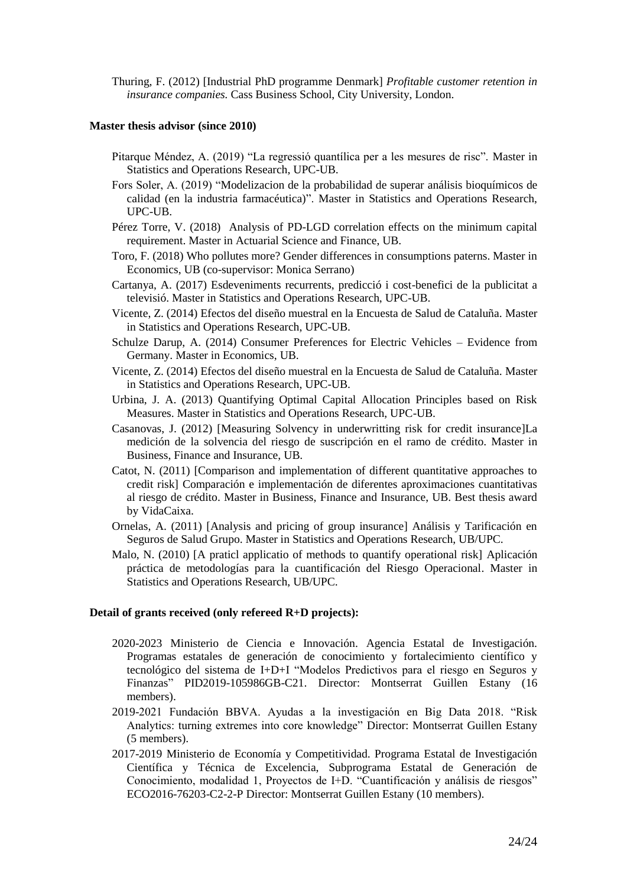Thuring, F. (2012) [Industrial PhD programme Denmark] *Profitable customer retention in insurance companies.* Cass Business School, City University, London.

**Master thesis advisor (since 2010)**

Pitarque Méndez, A. (2019) "La regressió quantílica per a les mesures de risc". Master in Statistics and Operations Research, UPC-UB.

Fors Soler, A. (2019) "Modelizacion de la probabilidad de superar análisis bioquímicos de calidad (en la industria farmacéutica)". Master in Statistics and Operations Research, UPC-UB.

Pérez Torre, V. (2018) Analysis of PD-LGD correlation effects on the minimum capital requirement. Master in Actuarial Science and Finance, UB.

Toro, F. (2018) Who pollutes more? Gender differences in consumptions paterns. Master in Economics, UB (co-supervisor: Monica Serrano)

Cartanya, A. (2017) Esdeveniments recurrents, predicció i cost-benefici de la publicitat a televisió. Master in Statistics and Operations Research, UPC-UB.

Vicente, Z. (2014) Efectos del diseño muestral en la Encuesta de Salud de Cataluña. Master in Statistics and Operations Research, UPC-UB.

Schulze Darup, A. (2014) Consumer Preferences for Electric Vehicles – Evidence from Germany. Master in Economics, UB.

Vicente, Z. (2014) Efectos del diseño muestral en la Encuesta de Salud de Cataluña. Master in Statistics and Operations Research, UPC-UB.

Urbina, J. A. (2013) Quantifying Optimal Capital Allocation Principles based on Risk Measures. Master in Statistics and Operations Research, UPC-UB.

Casanovas, J. (2012) [Measuring Solvency in underwritting risk for credit insurance]La medición de la solvencia del riesgo de suscripción en el ramo de crédito. Master in Business, Finance and Insurance, UB.

Catot, N. (2011) [Comparison and implementation of different quantitative approaches to credit risk] Comparación e implementación de diferentes aproximaciones cuantitativas al riesgo de crédito. Master in Business, Finance and Insurance, UB. Best thesis award by VidaCaixa.

Ornelas, A. (2011) [Analysis and pricing of group insurance] Análisis y Tarificación en Seguros de Salud Grupo. Master in Statistics and Operations Research, UB/UPC.

Malo, N. (2010) [A praticl applicatio of methods to quantify operational risk] Aplicación práctica de metodologías para la cuantificación del Riesgo Operacional. Master in Statistics and Operations Research, UB/UPC.

**Detail of grants received (only refereed R+D projects):**

2020-2023 Ministerio de Ciencia e Innovación. Agencia Estatal de Investigación. Programas estatales de generación de conocimiento y fortalecimiento científico y tecnológico del sistema de I+D+I "Modelos Predictivos para el riesgo en Seguros y Finanzas" PID2019-105986GB-C21. Director: Montserrat Guillen Estany (16 members).

2019-2021 Fundación BBVA. Ayudas a la investigación en Big Data 2018. "Risk Analytics: turning extremes into core knowledge" Director: Montserrat Guillen Estany (5 members).

2017-2019 Ministerio de Economía y Competitividad. Programa Estatal de Investigación Científica y Técnica de Excelencia, Subprograma Estatal de Generación de Conocimiento, modalidad 1, Proyectos de I+D. "Cuantificación y análisis de riesgos" ECO2016-76203-C2-2-P Director: Montserrat Guillen Estany (10 members).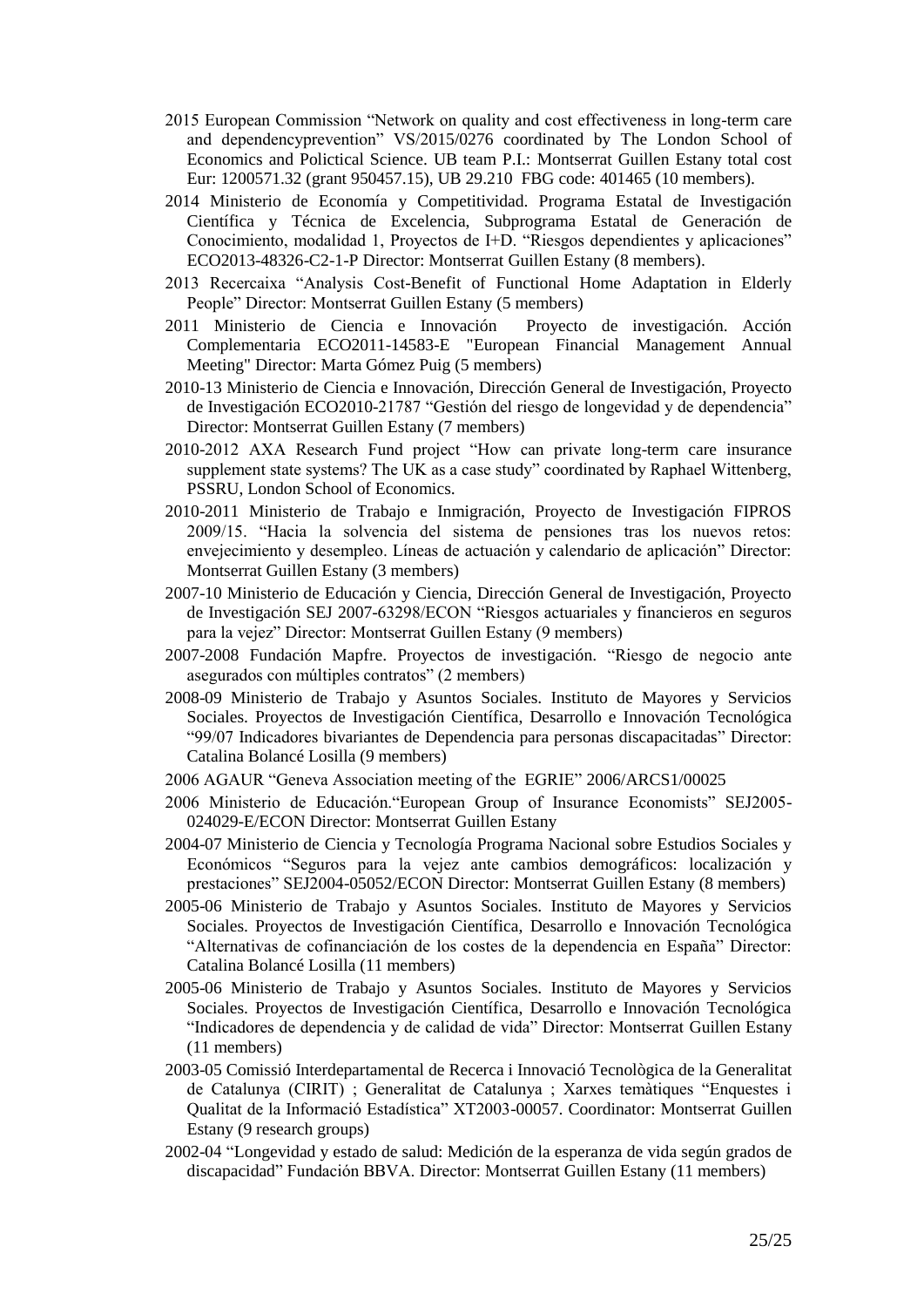2015 European Commission “Network on quality and cost effectiveness in long-term care and dependencyprevention” VS/2015/0276 coordinated by The London School of Economics and Polictical Science. UB team P.I.: Montserrat Guillen Estany total cost Eur: 1200571.32 (grant 950457.15), UB 29.210 FBG code: 401465 (10 members).

2014 Ministerio de Economía y Competitividad. Programa Estatal de Investigación Científica y Técnica de Excelencia, Subprograma Estatal de Generación de Conocimiento, modalidad 1, Proyectos de I+D. “Riesgos dependientes y aplicaciones” ECO2013-48326-C2-1-P Director: Montserrat Guillen Estany (8 members).

2013 Recercaixa “Analysis Cost-Benefit of Functional Home Adaptation in Elderly People” Director: Montserrat Guillen Estany (5 members)

2011 Ministerio de Ciencia e Innovación Proyecto de investigación. Acción Complementaria ECO2011-14583-E "European Financial Management Annual Meeting" Director: Marta Gómez Puig (5 members)

2010-13 Ministerio de Ciencia e Innovación, Dirección General de Investigación, Proyecto de Investigación ECO2010-21787 “Gestión del riesgo de longevidad y de dependencia” Director: Montserrat Guillen Estany (7 members)

2010-2012 AXA Research Fund project “How can private long-term care insurance supplement state systems? The UK as a case study” coordinated by Raphael Wittenberg, PSSRU, London School of Economics.

2010-2011 Ministerio de Trabajo e Inmigración, Proyecto de Investigación FIPROS 2009/15. “Hacia la solvencia del sistema de pensiones tras los nuevos retos: envejecimiento y desempleo. Líneas de actuación y calendario de aplicación” Director: Montserrat Guillen Estany (3 members)

2007-10 Ministerio de Educación y Ciencia, Dirección General de Investigación, Proyecto de Investigación SEJ 2007-63298/ECON “Riesgos actuariales y financieros en seguros para la vejez” Director: Montserrat Guillen Estany (9 members)

2007-2008 Fundación Mapfre. Proyectos de investigación. “Riesgo de negocio ante asegurados con múltiples contratos” (2 members)

2008-09 Ministerio de Trabajo y Asuntos Sociales. Instituto de Mayores y Servicios Sociales. Proyectos de Investigación Científica, Desarrollo e Innovación Tecnológica “99/07 Indicadores bivariantes de Dependencia para personas discapacitadas” Director: Catalina Bolancé Losilla (9 members)

2006 AGAUR “Geneva Association meeting of the EGRIE” 2006/ARCS1/00025

2006 Ministerio de Educación.“European Group of Insurance Economists” SEJ2005-024029-E/ECON Director: Montserrat Guillen Estany

2004-07 Ministerio de Ciencia y Tecnología Programa Nacional sobre Estudios Sociales y Económicos “Seguros para la vejez ante cambios demográficos: localización y prestaciones” SEJ2004-05052/ECON Director: Montserrat Guillen Estany (8 members)

2005-06 Ministerio de Trabajo y Asuntos Sociales. Instituto de Mayores y Servicios Sociales. Proyectos de Investigación Científica, Desarrollo e Innovación Tecnológica “Alternativas de cofinanciación de los costes de la dependencia en España” Director: Catalina Bolancé Losilla (11 members)

2005-06 Ministerio de Trabajo y Asuntos Sociales. Instituto de Mayores y Servicios Sociales. Proyectos de Investigación Científica, Desarrollo e Innovación Tecnológica “Indicadores de dependencia y de calidad de vida” Director: Montserrat Guillen Estany (11 members)

2003-05 Comissió Interdepartamental de Recerca i Innovació Tecnològica de la Generalitat de Catalunya (CIRIT) ; Generalitat de Catalunya ; Xarxes temàtiques “Enquestes i Qualitat de la Informació Estadística” XT2003-00057. Coordinator: Montserrat Guillen Estany (9 research groups)

2002-04 “Longevidad y estado de salud: Medición de la esperanza de vida según grados de discapacidad” Fundación BBVA. Director: Montserrat Guillen Estany (11 members)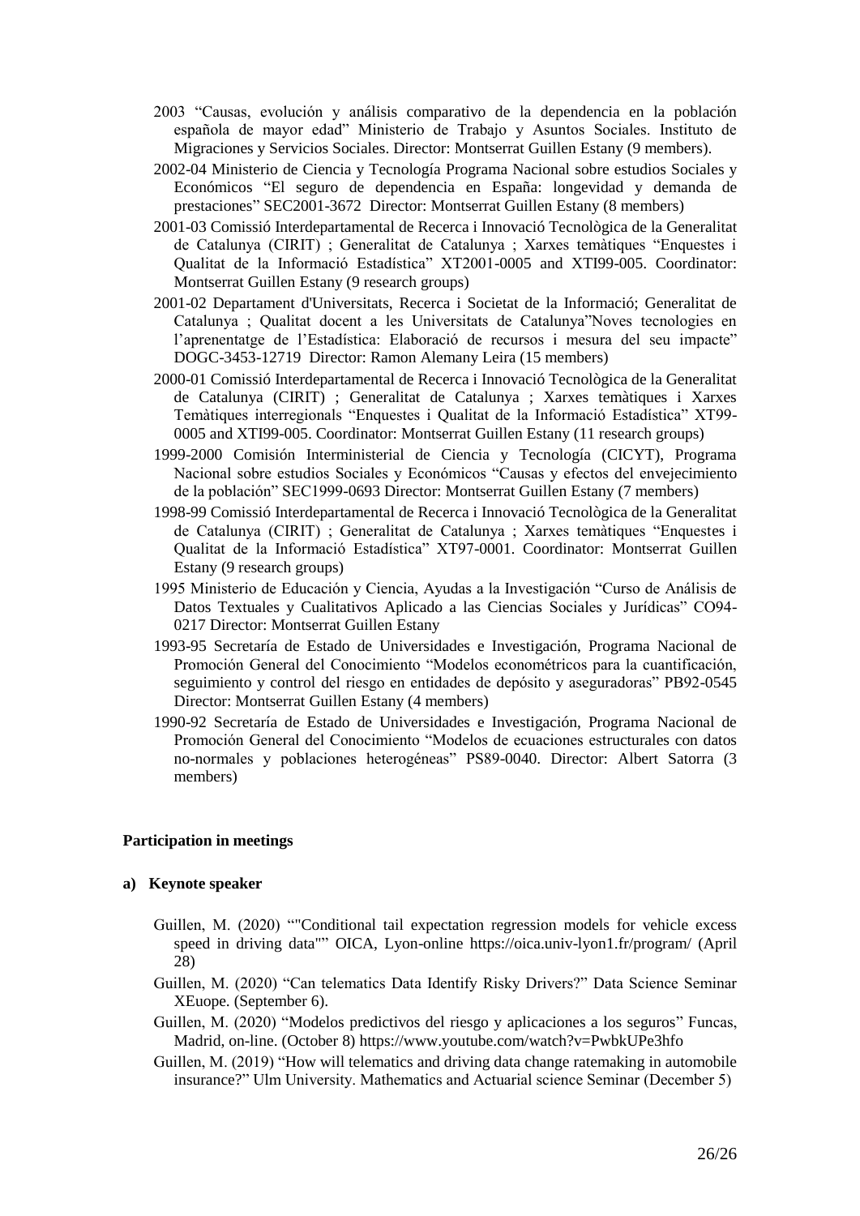- 2003 “Causas, evolución y análisis comparativo de la dependencia en la población española de mayor edad” Ministerio de Trabajo y Asuntos Sociales. Instituto de Migraciones y Servicios Sociales. Director: Montserrat Guillen Estany (9 members).
- 2002-04 Ministerio de Ciencia y Tecnología Programa Nacional sobre estudios Sociales y Económicos “El seguro de dependencia en España: longevidad y demanda de prestaciones” SEC2001-3672 Director: Montserrat Guillen Estany (8 members)
- 2001-03 Comissió Interdepartamental de Recerca i Innovació Tecnològica de la Generalitat de Catalunya (CIRIT) ; Generalitat de Catalunya ; Xarxes temàtiques “Enquestes i Qualitat de la Informació Estadística” XT2001-0005 and XTI99-005. Coordinator: Montserrat Guillen Estany (9 research groups)
- 2001-02 Departament d'Universitats, Recerca i Societat de la Informació; Generalitat de Catalunya ; Qualitat docent a les Universitats de Catalunya”Noves tecnologies en l’aprenentatge de l’Estadística: Elaboració de recursos i mesura del seu impacte” DOGC-3453-12719 Director: Ramon Alemany Leira (15 members)
- 2000-01 Comissió Interdepartamental de Recerca i Innovació Tecnològica de la Generalitat de Catalunya (CIRIT) ; Generalitat de Catalunya ; Xarxes temàtiques i Xarxes Temàtiques interregionals “Enquestes i Qualitat de la Informació Estadística” XT99-0005 and XTI99-005. Coordinator: Montserrat Guillen Estany (11 research groups)
- 1999-2000 Comisión Interministerial de Ciencia y Tecnología (CICYT), Programa Nacional sobre estudios Sociales y Económicos “Causas y efectos del envejecimiento de la población” SEC1999-0693 Director: Montserrat Guillen Estany (7 members)
- 1998-99 Comissió Interdepartamental de Recerca i Innovació Tecnològica de la Generalitat de Catalunya (CIRIT) ; Generalitat de Catalunya ; Xarxes temàtiques “Enquestes i Qualitat de la Informació Estadística” XT97-0001. Coordinator: Montserrat Guillen Estany (9 research groups)
- 1995 Ministerio de Educación y Ciencia, Ayudas a la Investigación “Curso de Análisis de Datos Textuales y Cualitativos Aplicado a las Ciencias Sociales y Jurídicas” CO94-0217 Director: Montserrat Guillen Estany
- 1993-95 Secretaría de Estado de Universidades e Investigación, Programa Nacional de Promoción General del Conocimiento “Modelos econométricos para la cuantificación, seguimiento y control del riesgo en entidades de depósito y aseguradoras” PB92-0545 Director: Montserrat Guillen Estany (4 members)
- 1990-92 Secretaría de Estado de Universidades e Investigación, Programa Nacional de Promoción General del Conocimiento “Modelos de ecuaciones estructurales con datos no-normales y poblaciones heterogéneas” PS89-0040. Director: Albert Satorra (3 members)

**Participation in meetings**

**a) Keynote speaker**

- Guillen, M. (2020) “"Conditional tail expectation regression models for vehicle excess speed in driving data"” OICA, Lyon-online https://oica.univ-lyon1.fr/program/ (April 28)
- Guillen, M. (2020) “Can telematics Data Identify Risky Drivers?” Data Science Seminar XEuope. (September 6).
- Guillen, M. (2020) “Modelos predictivos del riesgo y aplicaciones a los seguros” Funcas, Madrid, on-line. (October 8) https://www.youtube.com/watch?v=PwbkUPe3hfo
- Guillen, M. (2019) “How will telematics and driving data change ratemaking in automobile insurance?” Ulm University. Mathematics and Actuarial science Seminar (December 5)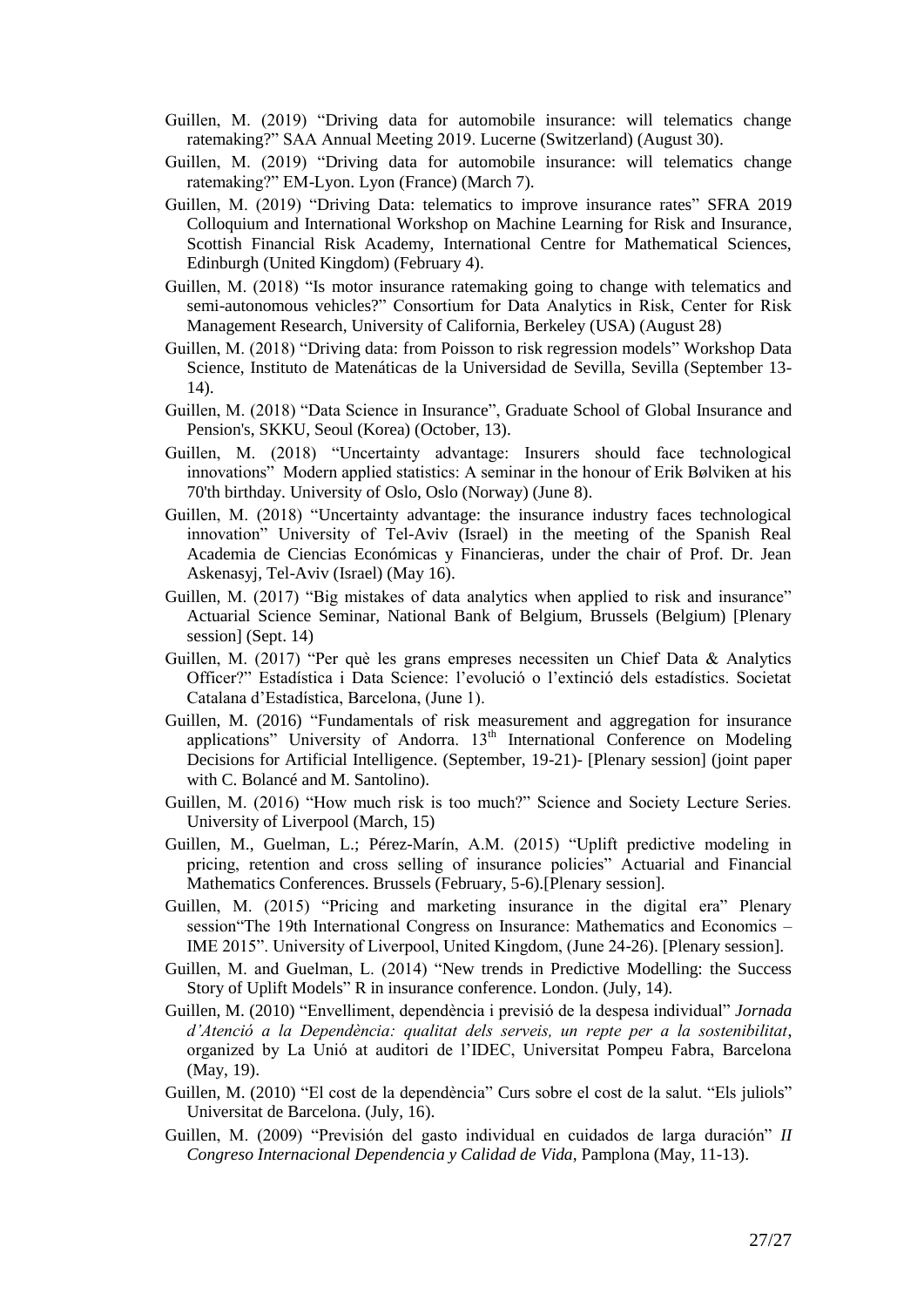Guillen, M. (2019) "Driving data for automobile insurance: will telematics change ratemaking?" SAA Annual Meeting 2019. Lucerne (Switzerland) (August 30).

Guillen, M. (2019) "Driving data for automobile insurance: will telematics change ratemaking?" EM-Lyon. Lyon (France) (March 7).

Guillen, M. (2019) "Driving Data: telematics to improve insurance rates" SFRA 2019 Colloquium and International Workshop on Machine Learning for Risk and Insurance, Scottish Financial Risk Academy, International Centre for Mathematical Sciences, Edinburgh (United Kingdom) (February 4).

Guillen, M. (2018) "Is motor insurance ratemaking going to change with telematics and semi-autonomous vehicles?" Consortium for Data Analytics in Risk, Center for Risk Management Research, University of California, Berkeley (USA) (August 28)

Guillen, M. (2018) "Driving data: from Poisson to risk regression models" Workshop Data Science, Instituto de Matenáticas de la Universidad de Sevilla, Sevilla (September 13-14).

Guillen, M. (2018) "Data Science in Insurance", Graduate School of Global Insurance and Pension's, SKKU, Seoul (Korea) (October, 13).

Guillen, M. (2018) "Uncertainty advantage: Insurers should face technological innovations" Modern applied statistics: A seminar in the honour of Erik Bølviken at his 70'th birthday. University of Oslo, Oslo (Norway) (June 8).

Guillen, M. (2018) "Uncertainty advantage: the insurance industry faces technological innovation" University of Tel-Aviv (Israel) in the meeting of the Spanish Real Academia de Ciencias Económicas y Financieras, under the chair of Prof. Dr. Jean Askenasyj, Tel-Aviv (Israel) (May 16).

Guillen, M. (2017) "Big mistakes of data analytics when applied to risk and insurance" Actuarial Science Seminar, National Bank of Belgium, Brussels (Belgium) [Plenary session] (Sept. 14)

Guillen, M. (2017) "Per què les grans empreses necessiten un Chief Data & Analytics Officer?" Estadística i Data Science: l'evolució o l'extinció dels estadístics. Societat Catalana d'Estadística, Barcelona, (June 1).

Guillen, M. (2016) "Fundamentals of risk measurement and aggregation for insurance applications" University of Andorra. 13th International Conference on Modeling Decisions for Artificial Intelligence. (September, 19-21)- [Plenary session] (joint paper with C. Bolancé and M. Santolino).

Guillen, M. (2016) "How much risk is too much?" Science and Society Lecture Series. University of Liverpool (March, 15)

Guillen, M., Guelman, L.; Pérez-Marín, A.M. (2015) "Uplift predictive modeling in pricing, retention and cross selling of insurance policies" Actuarial and Financial Mathematics Conferences. Brussels (February, 5-6).[Plenary session].

Guillen, M. (2015) "Pricing and marketing insurance in the digital era" Plenary session"The 19th International Congress on Insurance: Mathematics and Economics – IME 2015". University of Liverpool, United Kingdom, (June 24-26). [Plenary session].

Guillen, M. and Guelman, L. (2014) "New trends in Predictive Modelling: the Success Story of Uplift Models" R in insurance conference. London. (July, 14).

Guillen, M. (2010) "Envelliment, dependència i previsió de la despesa individual" *Jornada d'Atenció a la Dependència: qualitat dels serveis, un repte per a la sostenibilitat*, organized by La Unió at auditori de l'IDEC, Universitat Pompeu Fabra, Barcelona (May, 19).

Guillen, M. (2010) "El cost de la dependència" Curs sobre el cost de la salut. "Els juliols" Universitat de Barcelona. (July, 16).

Guillen, M. (2009) "Previsión del gasto individual en cuidados de larga duración" *II Congreso Internacional Dependencia y Calidad de Vida*, Pamplona (May, 11-13).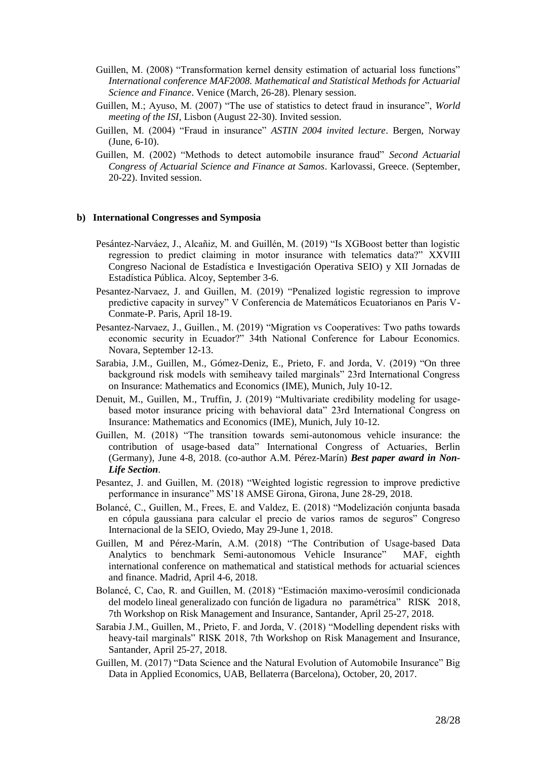Guillen, M. (2008) "Transformation kernel density estimation of actuarial loss functions" *International conference MAF2008. Mathematical and Statistical Methods for Actuarial Science and Finance*. Venice (March, 26-28). Plenary session.

Guillen, M.; Ayuso, M. (2007) "The use of statistics to detect fraud in insurance", *World meeting of the ISI*, Lisbon (August 22-30). Invited session.

Guillen, M. (2004) "Fraud in insurance" *ASTIN 2004 invited lecture*. Bergen, Norway (June, 6-10).

Guillen, M. (2002) "Methods to detect automobile insurance fraud" *Second Actuarial Congress of Actuarial Science and Finance at Samos*. Karlovassi, Greece. (September, 20-22). Invited session.

**b) International Congresses and Symposia**

Pesántez-Narváez, J., Alcañiz, M. and Guillén, M. (2019) "Is XGBoost better than logistic regression to predict claiming in motor insurance with telematics data?" XXVIII Congreso Nacional de Estadística e Investigación Operativa SEIO) y XII Jornadas de Estadística Pública. Alcoy, September 3-6.

Pesantez-Narvaez, J. and Guillen, M. (2019) "Penalized logistic regression to improve predictive capacity in survey" V Conferencia de Matemáticos Ecuatorianos en Paris V-Conmate-P. Paris, April 18-19.

Pesantez-Narvaez, J., Guillen., M. (2019) "Migration vs Cooperatives: Two paths towards economic security in Ecuador?" 34th National Conference for Labour Economics. Novara, September 12-13.

Sarabia, J.M., Guillen, M., Gómez-Deniz, E., Prieto, F. and Jorda, V. (2019) "On three background risk models with semiheavy tailed marginals" 23rd International Congress on Insurance: Mathematics and Economics (IME), Munich, July 10-12.

Denuit, M., Guillen, M., Truffin, J. (2019) "Multivariate credibility modeling for usage-based motor insurance pricing with behavioral data" 23rd International Congress on Insurance: Mathematics and Economics (IME), Munich, July 10-12.

Guillen, M. (2018) "The transition towards semi-autonomous vehicle insurance: the contribution of usage-based data" International Congress of Actuaries, Berlin (Germany), June 4-8, 2018. (co-author A.M. Pérez-Marín) ***Best paper award in Non-Life Section***.

Pesantez, J. and Guillen, M. (2018) "Weighted logistic regression to improve predictive performance in insurance" MS'18 AMSE Girona, Girona, June 28-29, 2018.

Bolancé, C., Guillen, M., Frees, E. and Valdez, E. (2018) "Modelización conjunta basada en cópula gaussiana para calcular el precio de varios ramos de seguros" Congreso Internacional de la SEIO, Oviedo, May 29-June 1, 2018.

Guillen, M and Pérez-Marín, A.M. (2018) "The Contribution of Usage-based Data Analytics to benchmark Semi-autonomous Vehicle Insurance" MAF, eighth international conference on mathematical and statistical methods for actuarial sciences and finance. Madrid, April 4-6, 2018.

Bolancé, C, Cao, R. and Guillen, M. (2018) "Estimación maximo-verosímil condicionada del modelo lineal generalizado con función de ligadura no paramétrica" RISK 2018, 7th Workshop on Risk Management and Insurance, Santander, April 25-27, 2018.

Sarabia J.M., Guillen, M., Prieto, F. and Jorda, V. (2018) "Modelling dependent risks with heavy-tail marginals" RISK 2018, 7th Workshop on Risk Management and Insurance, Santander, April 25-27, 2018.

Guillen, M. (2017) "Data Science and the Natural Evolution of Automobile Insurance" Big Data in Applied Economics, UAB, Bellaterra (Barcelona), October, 20, 2017.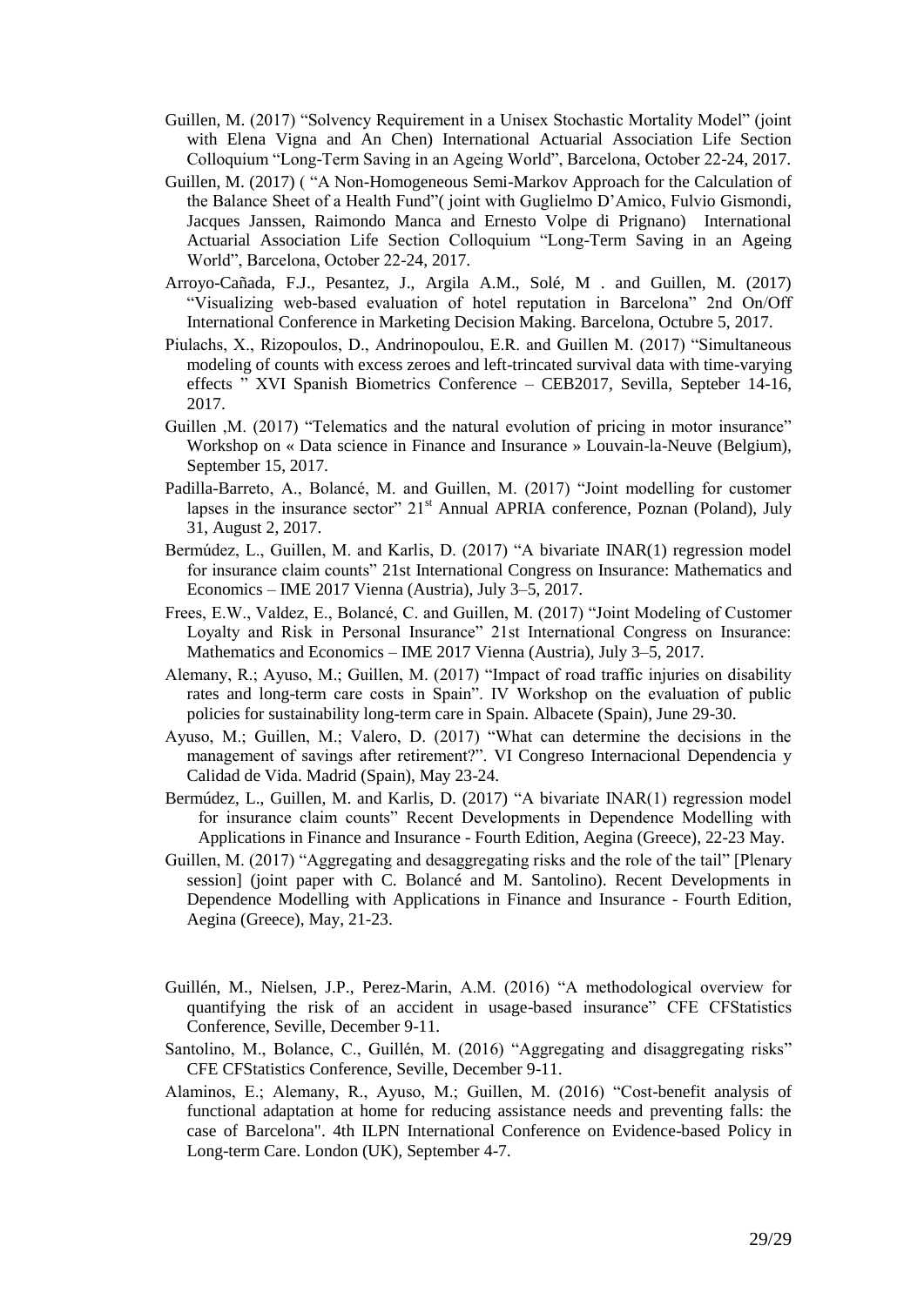Guillen, M. (2017) "Solvency Requirement in a Unisex Stochastic Mortality Model" (joint with Elena Vigna and An Chen) International Actuarial Association Life Section Colloquium "Long-Term Saving in an Ageing World", Barcelona, October 22-24, 2017.

Guillen, M. (2017) ( "A Non-Homogeneous Semi-Markov Approach for the Calculation of the Balance Sheet of a Health Fund"( joint with Guglielmo D'Amico, Fulvio Gismondi, Jacques Janssen, Raimondo Manca and Ernesto Volpe di Prignano) International Actuarial Association Life Section Colloquium "Long-Term Saving in an Ageing World", Barcelona, October 22-24, 2017.

Arroyo-Cañada, F.J., Pesantez, J., Argila A.M., Solé, M . and Guillen, M. (2017) "Visualizing web-based evaluation of hotel reputation in Barcelona" 2nd On/Off International Conference in Marketing Decision Making. Barcelona, Octubre 5, 2017.

Piulachs, X., Rizopoulos, D., Andrinopoulou, E.R. and Guillen M. (2017) "Simultaneous modeling of counts with excess zeroes and left-trincated survival data with time-varying effects " XVI Spanish Biometrics Conference – CEB2017, Sevilla, Septeber 14-16, 2017.

Guillen ,M. (2017) "Telematics and the natural evolution of pricing in motor insurance" Workshop on « Data science in Finance and Insurance » Louvain-la-Neuve (Belgium), September 15, 2017.

Padilla-Barreto, A., Bolancé, M. and Guillen, M. (2017) "Joint modelling for customer lapses in the insurance sector" 21st Annual APRIA conference, Poznan (Poland), July 31, August 2, 2017.

Bermúdez, L., Guillen, M. and Karlis, D. (2017) "A bivariate INAR(1) regression model for insurance claim counts" 21st International Congress on Insurance: Mathematics and Economics – IME 2017 Vienna (Austria), July 3–5, 2017.

Frees, E.W., Valdez, E., Bolancé, C. and Guillen, M. (2017) "Joint Modeling of Customer Loyalty and Risk in Personal Insurance" 21st International Congress on Insurance: Mathematics and Economics – IME 2017 Vienna (Austria), July 3–5, 2017.

Alemany, R.; Ayuso, M.; Guillen, M. (2017) "Impact of road traffic injuries on disability rates and long-term care costs in Spain". IV Workshop on the evaluation of public policies for sustainability long-term care in Spain. Albacete (Spain), June 29-30.

Ayuso, M.; Guillen, M.; Valero, D. (2017) "What can determine the decisions in the management of savings after retirement?". VI Congreso Internacional Dependencia y Calidad de Vida. Madrid (Spain), May 23-24.

Bermúdez, L., Guillen, M. and Karlis, D. (2017) "A bivariate INAR(1) regression model for insurance claim counts" Recent Developments in Dependence Modelling with Applications in Finance and Insurance - Fourth Edition, Aegina (Greece), 22-23 May.

Guillen, M. (2017) "Aggregating and desaggregating risks and the role of the tail" [Plenary session] (joint paper with C. Bolancé and M. Santolino). Recent Developments in Dependence Modelling with Applications in Finance and Insurance - Fourth Edition, Aegina (Greece), May, 21-23.

Guillén, M., Nielsen, J.P., Perez-Marin, A.M. (2016) "A methodological overview for quantifying the risk of an accident in usage-based insurance" CFE CFStatistics Conference, Seville, December 9-11.

Santolino, M., Bolance, C., Guillén, M. (2016) "Aggregating and disaggregating risks" CFE CFStatistics Conference, Seville, December 9-11.

Alaminos, E.; Alemany, R., Ayuso, M.; Guillen, M. (2016) "Cost-benefit analysis of functional adaptation at home for reducing assistance needs and preventing falls: the case of Barcelona". 4th ILPN International Conference on Evidence-based Policy in Long-term Care. London (UK), September 4-7.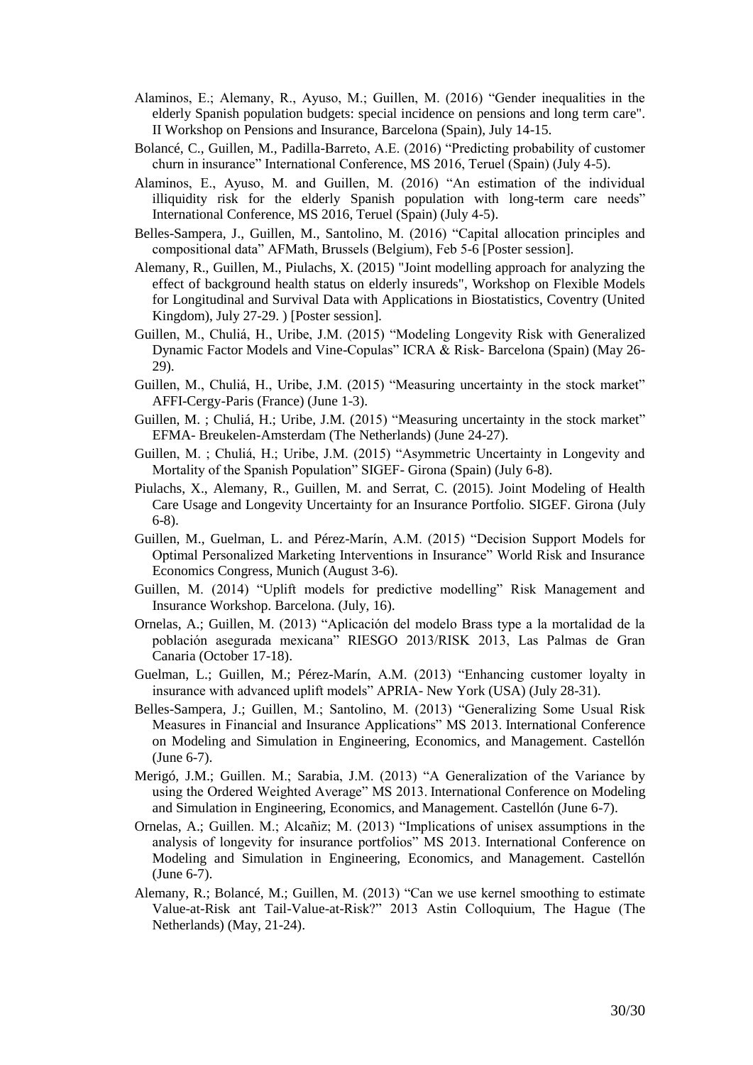Alaminos, E.; Alemany, R., Ayuso, M.; Guillen, M. (2016) “Gender inequalities in the elderly Spanish population budgets: special incidence on pensions and long term care". II Workshop on Pensions and Insurance, Barcelona (Spain), July 14-15.

Bolancé, C., Guillen, M., Padilla-Barreto, A.E. (2016) “Predicting probability of customer churn in insurance” International Conference, MS 2016, Teruel (Spain) (July 4-5).

Alaminos, E., Ayuso, M. and Guillen, M. (2016) “An estimation of the individual illiquidity risk for the elderly Spanish population with long-term care needs” International Conference, MS 2016, Teruel (Spain) (July 4-5).

Belles-Sampera, J., Guillen, M., Santolino, M. (2016) “Capital allocation principles and compositional data” AFMath, Brussels (Belgium), Feb 5-6 [Poster session].

Alemany, R., Guillen, M., Piulachs, X. (2015) "Joint modelling approach for analyzing the effect of background health status on elderly insureds", Workshop on Flexible Models for Longitudinal and Survival Data with Applications in Biostatistics, Coventry (United Kingdom), July 27-29. ) [Poster session].

Guillen, M., Chuliá, H., Uribe, J.M. (2015) “Modeling Longevity Risk with Generalized Dynamic Factor Models and Vine-Copulas” ICRA & Risk- Barcelona (Spain) (May 26-29).

Guillen, M., Chuliá, H., Uribe, J.M. (2015) “Measuring uncertainty in the stock market” AFFI-Cergy-Paris (France) (June 1-3).

Guillen, M. ; Chuliá, H.; Uribe, J.M. (2015) “Measuring uncertainty in the stock market” EFMA- Breukelen-Amsterdam (The Netherlands) (June 24-27).

Guillen, M. ; Chuliá, H.; Uribe, J.M. (2015) “Asymmetric Uncertainty in Longevity and Mortality of the Spanish Population” SIGEF- Girona (Spain) (July 6-8).

Piulachs, X., Alemany, R., Guillen, M. and Serrat, C. (2015). Joint Modeling of Health Care Usage and Longevity Uncertainty for an Insurance Portfolio. SIGEF. Girona (July 6-8).

Guillen, M., Guelman, L. and Pérez-Marín, A.M. (2015) “Decision Support Models for Optimal Personalized Marketing Interventions in Insurance” World Risk and Insurance Economics Congress, Munich (August 3-6).

Guillen, M. (2014) “Uplift models for predictive modelling” Risk Management and Insurance Workshop. Barcelona. (July, 16).

Ornelas, A.; Guillen, M. (2013) “Aplicación del modelo Brass type a la mortalidad de la población asegurada mexicana” RIESGO 2013/RISK 2013, Las Palmas de Gran Canaria (October 17-18).

Guelman, L.; Guillen, M.; Pérez-Marín, A.M. (2013) “Enhancing customer loyalty in insurance with advanced uplift models” APRIA- New York (USA) (July 28-31).

Belles-Sampera, J.; Guillen, M.; Santolino, M. (2013) “Generalizing Some Usual Risk Measures in Financial and Insurance Applications” MS 2013. International Conference on Modeling and Simulation in Engineering, Economics, and Management. Castellón (June 6-7).

Merigó, J.M.; Guillen. M.; Sarabia, J.M. (2013) “A Generalization of the Variance by using the Ordered Weighted Average” MS 2013. International Conference on Modeling and Simulation in Engineering, Economics, and Management. Castellón (June 6-7).

Ornelas, A.; Guillen. M.; Alcañiz; M. (2013) “Implications of unisex assumptions in the analysis of longevity for insurance portfolios” MS 2013. International Conference on Modeling and Simulation in Engineering, Economics, and Management. Castellón (June 6-7).

Alemany, R.; Bolancé, M.; Guillen, M. (2013) “Can we use kernel smoothing to estimate Value-at-Risk ant Tail-Value-at-Risk?” 2013 Astin Colloquium, The Hague (The Netherlands) (May, 21-24).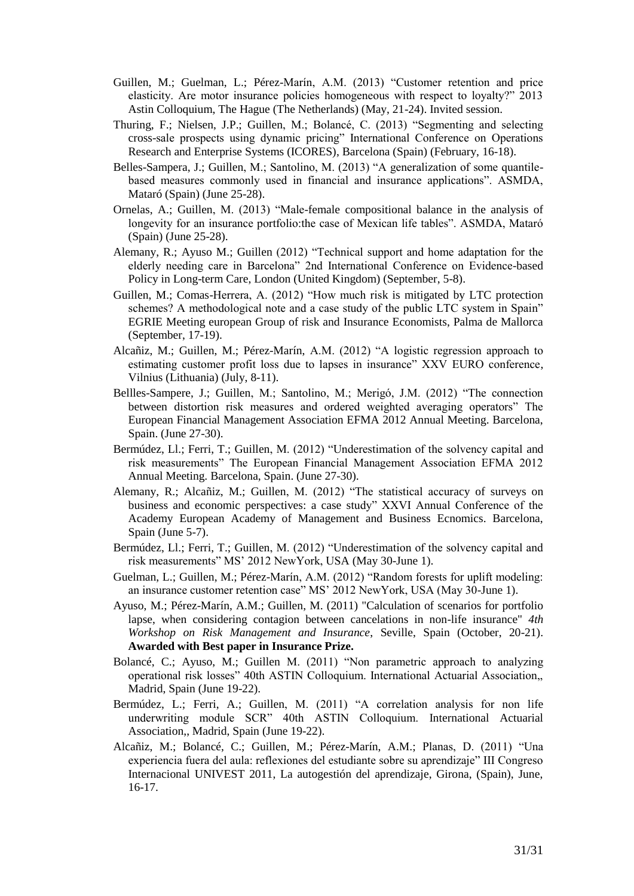Guillen, M.; Guelman, L.; Pérez-Marín, A.M. (2013) "Customer retention and price elasticity. Are motor insurance policies homogeneous with respect to loyalty?" 2013 Astin Colloquium, The Hague (The Netherlands) (May, 21-24). Invited session.

Thuring, F.; Nielsen, J.P.; Guillen, M.; Bolancé, C. (2013) "Segmenting and selecting cross-sale prospects using dynamic pricing" International Conference on Operations Research and Enterprise Systems (ICORES), Barcelona (Spain) (February, 16-18).

Belles-Sampera, J.; Guillen, M.; Santolino, M. (2013) "A generalization of some quantile-based measures commonly used in financial and insurance applications". ASMDA, Mataró (Spain) (June 25-28).

Ornelas, A.; Guillen, M. (2013) "Male-female compositional balance in the analysis of longevity for an insurance portfolio:the case of Mexican life tables". ASMDA, Mataró (Spain) (June 25-28).

Alemany, R.; Ayuso M.; Guillen (2012) "Technical support and home adaptation for the elderly needing care in Barcelona" 2nd International Conference on Evidence-based Policy in Long-term Care, London (United Kingdom) (September, 5-8).

Guillen, M.; Comas-Herrera, A. (2012) "How much risk is mitigated by LTC protection schemes? A methodological note and a case study of the public LTC system in Spain" EGRIE Meeting european Group of risk and Insurance Economists, Palma de Mallorca (September, 17-19).

Alcañiz, M.; Guillen, M.; Pérez-Marín, A.M. (2012) "A logistic regression approach to estimating customer profit loss due to lapses in insurance" XXV EURO conference, Vilnius (Lithuania) (July, 8-11).

Bellles-Sampere, J.; Guillen, M.; Santolino, M.; Merigó, J.M. (2012) "The connection between distortion risk measures and ordered weighted averaging operators" The European Financial Management Association EFMA 2012 Annual Meeting. Barcelona, Spain. (June 27-30).

Bermúdez, Ll.; Ferri, T.; Guillen, M. (2012) "Underestimation of the solvency capital and risk measurements" The European Financial Management Association EFMA 2012 Annual Meeting. Barcelona, Spain. (June 27-30).

Alemany, R.; Alcañiz, M.; Guillen, M. (2012) "The statistical accuracy of surveys on business and economic perspectives: a case study" XXVI Annual Conference of the Academy European Academy of Management and Business Ecnomics. Barcelona, Spain (June 5-7).

Bermúdez, Ll.; Ferri, T.; Guillen, M. (2012) "Underestimation of the solvency capital and risk measurements" MS' 2012 NewYork, USA (May 30-June 1).

Guelman, L.; Guillen, M.; Pérez-Marín, A.M. (2012) "Random forests for uplift modeling: an insurance customer retention case" MS' 2012 NewYork, USA (May 30-June 1).

Ayuso, M.; Pérez-Marín, A.M.; Guillen, M. (2011) "Calculation of scenarios for portfolio lapse, when considering contagion between cancelations in non-life insurance" *4th Workshop on Risk Management and Insurance*, Seville, Spain (October, 20-21). **Awarded with Best paper in Insurance Prize.**

Bolancé, C.; Ayuso, M.; Guillen M. (2011) "Non parametric approach to analyzing operational risk losses" 40th ASTIN Colloquium. International Actuarial Association,, Madrid, Spain (June 19-22).

Bermúdez, L.; Ferri, A.; Guillen, M. (2011) "A correlation analysis for non life underwriting module SCR" 40th ASTIN Colloquium. International Actuarial Association,, Madrid, Spain (June 19-22).

Alcañiz, M.; Bolancé, C.; Guillen, M.; Pérez-Marín, A.M.; Planas, D. (2011) "Una experiencia fuera del aula: reflexiones del estudiante sobre su aprendizaje" III Congreso Internacional UNIVEST 2011, La autogestión del aprendizaje, Girona, (Spain), June, 16-17.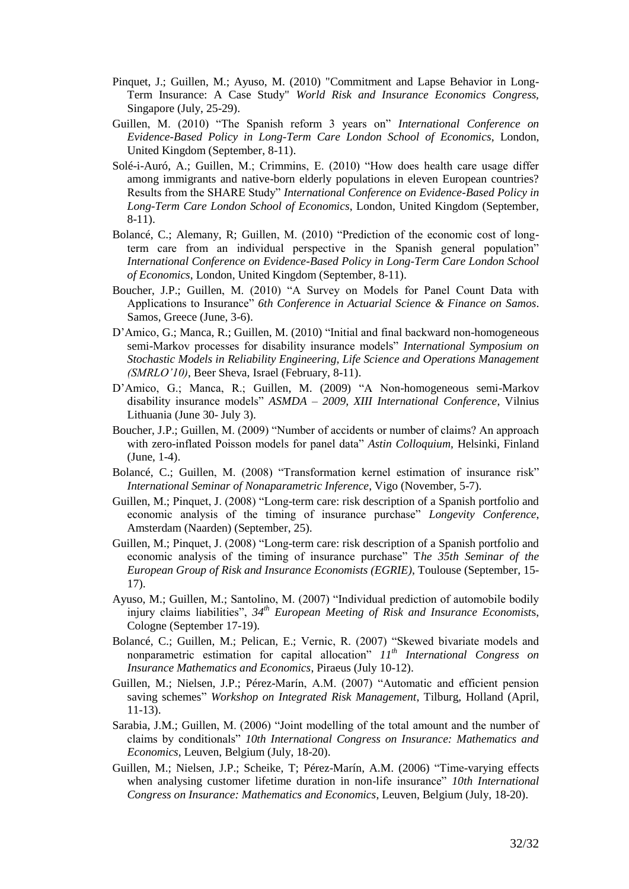Pinquet, J.; Guillen, M.; Ayuso, M. (2010) "Commitment and Lapse Behavior in Long-Term Insurance: A Case Study" *World Risk and Insurance Economics Congress*, Singapore (July, 25-29).

Guillen, M. (2010) "The Spanish reform 3 years on" *International Conference on Evidence-Based Policy in Long-Term Care London School of Economics*, London, United Kingdom (September, 8-11).

Solé-i-Auró, A.; Guillen, M.; Crimmins, E. (2010) "How does health care usage differ among immigrants and native-born elderly populations in eleven European countries? Results from the SHARE Study" *International Conference on Evidence-Based Policy in Long-Term Care London School of Economics*, London, United Kingdom (September, 8-11).

Bolancé, C.; Alemany, R; Guillen, M. (2010) "Prediction of the economic cost of long-term care from an individual perspective in the Spanish general population" *International Conference on Evidence-Based Policy in Long-Term Care London School of Economics*, London, United Kingdom (September, 8-11).

Boucher, J.P.; Guillen, M. (2010) "A Survey on Models for Panel Count Data with Applications to Insurance" *6th Conference in Actuarial Science & Finance on Samos*. Samos, Greece (June, 3-6).

D'Amico, G.; Manca, R.; Guillen, M. (2010) "Initial and final backward non-homogeneous semi-Markov processes for disability insurance models" *International Symposium on Stochastic Models in Reliability Engineering, Life Science and Operations Management (SMRLO'10)*, Beer Sheva, Israel (February, 8-11).

D'Amico, G.; Manca, R.; Guillen, M. (2009) "A Non-homogeneous semi-Markov disability insurance models" *ASMDA – 2009, XIII International Conference*, Vilnius Lithuania (June 30- July 3).

Boucher, J.P.; Guillen, M. (2009) "Number of accidents or number of claims? An approach with zero-inflated Poisson models for panel data" *Astin Colloquium*, Helsinki, Finland (June, 1-4).

Bolancé, C.; Guillen, M. (2008) "Transformation kernel estimation of insurance risk" *International Seminar of Nonaparametric Inference*, Vigo (November, 5-7).

Guillen, M.; Pinquet, J. (2008) "Long-term care: risk description of a Spanish portfolio and economic analysis of the timing of insurance purchase" *Longevity Conference*, Amsterdam (Naarden) (September, 25).

Guillen, M.; Pinquet, J. (2008) "Long-term care: risk description of a Spanish portfolio and economic analysis of the timing of insurance purchase" T*he 35th Seminar of the European Group of Risk and Insurance Economists (EGRIE)*, Toulouse (September, 15-17).

Ayuso, M.; Guillen, M.; Santolino, M. (2007) "Individual prediction of automobile bodily injury claims liabilities", *34th European Meeting of Risk and Insurance Economists*, Cologne (September 17-19).

Bolancé, C.; Guillen, M.; Pelican, E.; Vernic, R. (2007) "Skewed bivariate models and nonparametric estimation for capital allocation" *11th International Congress on Insurance Mathematics and Economics*, Piraeus (July 10-12).

Guillen, M.; Nielsen, J.P.; Pérez-Marín, A.M. (2007) "Automatic and efficient pension saving schemes" *Workshop on Integrated Risk Management*, Tilburg, Holland (April, 11-13).

Sarabia, J.M.; Guillen, M. (2006) "Joint modelling of the total amount and the number of claims by conditionals" *10th International Congress on Insurance: Mathematics and Economics*, Leuven, Belgium (July, 18-20).

Guillen, M.; Nielsen, J.P.; Scheike, T; Pérez-Marín, A.M. (2006) "Time-varying effects when analysing customer lifetime duration in non-life insurance" *10th International Congress on Insurance: Mathematics and Economics*, Leuven, Belgium (July, 18-20).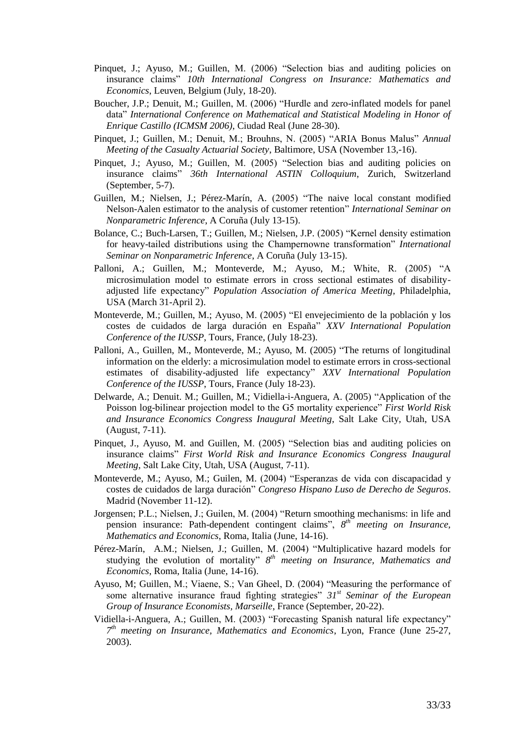Pinquet, J.; Ayuso, M.; Guillen, M. (2006) "Selection bias and auditing policies on insurance claims" *10th International Congress on Insurance: Mathematics and Economics*, Leuven, Belgium (July, 18-20).

Boucher, J.P.; Denuit, M.; Guillen, M. (2006) "Hurdle and zero-inflated models for panel data" *International Conference on Mathematical and Statistical Modeling in Honor of Enrique Castillo (ICMSM 2006)*, Ciudad Real (June 28-30).

Pinquet, J.; Guillen, M.; Denuit, M.; Brouhns, N. (2005) "ARIA Bonus Malus" *Annual Meeting of the Casualty Actuarial Society*, Baltimore, USA (November 13,-16).

Pinquet, J.; Ayuso, M.; Guillen, M. (2005) "Selection bias and auditing policies on insurance claims" *36th International ASTIN Colloquium*, Zurich, Switzerland (September, 5-7).

Guillen, M.; Nielsen, J.; Pérez-Marín, A. (2005) "The naive local constant modified Nelson-Aalen estimator to the analysis of customer retention" *International Seminar on Nonparametric Inference*, A Coruña (July 13-15).

Bolance, C.; Buch-Larsen, T.; Guillen, M.; Nielsen, J.P. (2005) "Kernel density estimation for heavy-tailed distributions using the Champernowne transformation" *International Seminar on Nonparametric Inference*, A Coruña (July 13-15).

Palloni, A.; Guillen, M.; Monteverde, M.; Ayuso, M.; White, R. (2005) "A microsimulation model to estimate errors in cross sectional estimates of disability-adjusted life expectancy" *Population Association of America Meeting*, Philadelphia, USA (March 31-April 2).

Monteverde, M.; Guillen, M.; Ayuso, M. (2005) "El envejecimiento de la población y los costes de cuidados de larga duración en España" *XXV International Population Conference of the IUSSP*, Tours, France, (July 18-23).

Palloni, A., Guillen, M., Monteverde, M.; Ayuso, M. (2005) "The returns of longitudinal information on the elderly: a microsimulation model to estimate errors in cross-sectional estimates of disability-adjusted life expectancy" *XXV International Population Conference of the IUSSP*, Tours, France (July 18-23).

Delwarde, A.; Denuit. M.; Guillen, M.; Vidiella-i-Anguera, A. (2005) "Application of the Poisson log-bilinear projection model to the G5 mortality experience" *First World Risk and Insurance Economics Congress Inaugural Meeting*, Salt Lake City, Utah, USA (August, 7-11).

Pinquet, J., Ayuso, M. and Guillen, M. (2005) "Selection bias and auditing policies on insurance claims" *First World Risk and Insurance Economics Congress Inaugural Meeting*, Salt Lake City, Utah, USA (August, 7-11).

Monteverde, M.; Ayuso, M.; Guilen, M. (2004) "Esperanzas de vida con discapacidad y costes de cuidados de larga duración" *Congreso Hispano Luso de Derecho de Seguros*. Madrid (November 11-12).

Jorgensen; P.L.; Nielsen, J.; Guilen, M. (2004) "Return smoothing mechanisms: in life and pension insurance: Path-dependent contingent claims", *8th meeting on Insurance, Mathematics and Economics*, Roma, Italia (June, 14-16).

Pérez-Marín, A.M.; Nielsen, J.; Guillen, M. (2004) "Multiplicative hazard models for studying the evolution of mortality" *8th meeting on Insurance, Mathematics and Economics*, Roma, Italia (June, 14-16).

Ayuso, M; Guillen, M.; Viaene, S.; Van Gheel, D. (2004) "Measuring the performance of some alternative insurance fraud fighting strategies" *31st Seminar of the European Group of Insurance Economists, Marseille*, France (September, 20-22).

Vidiella-i-Anguera, A.; Guillen, M. (2003) "Forecasting Spanish natural life expectancy" *7th meeting on Insurance, Mathematics and Economics*, Lyon, France (June 25-27, 2003).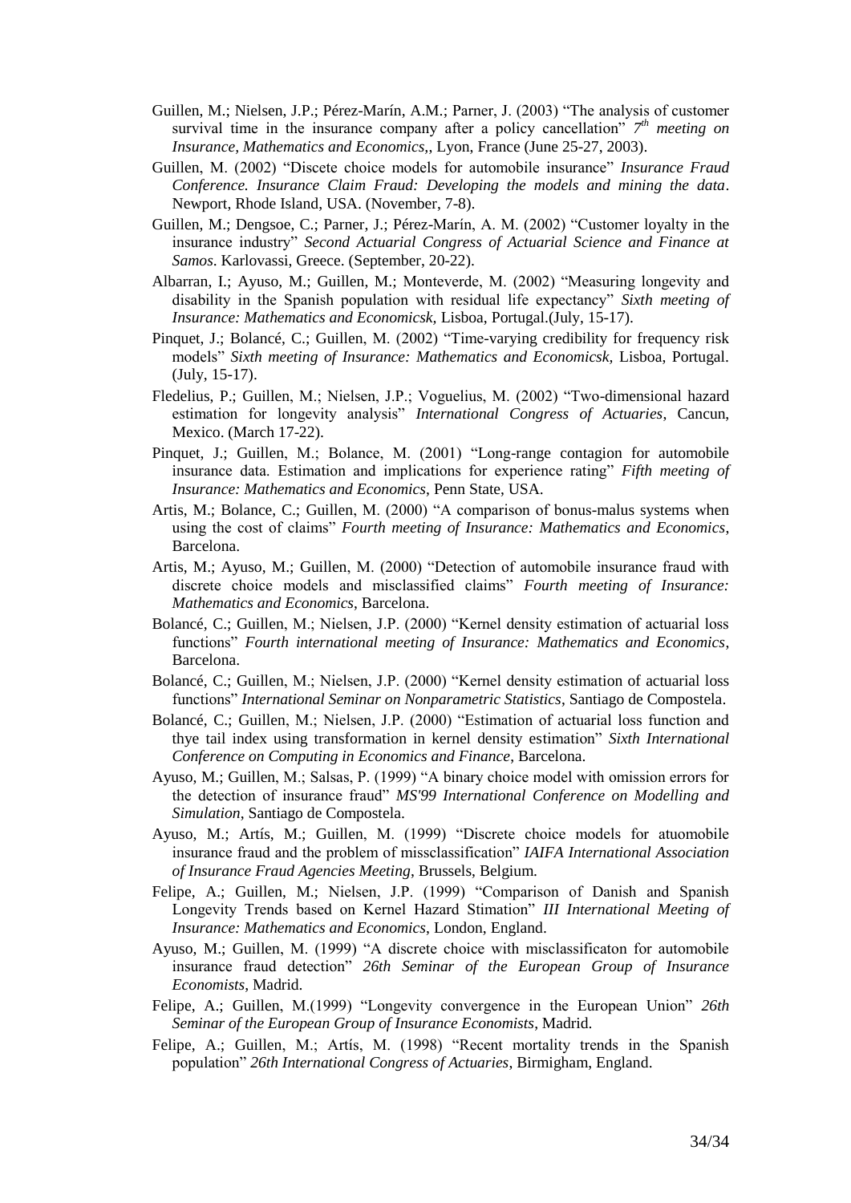Guillen, M.; Nielsen, J.P.; Pérez-Marín, A.M.; Parner, J. (2003) "The analysis of customer survival time in the insurance company after a policy cancellation" *7th meeting on Insurance, Mathematics and Economics,*, Lyon, France (June 25-27, 2003).

Guillen, M. (2002) "Discete choice models for automobile insurance" *Insurance Fraud Conference. Insurance Claim Fraud: Developing the models and mining the data*. Newport, Rhode Island, USA. (November, 7-8).

Guillen, M.; Dengsoe, C.; Parner, J.; Pérez-Marín, A. M. (2002) "Customer loyalty in the insurance industry" *Second Actuarial Congress of Actuarial Science and Finance at Samos*. Karlovassi, Greece. (September, 20-22).

Albarran, I.; Ayuso, M.; Guillen, M.; Monteverde, M. (2002) "Measuring longevity and disability in the Spanish population with residual life expectancy" *Sixth meeting of Insurance: Mathematics and Economicsk,* Lisboa, Portugal.(July, 15-17).

Pinquet, J.; Bolancé, C.; Guillen, M. (2002) "Time-varying credibility for frequency risk models" *Sixth meeting of Insurance: Mathematics and Economicsk*, Lisboa, Portugal. (July, 15-17).

Fledelius, P.; Guillen, M.; Nielsen, J.P.; Voguelius, M. (2002) "Two-dimensional hazard estimation for longevity analysis" *International Congress of Actuaries*, Cancun, Mexico. (March 17-22).

Pinquet, J.; Guillen, M.; Bolance, M. (2001) "Long-range contagion for automobile insurance data. Estimation and implications for experience rating" *Fifth meeting of Insurance: Mathematics and Economics*, Penn State, USA.

Artis, M.; Bolance, C.; Guillen, M. (2000) "A comparison of bonus-malus systems when using the cost of claims" *Fourth meeting of Insurance: Mathematics and Economics*, Barcelona.

Artis, M.; Ayuso, M.; Guillen, M. (2000) "Detection of automobile insurance fraud with discrete choice models and misclassified claims" *Fourth meeting of Insurance: Mathematics and Economics*, Barcelona.

Bolancé, C.; Guillen, M.; Nielsen, J.P. (2000) "Kernel density estimation of actuarial loss functions" *Fourth international meeting of Insurance: Mathematics and Economics*, Barcelona.

Bolancé, C.; Guillen, M.; Nielsen, J.P. (2000) "Kernel density estimation of actuarial loss functions" *International Seminar on Nonparametric Statistics*, Santiago de Compostela.

Bolancé, C.; Guillen, M.; Nielsen, J.P. (2000) "Estimation of actuarial loss function and thye tail index using transformation in kernel density estimation" *Sixth International Conference on Computing in Economics and Finance*, Barcelona.

Ayuso, M.; Guillen, M.; Salsas, P. (1999) "A binary choice model with omission errors for the detection of insurance fraud" *MS'99 International Conference on Modelling and Simulation*, Santiago de Compostela.

Ayuso, M.; Artís, M.; Guillen, M. (1999) "Discrete choice models for atuomobile insurance fraud and the problem of missclassification" *IAIFA International Association of Insurance Fraud Agencies Meeting*, Brussels, Belgium.

Felipe, A.; Guillen, M.; Nielsen, J.P. (1999) "Comparison of Danish and Spanish Longevity Trends based on Kernel Hazard Stimation" *III International Meeting of Insurance: Mathematics and Economics*, London, England.

Ayuso, M.; Guillen, M. (1999) "A discrete choice with misclassificaton for automobile insurance fraud detection" *26th Seminar of the European Group of Insurance Economists*, Madrid.

Felipe, A.; Guillen, M.(1999) "Longevity convergence in the European Union" *26th Seminar of the European Group of Insurance Economists*, Madrid.

Felipe, A.; Guillen, M.; Artís, M. (1998) "Recent mortality trends in the Spanish population" *26th International Congress of Actuaries*, Birmigham, England.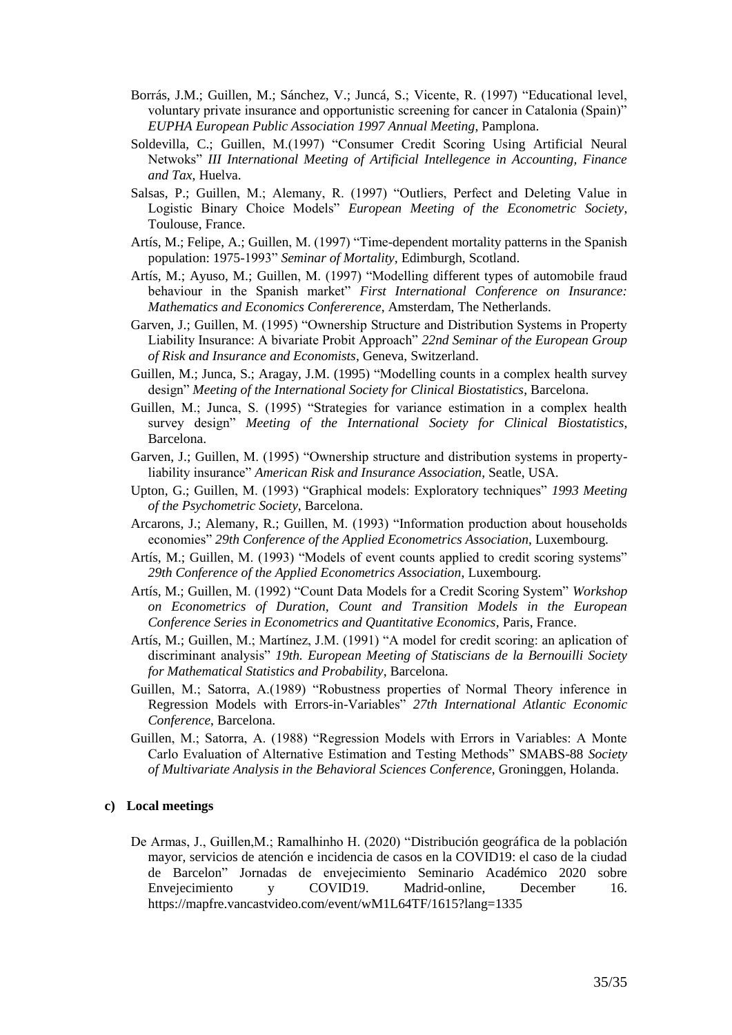Borrás, J.M.; Guillen, M.; Sánchez, V.; Juncá, S.; Vicente, R. (1997) "Educational level, voluntary private insurance and opportunistic screening for cancer in Catalonia (Spain)" *EUPHA European Public Association 1997 Annual Meeting*, Pamplona.

Soldevilla, C.; Guillen, M.(1997) "Consumer Credit Scoring Using Artificial Neural Netwoks" *III International Meeting of Artificial Intellegence in Accounting, Finance and Tax*, Huelva.

Salsas, P.; Guillen, M.; Alemany, R. (1997) "Outliers, Perfect and Deleting Value in Logistic Binary Choice Models" *European Meeting of the Econometric Society*, Toulouse, France.

Artís, M.; Felipe, A.; Guillen, M. (1997) "Time-dependent mortality patterns in the Spanish population: 1975-1993" *Seminar of Mortality*, Edimburgh, Scotland.

Artís, M.; Ayuso, M.; Guillen, M. (1997) "Modelling different types of automobile fraud behaviour in the Spanish market" *First International Conference on Insurance: Mathematics and Economics Confererence*, Amsterdam, The Netherlands.

Garven, J.; Guillen, M. (1995) "Ownership Structure and Distribution Systems in Property Liability Insurance: A bivariate Probit Approach" *22nd Seminar of the European Group of Risk and Insurance and Economists*, Geneva, Switzerland.

Guillen, M.; Junca, S.; Aragay, J.M. (1995) "Modelling counts in a complex health survey design" *Meeting of the International Society for Clinical Biostatistics*, Barcelona.

Guillen, M.; Junca, S. (1995) "Strategies for variance estimation in a complex health survey design" *Meeting of the International Society for Clinical Biostatistics*, Barcelona.

Garven, J.; Guillen, M. (1995) "Ownership structure and distribution systems in property-liability insurance" *American Risk and Insurance Association*, Seatle, USA.

Upton, G.; Guillen, M. (1993) "Graphical models: Exploratory techniques" *1993 Meeting of the Psychometric Society*, Barcelona.

Arcarons, J.; Alemany, R.; Guillen, M. (1993) "Information production about households economies" *29th Conference of the Applied Econometrics Association*, Luxembourg.

Artís, M.; Guillen, M. (1993) "Models of event counts applied to credit scoring systems" *29th Conference of the Applied Econometrics Association*, Luxembourg.

Artís, M.; Guillen, M. (1992) "Count Data Models for a Credit Scoring System" *Workshop on Econometrics of Duration, Count and Transition Models in the European Conference Series in Econometrics and Quantitative Economics*, Paris, France.

Artís, M.; Guillen, M.; Martínez, J.M. (1991) "A model for credit scoring: an aplication of discriminant analysis" *19th. European Meeting of Statiscians de la Bernouilli Society for Mathematical Statistics and Probability*, Barcelona.

Guillen, M.; Satorra, A.(1989) "Robustness properties of Normal Theory inference in Regression Models with Errors-in-Variables" *27th International Atlantic Economic Conference*, Barcelona.

Guillen, M.; Satorra, A. (1988) "Regression Models with Errors in Variables: A Monte Carlo Evaluation of Alternative Estimation and Testing Methods" SMABS-88 *Society of Multivariate Analysis in the Behavioral Sciences Conference*, Groninggen, Holanda.

**c) Local meetings**

De Armas, J., Guillen,M.; Ramalhinho H. (2020) "Distribución geográfica de la población mayor, servicios de atención e incidencia de casos en la COVID19: el caso de la ciudad de Barcelon" Jornadas de envejecimiento Seminario Académico 2020 sobre Envejecimiento y COVID19. Madrid-online, December 16. https://mapfre.vancastvideo.com/event/wM1L64TF/1615?lang=1335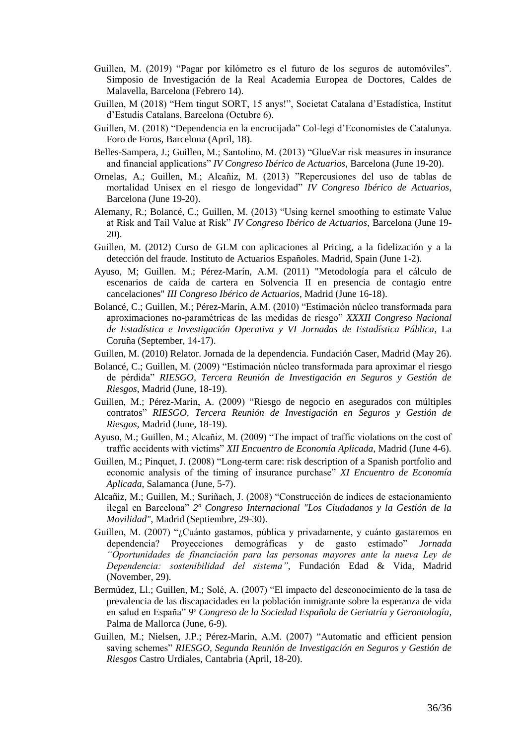Guillen, M. (2019) "Pagar por kilómetro es el futuro de los seguros de automóviles". Simposio de Investigación de la Real Academia Europea de Doctores, Caldes de Malavella, Barcelona (Febrero 14).

Guillen, M (2018) "Hem tingut SORT, 15 anys!", Societat Catalana d'Estadística, Institut d'Estudis Catalans, Barcelona (Octubre 6).

Guillen, M. (2018) "Dependencia en la encrucijada" Col-legi d'Economistes de Catalunya. Foro de Foros, Barcelona (April, 18).

Belles-Sampera, J.; Guillen, M.; Santolino, M. (2013) "GlueVar risk measures in insurance and financial applications" *IV Congreso Ibérico de Actuarios*, Barcelona (June 19-20).

Ornelas, A.; Guillen, M.; Alcañiz, M. (2013) "Repercusiones del uso de tablas de mortalidad Unisex en el riesgo de longevidad" *IV Congreso Ibérico de Actuarios*, Barcelona (June 19-20).

Alemany, R.; Bolancé, C.; Guillen, M. (2013) "Using kernel smoothing to estimate Value at Risk and Tail Value at Risk" *IV Congreso Ibérico de Actuarios*, Barcelona (June 19-20).

Guillen, M. (2012) Curso de GLM con aplicaciones al Pricing, a la fidelización y a la detección del fraude. Instituto de Actuarios Españoles. Madrid, Spain (June 1-2).

Ayuso, M; Guillen. M.; Pérez-Marín, A.M. (2011) "Metodología para el cálculo de escenarios de caída de cartera en Solvencia II en presencia de contagio entre cancelaciones" *III Congreso Ibérico de Actuarios*, Madrid (June 16-18).

Bolancé, C.; Guillen, M.; Pérez-Marín, A.M. (2010) "Estimación núcleo transformada para aproximaciones no-paramétricas de las medidas de riesgo" *XXXII Congreso Nacional de Estadística e Investigación Operativa y VI Jornadas de Estadística Pública*, La Coruña (September, 14-17).

Guillen, M. (2010) Relator. Jornada de la dependencia. Fundación Caser, Madrid (May 26).

Bolancé, C.; Guillen, M. (2009) "Estimación núcleo transformada para aproximar el riesgo de pérdida" *RIESGO, Tercera Reunión de Investigación en Seguros y Gestión de Riesgos*, Madrid (June, 18-19).

Guillen, M.; Pérez-Marín, A. (2009) "Riesgo de negocio en asegurados con múltiples contratos" *RIESGO, Tercera Reunión de Investigación en Seguros y Gestión de Riesgos*, Madrid (June, 18-19).

Ayuso, M.; Guillen, M.; Alcañiz, M. (2009) "The impact of traffic violations on the cost of traffic accidents with victims" *XII Encuentro de Economía Aplicada*, Madrid (June 4-6).

Guillen, M.; Pinquet, J. (2008) "Long-term care: risk description of a Spanish portfolio and economic analysis of the timing of insurance purchase" *XI Encuentro de Economía Aplicada*, Salamanca (June, 5-7).

Alcañiz, M.; Guillen, M.; Suriñach, J. (2008) "Construcción de índices de estacionamiento ilegal en Barcelona" *2º Congreso Internacional "Los Ciudadanos y la Gestión de la Movilidad"*, Madrid (Septiembre, 29-30).

Guillen, M. (2007) "¿Cuánto gastamos, pública y privadamente, y cuánto gastaremos en dependencia? Proyecciones demográficas y de gasto estimado" *Jornada "Oportunidades de financiación para las personas mayores ante la nueva Ley de Dependencia: sostenibilidad del sistema"*, Fundación Edad & Vida, Madrid (November, 29).

Bermúdez, Ll.; Guillen, M.; Solé, A. (2007) "El impacto del desconocimiento de la tasa de prevalencia de las discapacidades en la población inmigrante sobre la esperanza de vida en salud en España" *9º Congreso de la Sociedad Española de Geriatría y Gerontología*, Palma de Mallorca (June, 6-9).

Guillen, M.; Nielsen, J.P.; Pérez-Marín, A.M. (2007) "Automatic and efficient pension saving schemes" *RIESGO, Segunda Reunión de Investigación en Seguros y Gestión de Riesgos* Castro Urdiales, Cantabria (April, 18-20).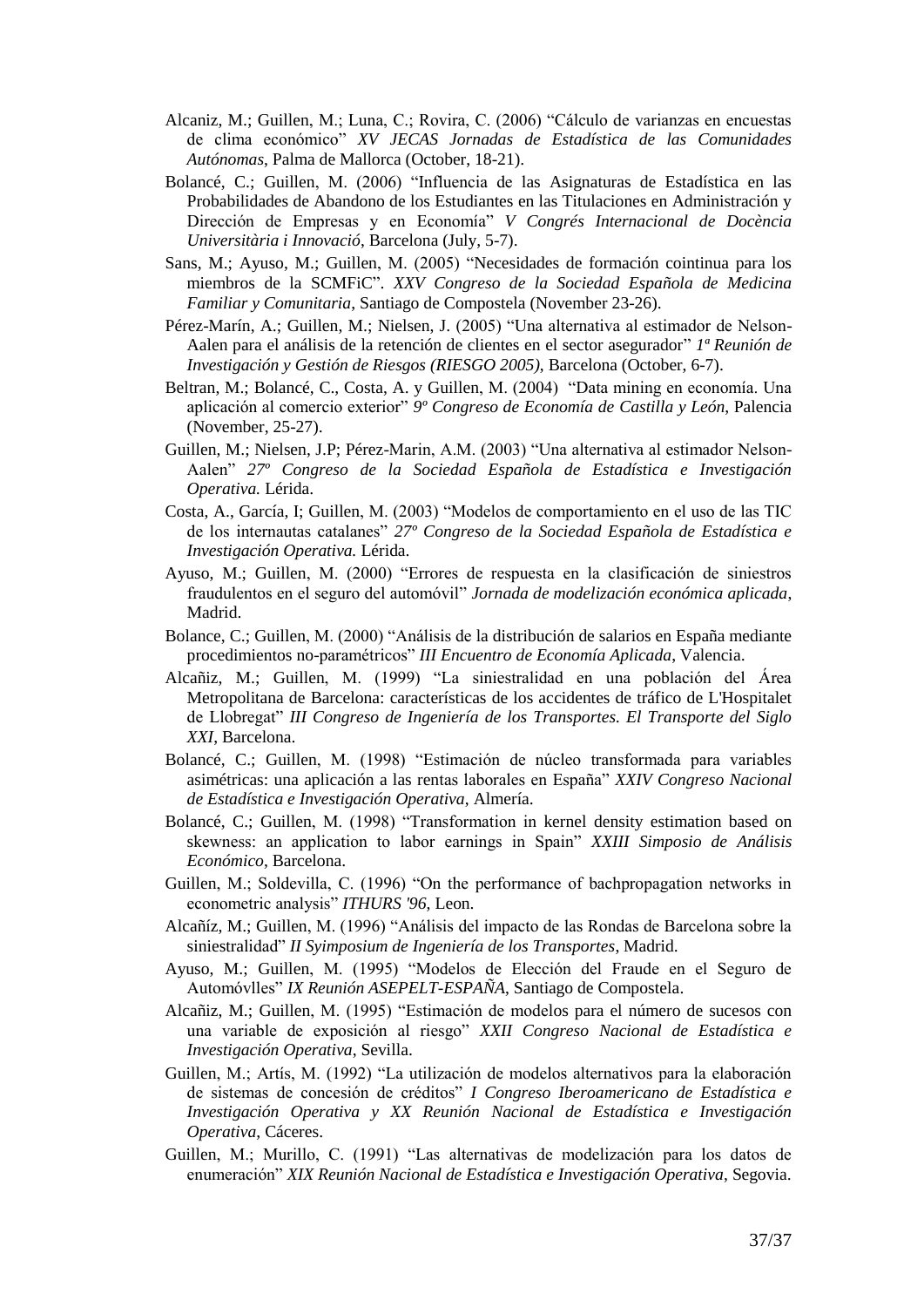Alcaniz, M.; Guillen, M.; Luna, C.; Rovira, C. (2006) "Cálculo de varianzas en encuestas de clima económico" *XV JECAS Jornadas de Estadística de las Comunidades Autónomas*, Palma de Mallorca (October, 18-21).

Bolancé, C.; Guillen, M. (2006) "Influencia de las Asignaturas de Estadística en las Probabilidades de Abandono de los Estudiantes en las Titulaciones en Administración y Dirección de Empresas y en Economía" *V Congrés Internacional de Docència Universitària i Innovació*, Barcelona (July, 5-7).

Sans, M.; Ayuso, M.; Guillen, M. (2005) "Necesidades de formación cointinua para los miembros de la SCMFiC". *XXV Congreso de la Sociedad Española de Medicina Familiar y Comunitaria*, Santiago de Compostela (November 23-26).

Pérez-Marín, A.; Guillen, M.; Nielsen, J. (2005) "Una alternativa al estimador de Nelson-Aalen para el análisis de la retención de clientes en el sector asegurador" *1ª Reunión de Investigación y Gestión de Riesgos (RIESGO 2005)*, Barcelona (October, 6-7).

Beltran, M.; Bolancé, C., Costa, A. y Guillen, M. (2004) "Data mining en economía. Una aplicación al comercio exterior" *9º Congreso de Economía de Castilla y León*, Palencia (November, 25-27).

Guillen, M.; Nielsen, J.P; Pérez-Marin, A.M. (2003) "Una alternativa al estimador Nelson-Aalen" *27º Congreso de la Sociedad Española de Estadística e Investigación Operativa.* Lérida.

Costa, A., García, I; Guillen, M. (2003) "Modelos de comportamiento en el uso de las TIC de los internautas catalanes" *27º Congreso de la Sociedad Española de Estadística e Investigación Operativa.* Lérida.

Ayuso, M.; Guillen, M. (2000) "Errores de respuesta en la clasificación de siniestros fraudulentos en el seguro del automóvil" *Jornada de modelización económica aplicada*, Madrid.

Bolance, C.; Guillen, M. (2000) "Análisis de la distribución de salarios en España mediante procedimientos no-paramétricos" *III Encuentro de Economía Aplicada*, Valencia.

Alcañiz, M.; Guillen, M. (1999) "La siniestralidad en una población del Área Metropolitana de Barcelona: características de los accidentes de tráfico de L'Hospitalet de Llobregat" *III Congreso de Ingeniería de los Transportes. El Transporte del Siglo XXI*, Barcelona.

Bolancé, C.; Guillen, M. (1998) "Estimación de núcleo transformada para variables asimétricas: una aplicación a las rentas laborales en España" *XXIV Congreso Nacional de Estadística e Investigación Operativa*, Almería.

Bolancé, C.; Guillen, M. (1998) "Transformation in kernel density estimation based on skewness: an application to labor earnings in Spain" *XXIII Simposio de Análisis Económico*, Barcelona.

Guillen, M.; Soldevilla, C. (1996) "On the performance of bachpropagation networks in econometric analysis" *ITHURS '96*, Leon.

Alcañíz, M.; Guillen, M. (1996) "Análisis del impacto de las Rondas de Barcelona sobre la siniestralidad" *II Syimposium de Ingeniería de los Transportes*, Madrid.

Ayuso, M.; Guillen, M. (1995) "Modelos de Elección del Fraude en el Seguro de Automóvlles" *IX Reunión ASEPELT-ESPAÑA*, Santiago de Compostela.

Alcañiz, M.; Guillen, M. (1995) "Estimación de modelos para el número de sucesos con una variable de exposición al riesgo" *XXII Congreso Nacional de Estadística e Investigación Operativa*, Sevilla.

Guillen, M.; Artís, M. (1992) "La utilización de modelos alternativos para la elaboración de sistemas de concesión de créditos" *I Congreso Iberoamericano de Estadística e Investigación Operativa y XX Reunión Nacional de Estadística e Investigación Operativa*, Cáceres.

Guillen, M.; Murillo, C. (1991) "Las alternativas de modelización para los datos de enumeración" *XIX Reunión Nacional de Estadística e Investigación Operativa*, Segovia.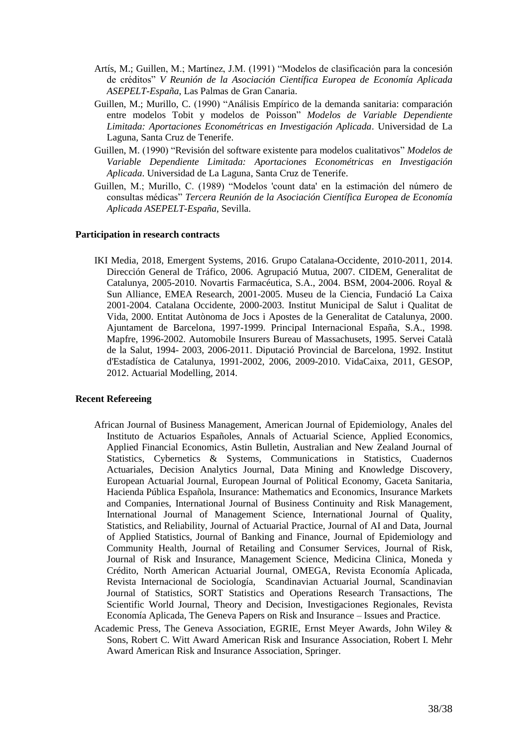Artís, M.; Guillen, M.; Martínez, J.M. (1991) "Modelos de clasificación para la concesión de créditos" *V Reunión de la Asociación Científica Europea de Economía Aplicada ASEPELT-España*, Las Palmas de Gran Canaria.

Guillen, M.; Murillo, C. (1990) "Análisis Empírico de la demanda sanitaria: comparación entre modelos Tobit y modelos de Poisson" *Modelos de Variable Dependiente Limitada: Aportaciones Econométricas en Investigación Aplicada*. Universidad de La Laguna, Santa Cruz de Tenerife.

Guillen, M. (1990) "Revisión del software existente para modelos cualitativos" *Modelos de Variable Dependiente Limitada: Aportaciones Econométricas en Investigación Aplicada*. Universidad de La Laguna, Santa Cruz de Tenerife.

Guillen, M.; Murillo, C. (1989) "Modelos 'count data' en la estimación del número de consultas médicas" *Tercera Reunión de la Asociación Científica Europea de Economía Aplicada ASEPELT-España*, Sevilla.

**Participation in research contracts**

IKI Media, 2018, Emergent Systems, 2016. Grupo Catalana-Occidente, 2010-2011, 2014. Dirección General de Tráfico, 2006. Agrupació Mutua, 2007. CIDEM, Generalitat de Catalunya, 2005-2010. Novartis Farmacéutica, S.A., 2004. BSM, 2004-2006. Royal & Sun Alliance, EMEA Research, 2001-2005. Museu de la Ciencia, Fundació La Caixa 2001-2004. Catalana Occidente, 2000-2003. Institut Municipal de Salut i Qualitat de Vida, 2000. Entitat Autònoma de Jocs i Apostes de la Generalitat de Catalunya, 2000. Ajuntament de Barcelona, 1997-1999. Principal Internacional España, S.A., 1998. Mapfre, 1996-2002. Automobile Insurers Bureau of Massachusets, 1995. Servei Català de la Salut, 1994- 2003, 2006-2011. Diputació Provincial de Barcelona, 1992. Institut d'Estadística de Catalunya, 1991-2002, 2006, 2009-2010. VidaCaixa, 2011, GESOP, 2012. Actuarial Modelling, 2014.

**Recent Refereeing**

African Journal of Business Management, American Journal of Epidemiology, Anales del Instituto de Actuarios Españoles, Annals of Actuarial Science, Applied Economics, Applied Financial Economics, Astin Bulletin, Australian and New Zealand Journal of Statistics, Cybernetics & Systems, Communications in Statistics, Cuadernos Actuariales, Decision Analytics Journal, Data Mining and Knowledge Discovery, European Actuarial Journal, European Journal of Political Economy, Gaceta Sanitaria, Hacienda Pública Española, Insurance: Mathematics and Economics, Insurance Markets and Companies, International Journal of Business Continuity and Risk Management, International Journal of Management Science, International Journal of Quality, Statistics, and Reliability, Journal of Actuarial Practice, Journal of AI and Data, Journal of Applied Statistics, Journal of Banking and Finance, Journal of Epidemiology and Community Health, Journal of Retailing and Consumer Services, Journal of Risk, Journal of Risk and Insurance, Management Science, Medicina Clinica, Moneda y Crédito, North American Actuarial Journal, OMEGA, Revista Economía Aplicada, Revista Internacional de Sociología, Scandinavian Actuarial Journal, Scandinavian Journal of Statistics, SORT Statistics and Operations Research Transactions, The Scientific World Journal, Theory and Decision, Investigaciones Regionales, Revista Economía Aplicada, The Geneva Papers on Risk and Insurance – Issues and Practice.

Academic Press, The Geneva Association, EGRIE, Ernst Meyer Awards, John Wiley & Sons, Robert C. Witt Award American Risk and Insurance Association, Robert I. Mehr Award American Risk and Insurance Association, Springer.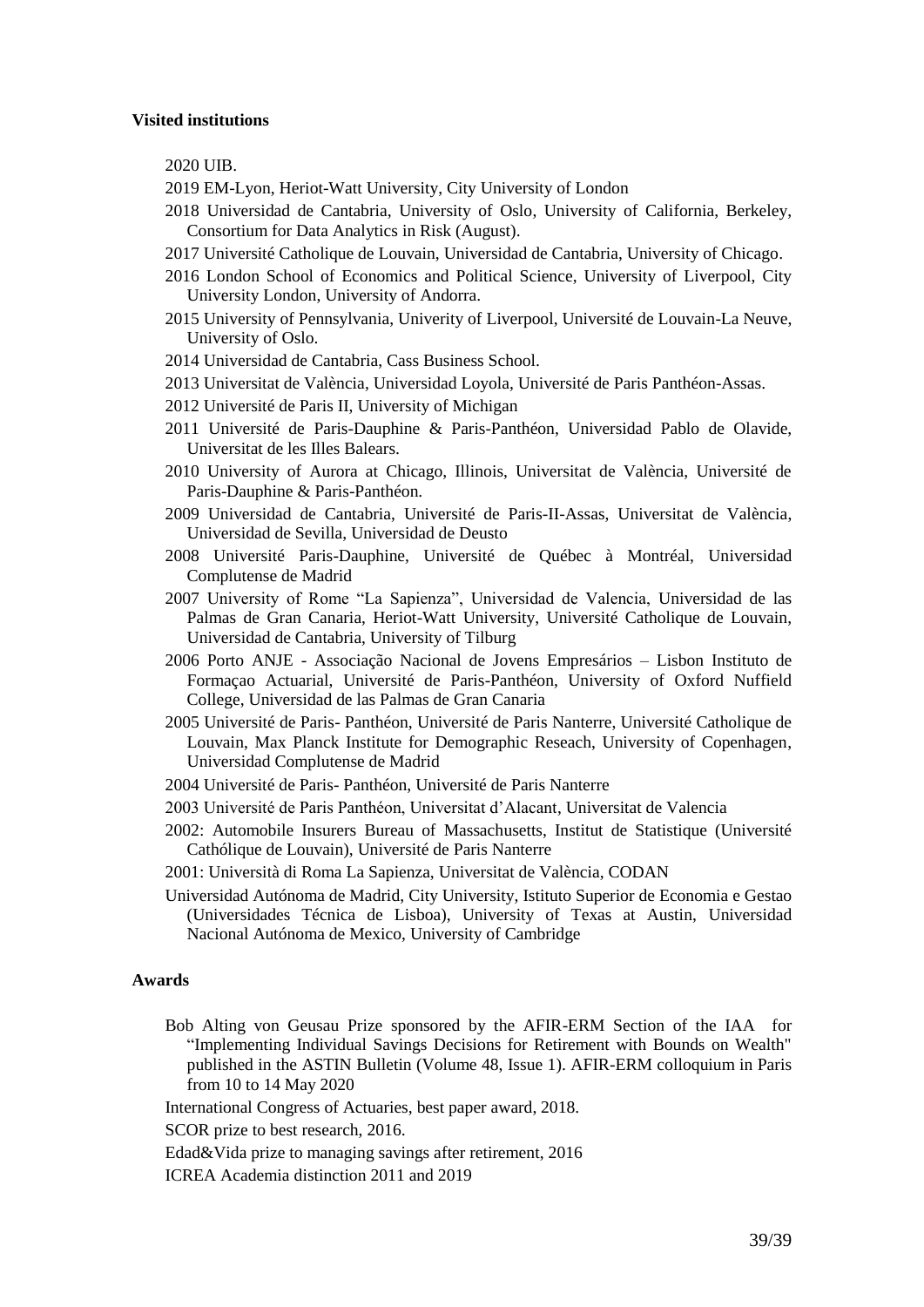**Visited institutions**

2020 UIB.

2019 EM-Lyon, Heriot-Watt University, City University of London

2018 Universidad de Cantabria, University of Oslo, University of California, Berkeley, Consortium for Data Analytics in Risk (August).

2017 Université Catholique de Louvain, Universidad de Cantabria, University of Chicago.

2016 London School of Economics and Political Science, University of Liverpool, City University London, University of Andorra.

2015 University of Pennsylvania, Univerity of Liverpool, Université de Louvain-La Neuve, University of Oslo.

2014 Universidad de Cantabria, Cass Business School.

2013 Universitat de València, Universidad Loyola, Université de Paris Panthéon-Assas.

2012 Université de Paris II, University of Michigan

2011 Université de Paris-Dauphine & Paris-Panthéon, Universidad Pablo de Olavide, Universitat de les Illes Balears.

2010 University of Aurora at Chicago, Illinois, Universitat de València, Université de Paris-Dauphine & Paris-Panthéon.

2009 Universidad de Cantabria, Université de Paris-II-Assas, Universitat de València, Universidad de Sevilla, Universidad de Deusto

2008 Université Paris-Dauphine, Université de Québec à Montréal, Universidad Complutense de Madrid

2007 University of Rome "La Sapienza", Universidad de Valencia, Universidad de las Palmas de Gran Canaria, Heriot-Watt University, Université Catholique de Louvain, Universidad de Cantabria, University of Tilburg

2006 Porto ANJE - Associação Nacional de Jovens Empresários – Lisbon Instituto de Formaçao Actuarial, Université de Paris-Panthéon, University of Oxford Nuffield College, Universidad de las Palmas de Gran Canaria

2005 Université de Paris- Panthéon, Université de Paris Nanterre, Université Catholique de Louvain, Max Planck Institute for Demographic Reseach, University of Copenhagen, Universidad Complutense de Madrid

2004 Université de Paris- Panthéon, Université de Paris Nanterre

2003 Université de Paris Panthéon, Universitat d'Alacant, Universitat de Valencia

2002: Automobile Insurers Bureau of Massachusetts, Institut de Statistique (Université Cathólique de Louvain), Université de Paris Nanterre

2001: Università di Roma La Sapienza, Universitat de València, CODAN

Universidad Autónoma de Madrid, City University, Istituto Superior de Economia e Gestao (Universidades Técnica de Lisboa), University of Texas at Austin, Universidad Nacional Autónoma de Mexico, University of Cambridge

**Awards**

Bob Alting von Geusau Prize sponsored by the AFIR-ERM Section of the IAA for "Implementing Individual Savings Decisions for Retirement with Bounds on Wealth" published in the ASTIN Bulletin (Volume 48, Issue 1). AFIR-ERM colloquium in Paris from 10 to 14 May 2020

International Congress of Actuaries, best paper award, 2018.

SCOR prize to best research, 2016.

Edad&Vida prize to managing savings after retirement, 2016

ICREA Academia distinction 2011 and 2019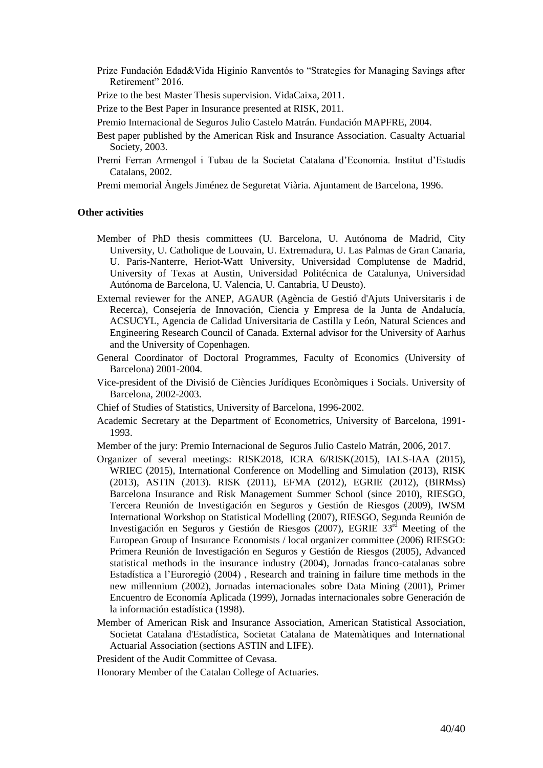Prize Fundación Edad&Vida Higinio Ranventós to "Strategies for Managing Savings after Retirement" 2016.

Prize to the best Master Thesis supervision. VidaCaixa, 2011.

Prize to the Best Paper in Insurance presented at RISK, 2011.

Premio Internacional de Seguros Julio Castelo Matrán. Fundación MAPFRE, 2004.

Best paper published by the American Risk and Insurance Association. Casualty Actuarial Society, 2003.

Premi Ferran Armengol i Tubau de la Societat Catalana d'Economia. Institut d'Estudis Catalans, 2002.

Premi memorial Àngels Jiménez de Seguretat Viària. Ajuntament de Barcelona, 1996.

**Other activities**

Member of PhD thesis committees (U. Barcelona, U. Autónoma de Madrid, City University, U. Catholique de Louvain, U. Extremadura, U. Las Palmas de Gran Canaria, U. Paris-Nanterre, Heriot-Watt University, Universidad Complutense de Madrid, University of Texas at Austin, Universidad Politécnica de Catalunya, Universidad Autónoma de Barcelona, U. Valencia, U. Cantabria, U Deusto).

External reviewer for the ANEP, AGAUR (Agència de Gestió d'Ajuts Universitaris i de Recerca), Consejería de Innovación, Ciencia y Empresa de la Junta de Andalucía, ACSUCYL, Agencia de Calidad Universitaria de Castilla y León, Natural Sciences and Engineering Research Council of Canada. External advisor for the University of Aarhus and the University of Copenhagen.

General Coordinator of Doctoral Programmes, Faculty of Economics (University of Barcelona) 2001-2004.

Vice-president of the Divisió de Ciències Jurídiques Econòmiques i Socials. University of Barcelona, 2002-2003.

Chief of Studies of Statistics, University of Barcelona, 1996-2002.

Academic Secretary at the Department of Econometrics, University of Barcelona, 1991-1993.

Member of the jury: Premio Internacional de Seguros Julio Castelo Matrán, 2006, 2017.

Organizer of several meetings: RISK2018, ICRA 6/RISK(2015), IALS-IAA (2015), WRIEC (2015), International Conference on Modelling and Simulation (2013), RISK (2013), ASTIN (2013). RISK (2011), EFMA (2012), EGRIE (2012), (BIRMss) Barcelona Insurance and Risk Management Summer School (since 2010), RIESGO, Tercera Reunión de Investigación en Seguros y Gestión de Riesgos (2009), IWSM International Workshop on Statistical Modelling (2007), RIESGO, Segunda Reunión de Investigación en Seguros y Gestión de Riesgos (2007), EGRIE 33rd Meeting of the European Group of Insurance Economists / local organizer committee (2006) RIESGO: Primera Reunión de Investigación en Seguros y Gestión de Riesgos (2005), Advanced statistical methods in the insurance industry (2004), Jornadas franco-catalanas sobre Estadística a l'Euroregió (2004) , Research and training in failure time methods in the new millennium (2002), Jornadas internacionales sobre Data Mining (2001), Primer Encuentro de Economía Aplicada (1999), Jornadas internacionales sobre Generación de la información estadística (1998).

Member of American Risk and Insurance Association, American Statistical Association, Societat Catalana d'Estadística, Societat Catalana de Matemàtiques and International Actuarial Association (sections ASTIN and LIFE).

President of the Audit Committee of Cevasa.

Honorary Member of the Catalan College of Actuaries.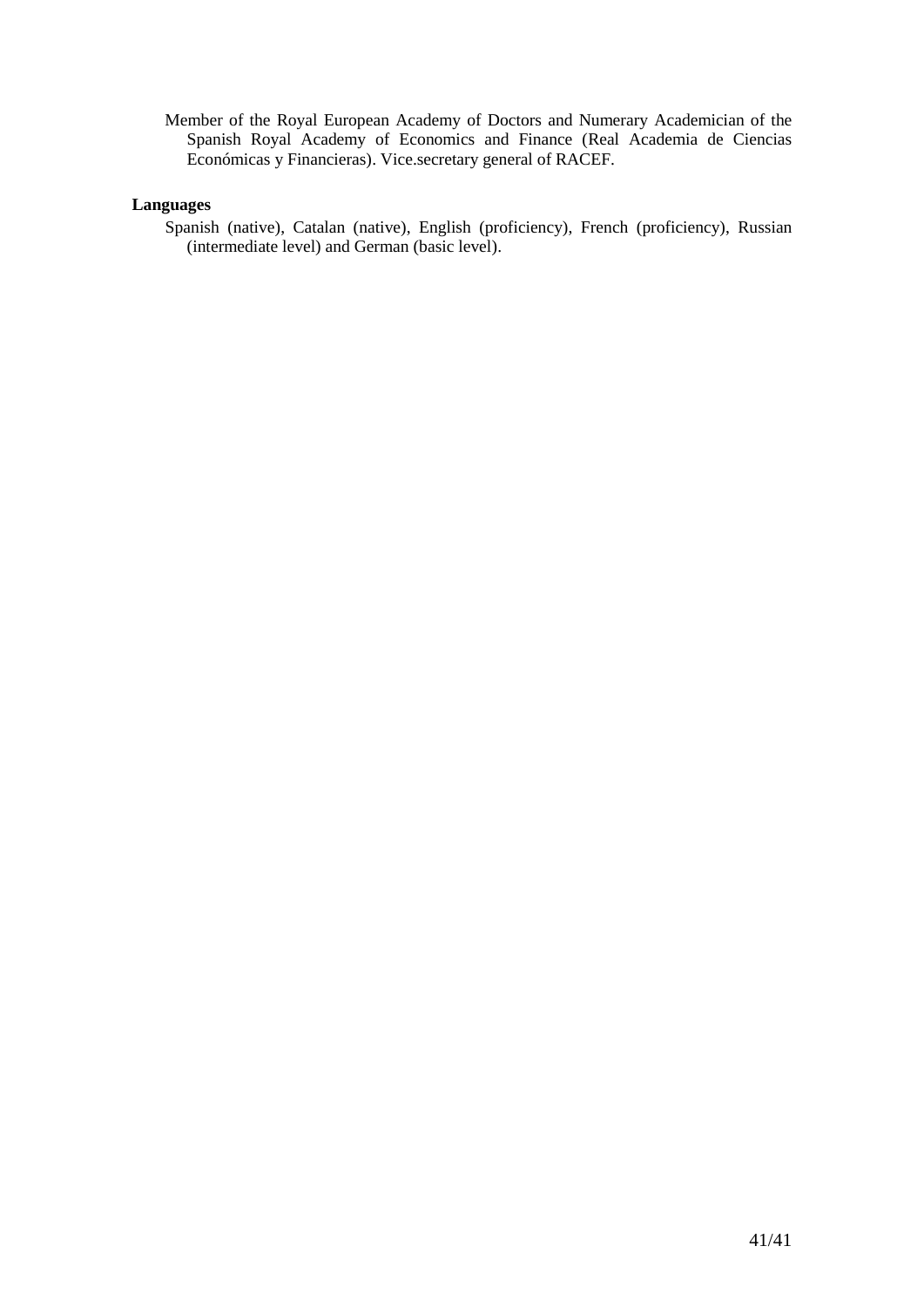Member of the Royal European Academy of Doctors and Numerary Academician of the Spanish Royal Academy of Economics and Finance (Real Academia de Ciencias Económicas y Financieras). Vice.secretary general of RACEF.

**Languages**

Spanish (native), Catalan (native), English (proficiency), French (proficiency), Russian (intermediate level) and German (basic level).